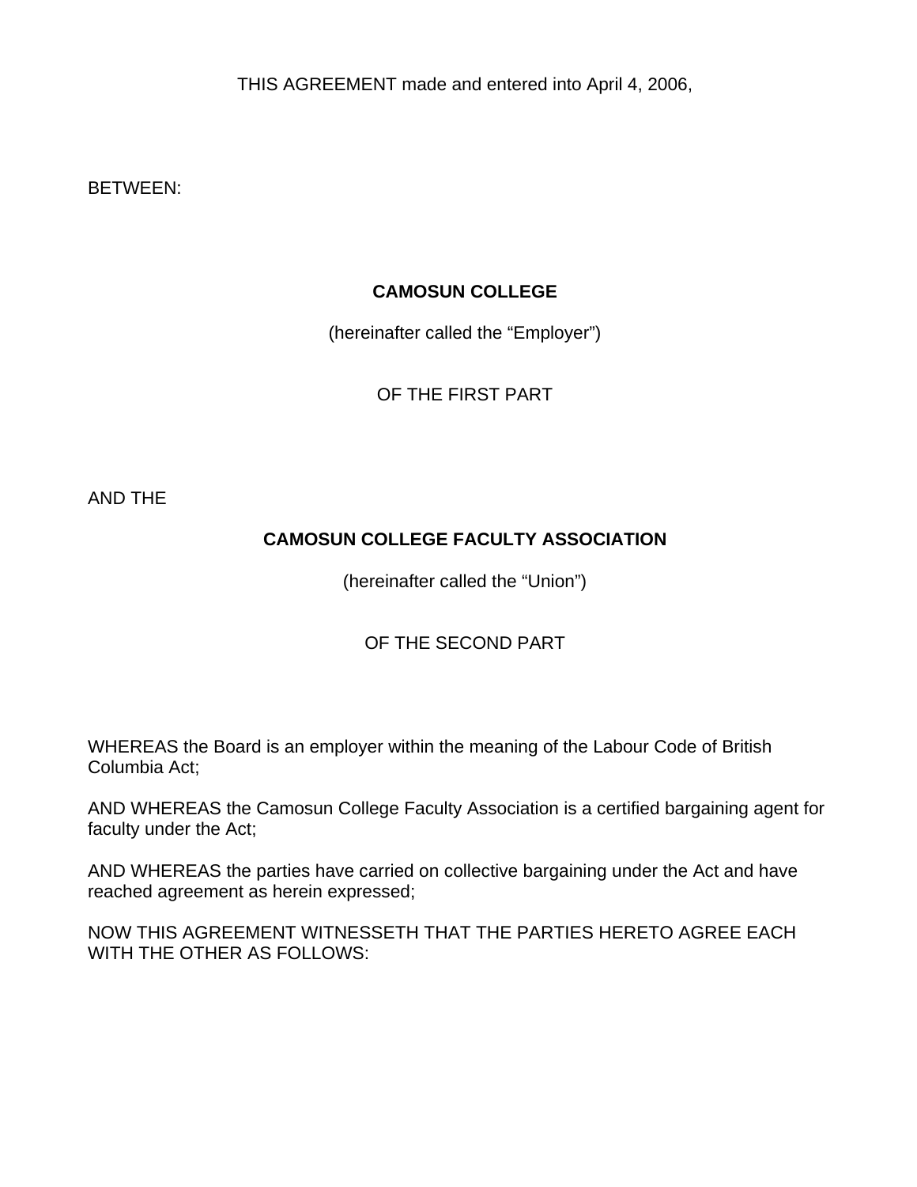THIS AGREEMENT made and entered into April 4, 2006,

BETWEEN:

**CAMOSUN COLLEGE**

(hereinafter called the "Employer")

OF THE FIRST PART

AND THE

**CAMOSUN COLLEGE FACULTY ASSOCIATION**

(hereinafter called the "Union")

OF THE SECOND PART

WHEREAS the Board is an employer within the meaning of the Labour Code of British Columbia Act;

AND WHEREAS the Camosun College Faculty Association is a certified bargaining agent for faculty under the Act;

AND WHEREAS the parties have carried on collective bargaining under the Act and have reached agreement as herein expressed;

NOW THIS AGREEMENT WITNESSETH THAT THE PARTIES HERETO AGREE EACH WITH THE OTHER AS FOLLOWS: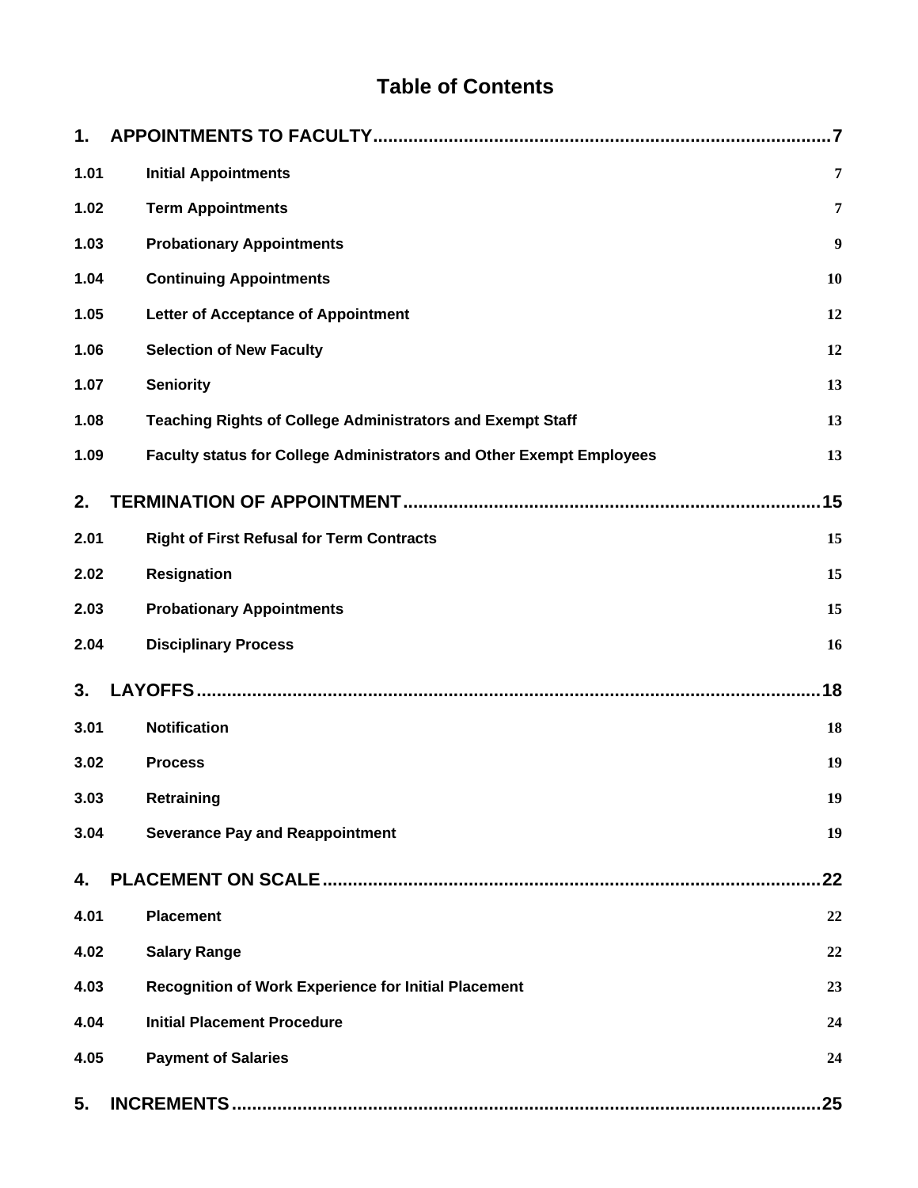# Table of Contents

| | | |
|---|---|---|
| **1.** | **APPOINTMENTS TO FACULTY** | **7** |
| **1.01** | **Initial Appointments** | **7** |
| **1.02** | **Term Appointments** | **7** |
| **1.03** | **Probationary Appointments** | **9** |
| **1.04** | **Continuing Appointments** | **10** |
| **1.05** | **Letter of Acceptance of Appointment** | **12** |
| **1.06** | **Selection of New Faculty** | **12** |
| **1.07** | **Seniority** | **13** |
| **1.08** | **Teaching Rights of College Administrators and Exempt Staff** | **13** |
| **1.09** | **Faculty status for College Administrators and Other Exempt Employees** | **13** |
| **2.** | **TERMINATION OF APPOINTMENT** | **15** |
| **2.01** | **Right of First Refusal for Term Contracts** | **15** |
| **2.02** | **Resignation** | **15** |
| **2.03** | **Probationary Appointments** | **15** |
| **2.04** | **Disciplinary Process** | **16** |
| **3.** | **LAYOFFS** | **18** |
| **3.01** | **Notification** | **18** |
| **3.02** | **Process** | **19** |
| **3.03** | **Retraining** | **19** |
| **3.04** | **Severance Pay and Reappointment** | **19** |
| **4.** | **PLACEMENT ON SCALE** | **22** |
| **4.01** | **Placement** | **22** |
| **4.02** | **Salary Range** | **22** |
| **4.03** | **Recognition of Work Experience for Initial Placement** | **23** |
| **4.04** | **Initial Placement Procedure** | **24** |
| **4.05** | **Payment of Salaries** | **24** |
| **5.** | **INCREMENTS** | **25** |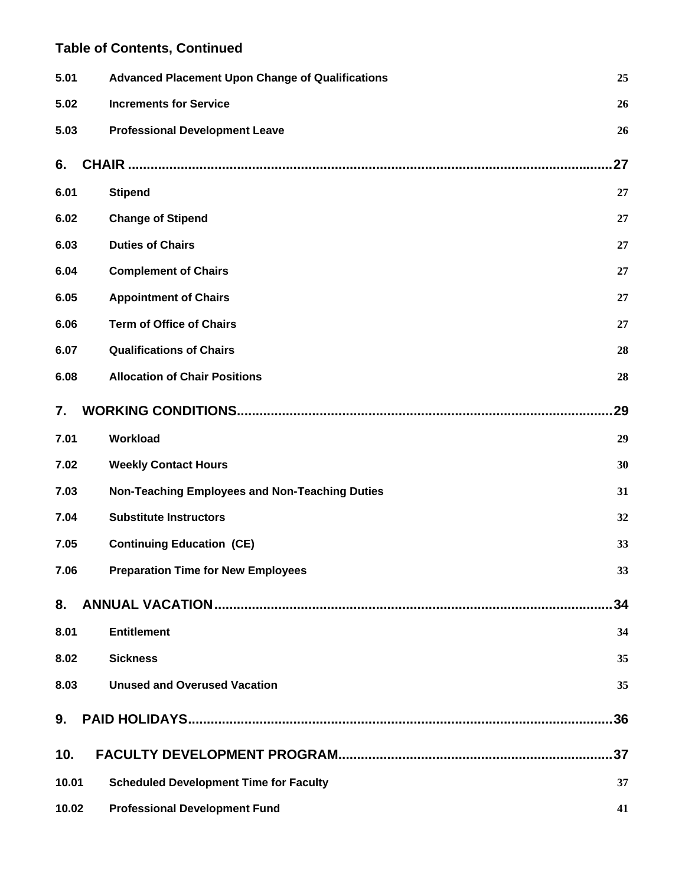## Table of Contents, Continued

| | | |
|---|---|---|
| **5.01** | **Advanced Placement Upon Change of Qualifications** | 25 |
| **5.02** | **Increments for Service** | 26 |
| **5.03** | **Professional Development Leave** | 26 |
| **6.** | **CHAIR** | **27** |
| **6.01** | **Stipend** | 27 |
| **6.02** | **Change of Stipend** | 27 |
| **6.03** | **Duties of Chairs** | 27 |
| **6.04** | **Complement of Chairs** | 27 |
| **6.05** | **Appointment of Chairs** | 27 |
| **6.06** | **Term of Office of Chairs** | 27 |
| **6.07** | **Qualifications of Chairs** | 28 |
| **6.08** | **Allocation of Chair Positions** | 28 |
| **7.** | **WORKING CONDITIONS** | **29** |
| **7.01** | **Workload** | 29 |
| **7.02** | **Weekly Contact Hours** | 30 |
| **7.03** | **Non-Teaching Employees and Non-Teaching Duties** | 31 |
| **7.04** | **Substitute Instructors** | 32 |
| **7.05** | **Continuing Education (CE)** | 33 |
| **7.06** | **Preparation Time for New Employees** | 33 |
| **8.** | **ANNUAL VACATION** | **34** |
| **8.01** | **Entitlement** | 34 |
| **8.02** | **Sickness** | 35 |
| **8.03** | **Unused and Overused Vacation** | 35 |
| **9.** | **PAID HOLIDAYS** | **36** |
| **10.** | **FACULTY DEVELOPMENT PROGRAM** | **37** |
| **10.01** | **Scheduled Development Time for Faculty** | 37 |
| **10.02** | **Professional Development Fund** | 41 |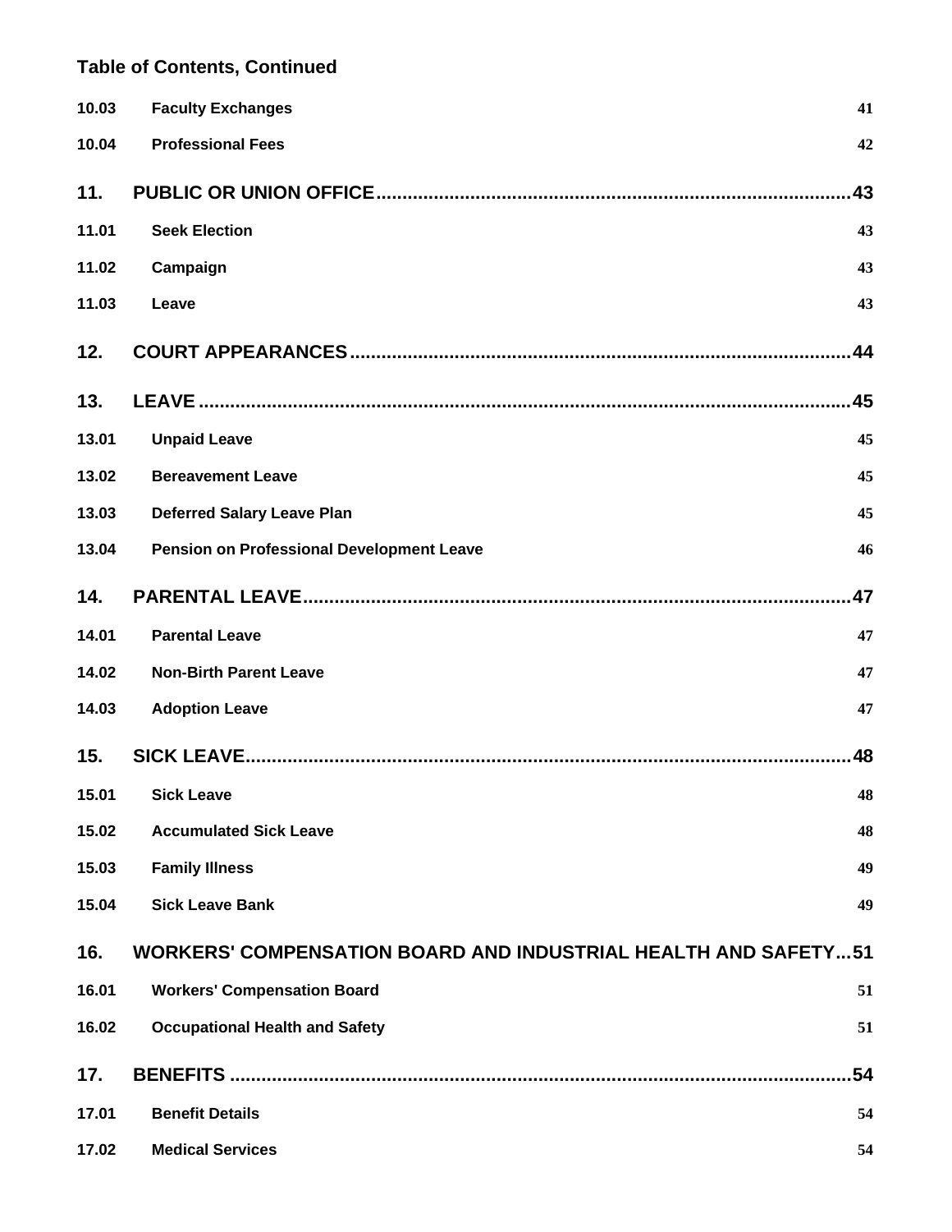**Table of Contents, Continued**

| | | |
|---|---|---|
| 10.03 | **Faculty Exchanges** | 41 |
| 10.04 | **Professional Fees** | 42 |
| **11.** | **PUBLIC OR UNION OFFICE** | **43** |
| 11.01 | **Seek Election** | 43 |
| 11.02 | **Campaign** | 43 |
| 11.03 | **Leave** | 43 |
| **12.** | **COURT APPEARANCES** | **44** |
| **13.** | **LEAVE** | **45** |
| 13.01 | **Unpaid Leave** | 45 |
| 13.02 | **Bereavement Leave** | 45 |
| 13.03 | **Deferred Salary Leave Plan** | 45 |
| 13.04 | **Pension on Professional Development Leave** | 46 |
| **14.** | **PARENTAL LEAVE** | **47** |
| 14.01 | **Parental Leave** | 47 |
| 14.02 | **Non-Birth Parent Leave** | 47 |
| 14.03 | **Adoption Leave** | 47 |
| **15.** | **SICK LEAVE** | **48** |
| 15.01 | **Sick Leave** | 48 |
| 15.02 | **Accumulated Sick Leave** | 48 |
| 15.03 | **Family Illness** | 49 |
| 15.04 | **Sick Leave Bank** | 49 |
| **16.** | **WORKERS' COMPENSATION BOARD AND INDUSTRIAL HEALTH AND SAFETY** | **51** |
| 16.01 | **Workers' Compensation Board** | 51 |
| 16.02 | **Occupational Health and Safety** | 51 |
| **17.** | **BENEFITS** | **54** |
| 17.01 | **Benefit Details** | 54 |
| 17.02 | **Medical Services** | 54 |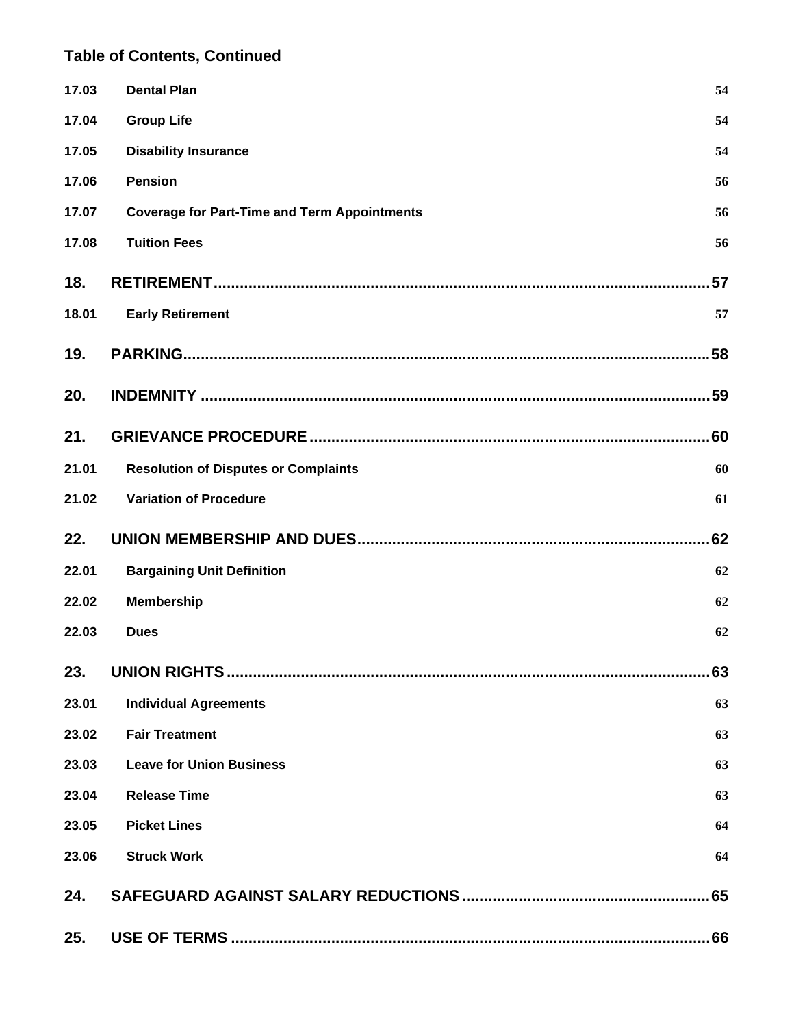**Table of Contents, Continued**

| | | |
|---|---|---|
| 17.03 | **Dental Plan** | 54 |
| 17.04 | **Group Life** | 54 |
| 17.05 | **Disability Insurance** | 54 |
| 17.06 | **Pension** | 56 |
| 17.07 | **Coverage for Part-Time and Term Appointments** | 56 |
| 17.08 | **Tuition Fees** | 56 |
| **18.** | **RETIREMENT** | **57** |
| 18.01 | **Early Retirement** | 57 |
| **19.** | **PARKING** | **58** |
| **20.** | **INDEMNITY** | **59** |
| **21.** | **GRIEVANCE PROCEDURE** | **60** |
| 21.01 | **Resolution of Disputes or Complaints** | 60 |
| 21.02 | **Variation of Procedure** | 61 |
| **22.** | **UNION MEMBERSHIP AND DUES** | **62** |
| 22.01 | **Bargaining Unit Definition** | 62 |
| 22.02 | **Membership** | 62 |
| 22.03 | **Dues** | 62 |
| **23.** | **UNION RIGHTS** | **63** |
| 23.01 | **Individual Agreements** | 63 |
| 23.02 | **Fair Treatment** | 63 |
| 23.03 | **Leave for Union Business** | 63 |
| 23.04 | **Release Time** | 63 |
| 23.05 | **Picket Lines** | 64 |
| 23.06 | **Struck Work** | 64 |
| **24.** | **SAFEGUARD AGAINST SALARY REDUCTIONS** | **65** |
| **25.** | **USE OF TERMS** | **66** |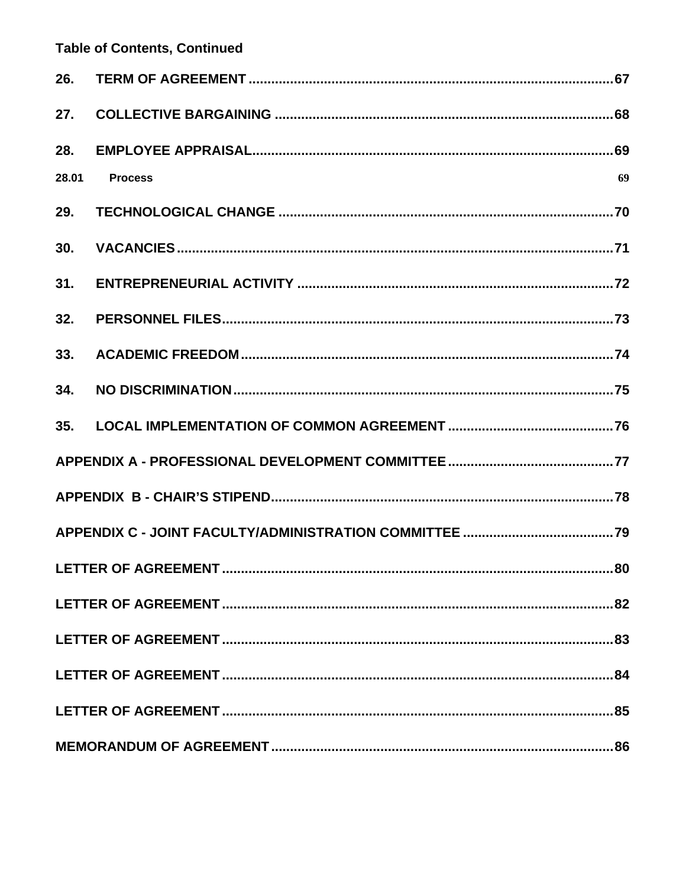**Table of Contents, Continued**

| | | |
|---|---|---|
| **26.** | **TERM OF AGREEMENT** | **67** |
| **27.** | **COLLECTIVE BARGAINING** | **68** |
| **28.** | **EMPLOYEE APPRAISAL** | **69** |
| **28.01** | **Process** | **69** |
| **29.** | **TECHNOLOGICAL CHANGE** | **70** |
| **30.** | **VACANCIES** | **71** |
| **31.** | **ENTREPRENEURIAL ACTIVITY** | **72** |
| **32.** | **PERSONNEL FILES** | **73** |
| **33.** | **ACADEMIC FREEDOM** | **74** |
| **34.** | **NO DISCRIMINATION** | **75** |
| **35.** | **LOCAL IMPLEMENTATION OF COMMON AGREEMENT** | **76** |
| | **APPENDIX A - PROFESSIONAL DEVELOPMENT COMMITTEE** | **77** |
| | **APPENDIX B - CHAIR'S STIPEND** | **78** |
| | **APPENDIX C - JOINT FACULTY/ADMINISTRATION COMMITTEE** | **79** |
| | **LETTER OF AGREEMENT** | **80** |
| | **LETTER OF AGREEMENT** | **82** |
| | **LETTER OF AGREEMENT** | **83** |
| | **LETTER OF AGREEMENT** | **84** |
| | **LETTER OF AGREEMENT** | **85** |
| | **MEMORANDUM OF AGREEMENT** | **86** |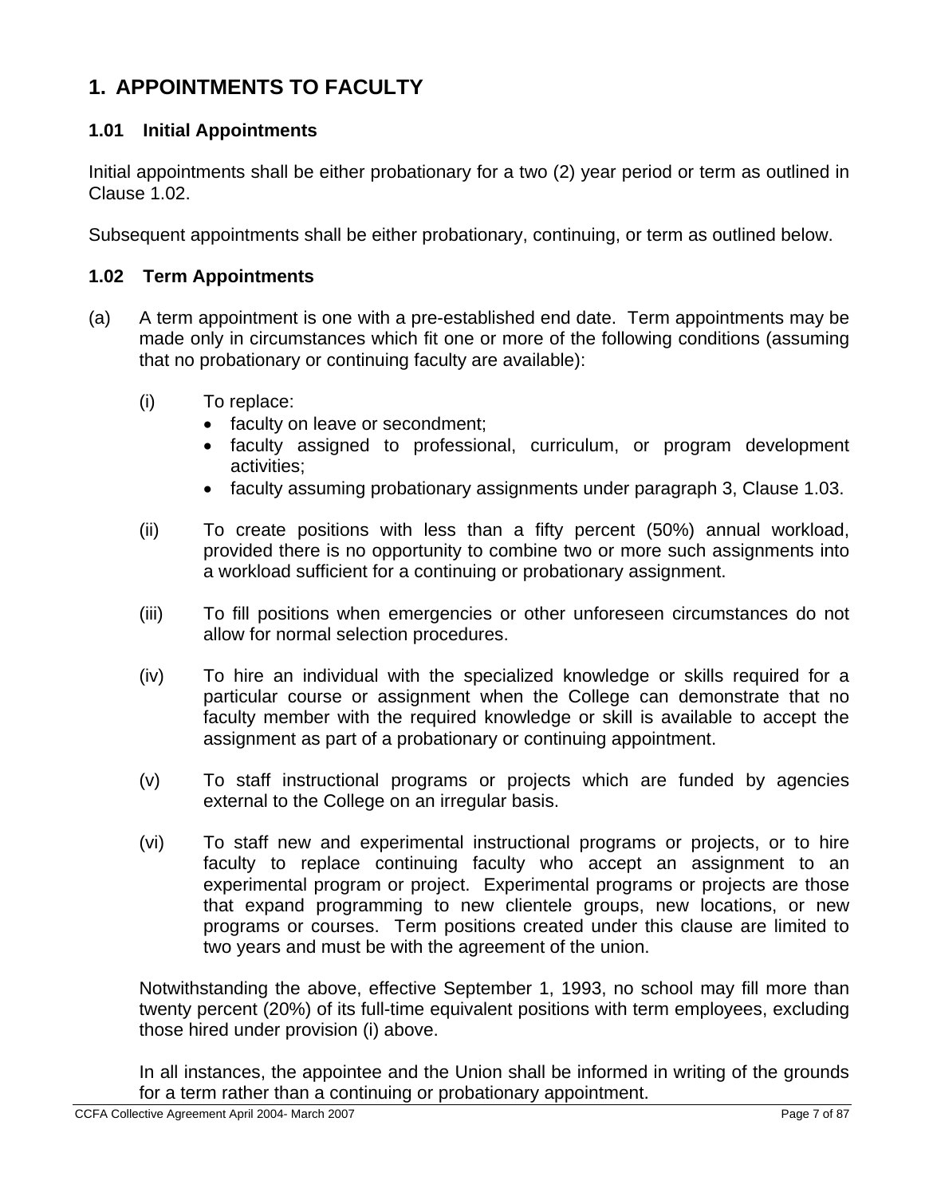# 1. APPOINTMENTS TO FACULTY

### 1.01 Initial Appointments

Initial appointments shall be either probationary for a two (2) year period or term as outlined in Clause 1.02.

Subsequent appointments shall be either probationary, continuing, or term as outlined below.

### 1.02 Term Appointments

(a) A term appointment is one with a pre-established end date. Term appointments may be made only in circumstances which fit one or more of the following conditions (assuming that no probationary or continuing faculty are available):

(i) To replace:
- faculty on leave or secondment;
- faculty assigned to professional, curriculum, or program development activities;
- faculty assuming probationary assignments under paragraph 3, Clause 1.03.

(ii) To create positions with less than a fifty percent (50%) annual workload, provided there is no opportunity to combine two or more such assignments into a workload sufficient for a continuing or probationary assignment.

(iii) To fill positions when emergencies or other unforeseen circumstances do not allow for normal selection procedures.

(iv) To hire an individual with the specialized knowledge or skills required for a particular course or assignment when the College can demonstrate that no faculty member with the required knowledge or skill is available to accept the assignment as part of a probationary or continuing appointment.

(v) To staff instructional programs or projects which are funded by agencies external to the College on an irregular basis.

(vi) To staff new and experimental instructional programs or projects, or to hire faculty to replace continuing faculty who accept an assignment to an experimental program or project. Experimental programs or projects are those that expand programming to new clientele groups, new locations, or new programs or courses. Term positions created under this clause are limited to two years and must be with the agreement of the union.

Notwithstanding the above, effective September 1, 1993, no school may fill more than twenty percent (20%) of its full-time equivalent positions with term employees, excluding those hired under provision (i) above.

In all instances, the appointee and the Union shall be informed in writing of the grounds for a term rather than a continuing or probationary appointment.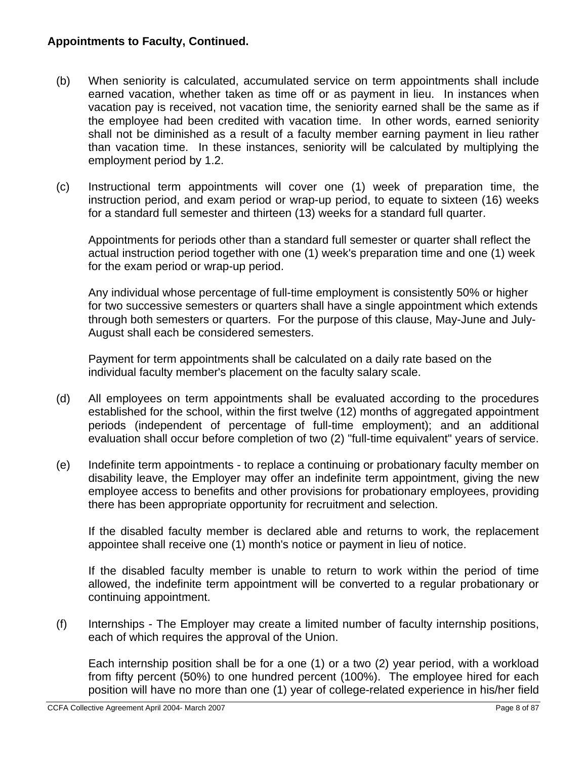**Appointments to Faculty, Continued.**

(b) When seniority is calculated, accumulated service on term appointments shall include earned vacation, whether taken as time off or as payment in lieu. In instances when vacation pay is received, not vacation time, the seniority earned shall be the same as if the employee had been credited with vacation time. In other words, earned seniority shall not be diminished as a result of a faculty member earning payment in lieu rather than vacation time. In these instances, seniority will be calculated by multiplying the employment period by 1.2.

(c) Instructional term appointments will cover one (1) week of preparation time, the instruction period, and exam period or wrap-up period, to equate to sixteen (16) weeks for a standard full semester and thirteen (13) weeks for a standard full quarter.

Appointments for periods other than a standard full semester or quarter shall reflect the actual instruction period together with one (1) week's preparation time and one (1) week for the exam period or wrap-up period.

Any individual whose percentage of full-time employment is consistently 50% or higher for two successive semesters or quarters shall have a single appointment which extends through both semesters or quarters. For the purpose of this clause, May-June and July-August shall each be considered semesters.

Payment for term appointments shall be calculated on a daily rate based on the individual faculty member's placement on the faculty salary scale.

(d) All employees on term appointments shall be evaluated according to the procedures established for the school, within the first twelve (12) months of aggregated appointment periods (independent of percentage of full-time employment); and an additional evaluation shall occur before completion of two (2) "full-time equivalent" years of service.

(e) Indefinite term appointments - to replace a continuing or probationary faculty member on disability leave, the Employer may offer an indefinite term appointment, giving the new employee access to benefits and other provisions for probationary employees, providing there has been appropriate opportunity for recruitment and selection.

If the disabled faculty member is declared able and returns to work, the replacement appointee shall receive one (1) month's notice or payment in lieu of notice.

If the disabled faculty member is unable to return to work within the period of time allowed, the indefinite term appointment will be converted to a regular probationary or continuing appointment.

(f) Internships - The Employer may create a limited number of faculty internship positions, each of which requires the approval of the Union.

Each internship position shall be for a one (1) or a two (2) year period, with a workload from fifty percent (50%) to one hundred percent (100%). The employee hired for each position will have no more than one (1) year of college-related experience in his/her field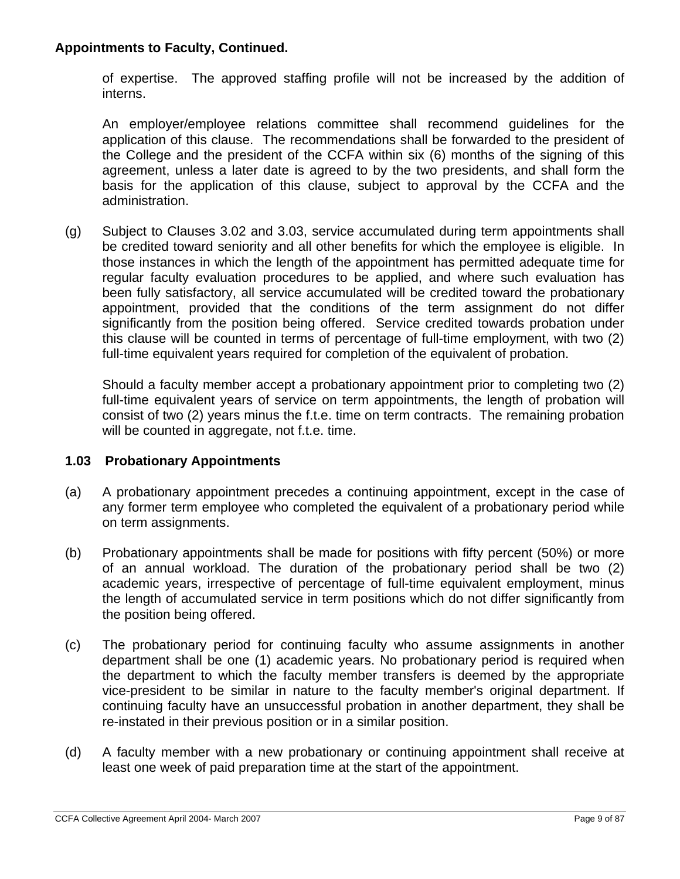**Appointments to Faculty, Continued.**

of expertise. The approved staffing profile will not be increased by the addition of interns.

An employer/employee relations committee shall recommend guidelines for the application of this clause. The recommendations shall be forwarded to the president of the College and the president of the CCFA within six (6) months of the signing of this agreement, unless a later date is agreed to by the two presidents, and shall form the basis for the application of this clause, subject to approval by the CCFA and the administration.

(g) Subject to Clauses 3.02 and 3.03, service accumulated during term appointments shall be credited toward seniority and all other benefits for which the employee is eligible. In those instances in which the length of the appointment has permitted adequate time for regular faculty evaluation procedures to be applied, and where such evaluation has been fully satisfactory, all service accumulated will be credited toward the probationary appointment, provided that the conditions of the term assignment do not differ significantly from the position being offered. Service credited towards probation under this clause will be counted in terms of percentage of full-time employment, with two (2) full-time equivalent years required for completion of the equivalent of probation.

Should a faculty member accept a probationary appointment prior to completing two (2) full-time equivalent years of service on term appointments, the length of probation will consist of two (2) years minus the f.t.e. time on term contracts. The remaining probation will be counted in aggregate, not f.t.e. time.

### 1.03 Probationary Appointments

(a) A probationary appointment precedes a continuing appointment, except in the case of any former term employee who completed the equivalent of a probationary period while on term assignments.

(b) Probationary appointments shall be made for positions with fifty percent (50%) or more of an annual workload. The duration of the probationary period shall be two (2) academic years, irrespective of percentage of full-time equivalent employment, minus the length of accumulated service in term positions which do not differ significantly from the position being offered.

(c) The probationary period for continuing faculty who assume assignments in another department shall be one (1) academic years. No probationary period is required when the department to which the faculty member transfers is deemed by the appropriate vice-president to be similar in nature to the faculty member's original department. If continuing faculty have an unsuccessful probation in another department, they shall be re-instated in their previous position or in a similar position.

(d) A faculty member with a new probationary or continuing appointment shall receive at least one week of paid preparation time at the start of the appointment.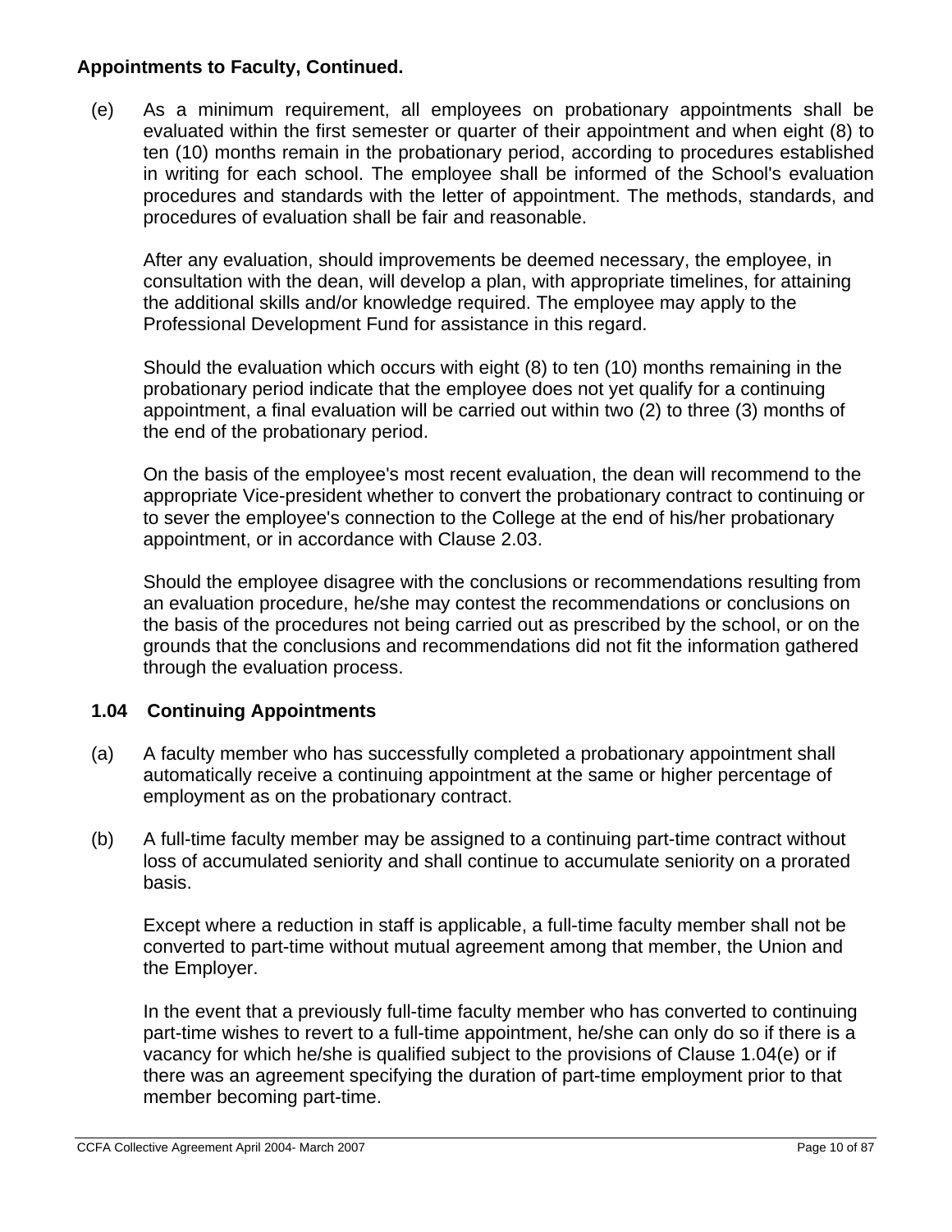**Appointments to Faculty, Continued.**

(e) As a minimum requirement, all employees on probationary appointments shall be evaluated within the first semester or quarter of their appointment and when eight (8) to ten (10) months remain in the probationary period, according to procedures established in writing for each school. The employee shall be informed of the School's evaluation procedures and standards with the letter of appointment. The methods, standards, and procedures of evaluation shall be fair and reasonable.

After any evaluation, should improvements be deemed necessary, the employee, in consultation with the dean, will develop a plan, with appropriate timelines, for attaining the additional skills and/or knowledge required. The employee may apply to the Professional Development Fund for assistance in this regard.

Should the evaluation which occurs with eight (8) to ten (10) months remaining in the probationary period indicate that the employee does not yet qualify for a continuing appointment, a final evaluation will be carried out within two (2) to three (3) months of the end of the probationary period.

On the basis of the employee's most recent evaluation, the dean will recommend to the appropriate Vice-president whether to convert the probationary contract to continuing or to sever the employee's connection to the College at the end of his/her probationary appointment, or in accordance with Clause 2.03.

Should the employee disagree with the conclusions or recommendations resulting from an evaluation procedure, he/she may contest the recommendations or conclusions on the basis of the procedures not being carried out as prescribed by the school, or on the grounds that the conclusions and recommendations did not fit the information gathered through the evaluation process.

### 1.04 Continuing Appointments

(a) A faculty member who has successfully completed a probationary appointment shall automatically receive a continuing appointment at the same or higher percentage of employment as on the probationary contract.

(b) A full-time faculty member may be assigned to a continuing part-time contract without loss of accumulated seniority and shall continue to accumulate seniority on a prorated basis.

Except where a reduction in staff is applicable, a full-time faculty member shall not be converted to part-time without mutual agreement among that member, the Union and the Employer.

In the event that a previously full-time faculty member who has converted to continuing part-time wishes to revert to a full-time appointment, he/she can only do so if there is a vacancy for which he/she is qualified subject to the provisions of Clause 1.04(e) or if there was an agreement specifying the duration of part-time employment prior to that member becoming part-time.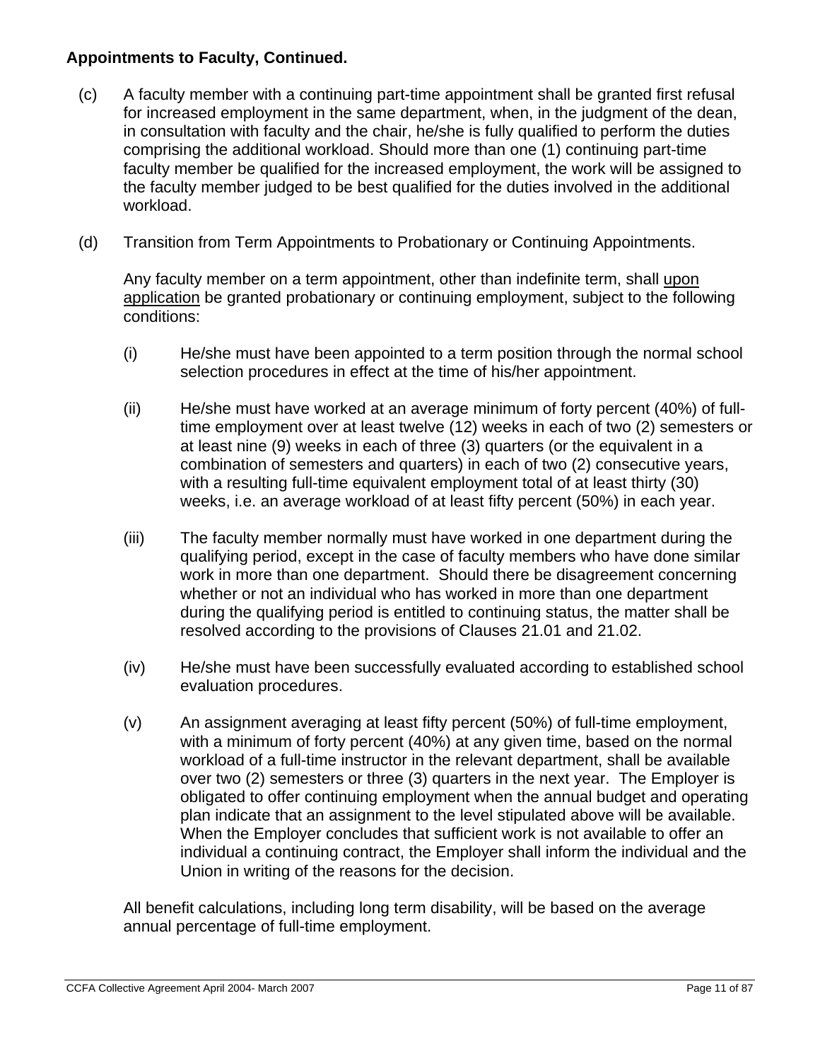**Appointments to Faculty, Continued.**

(c) A faculty member with a continuing part-time appointment shall be granted first refusal for increased employment in the same department, when, in the judgment of the dean, in consultation with faculty and the chair, he/she is fully qualified to perform the duties comprising the additional workload. Should more than one (1) continuing part-time faculty member be qualified for the increased employment, the work will be assigned to the faculty member judged to be best qualified for the duties involved in the additional workload.

(d) Transition from Term Appointments to Probationary or Continuing Appointments.

Any faculty member on a term appointment, other than indefinite term, shall <u>upon application</u> be granted probationary or continuing employment, subject to the following conditions:

(i) He/she must have been appointed to a term position through the normal school selection procedures in effect at the time of his/her appointment.

(ii) He/she must have worked at an average minimum of forty percent (40%) of full-time employment over at least twelve (12) weeks in each of two (2) semesters or at least nine (9) weeks in each of three (3) quarters (or the equivalent in a combination of semesters and quarters) in each of two (2) consecutive years, with a resulting full-time equivalent employment total of at least thirty (30) weeks, i.e. an average workload of at least fifty percent (50%) in each year.

(iii) The faculty member normally must have worked in one department during the qualifying period, except in the case of faculty members who have done similar work in more than one department. Should there be disagreement concerning whether or not an individual who has worked in more than one department during the qualifying period is entitled to continuing status, the matter shall be resolved according to the provisions of Clauses 21.01 and 21.02.

(iv) He/she must have been successfully evaluated according to established school evaluation procedures.

(v) An assignment averaging at least fifty percent (50%) of full-time employment, with a minimum of forty percent (40%) at any given time, based on the normal workload of a full-time instructor in the relevant department, shall be available over two (2) semesters or three (3) quarters in the next year. The Employer is obligated to offer continuing employment when the annual budget and operating plan indicate that an assignment to the level stipulated above will be available. When the Employer concludes that sufficient work is not available to offer an individual a continuing contract, the Employer shall inform the individual and the Union in writing of the reasons for the decision.

All benefit calculations, including long term disability, will be based on the average annual percentage of full-time employment.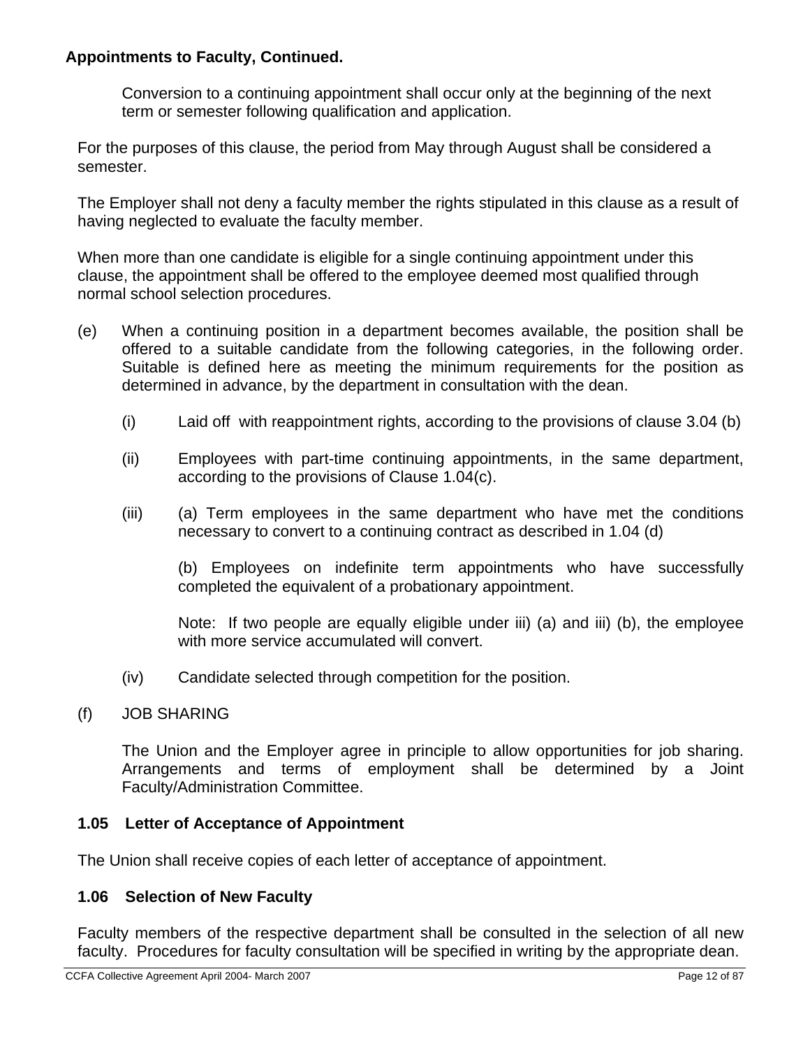**Appointments to Faculty, Continued.**

Conversion to a continuing appointment shall occur only at the beginning of the next term or semester following qualification and application.

For the purposes of this clause, the period from May through August shall be considered a semester.

The Employer shall not deny a faculty member the rights stipulated in this clause as a result of having neglected to evaluate the faculty member.

When more than one candidate is eligible for a single continuing appointment under this clause, the appointment shall be offered to the employee deemed most qualified through normal school selection procedures.

(e) When a continuing position in a department becomes available, the position shall be offered to a suitable candidate from the following categories, in the following order. Suitable is defined here as meeting the minimum requirements for the position as determined in advance, by the department in consultation with the dean.

(i) Laid off with reappointment rights, according to the provisions of clause 3.04 (b)

(ii) Employees with part-time continuing appointments, in the same department, according to the provisions of Clause 1.04(c).

(iii) (a) Term employees in the same department who have met the conditions necessary to convert to a continuing contract as described in 1.04 (d)

(b) Employees on indefinite term appointments who have successfully completed the equivalent of a probationary appointment.

Note: If two people are equally eligible under iii) (a) and iii) (b), the employee with more service accumulated will convert.

(iv) Candidate selected through competition for the position.

(f) JOB SHARING

The Union and the Employer agree in principle to allow opportunities for job sharing. Arrangements and terms of employment shall be determined by a Joint Faculty/Administration Committee.

### 1.05 Letter of Acceptance of Appointment

The Union shall receive copies of each letter of acceptance of appointment.

### 1.06 Selection of New Faculty

Faculty members of the respective department shall be consulted in the selection of all new faculty. Procedures for faculty consultation will be specified in writing by the appropriate dean.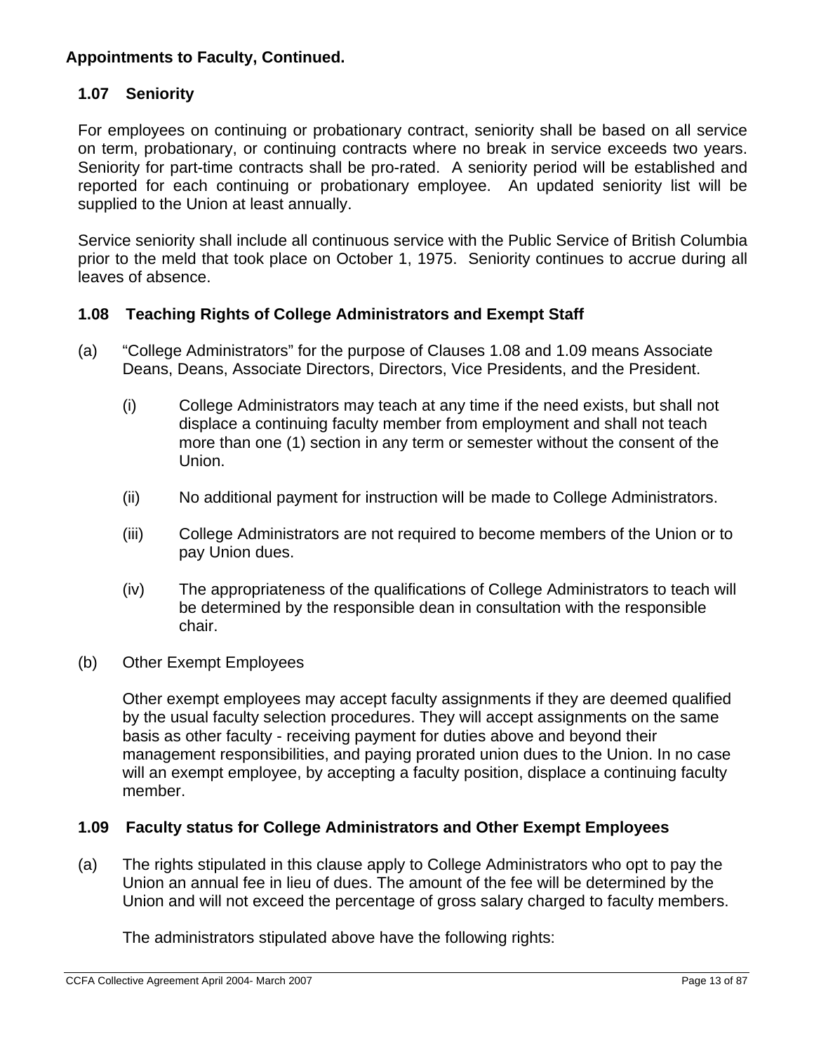**Appointments to Faculty, Continued.**

### 1.07 Seniority

For employees on continuing or probationary contract, seniority shall be based on all service on term, probationary, or continuing contracts where no break in service exceeds two years. Seniority for part-time contracts shall be pro-rated. A seniority period will be established and reported for each continuing or probationary employee. An updated seniority list will be supplied to the Union at least annually.

Service seniority shall include all continuous service with the Public Service of British Columbia prior to the meld that took place on October 1, 1975. Seniority continues to accrue during all leaves of absence.

### 1.08 Teaching Rights of College Administrators and Exempt Staff

(a) "College Administrators" for the purpose of Clauses 1.08 and 1.09 means Associate Deans, Deans, Associate Directors, Directors, Vice Presidents, and the President.

(i) College Administrators may teach at any time if the need exists, but shall not displace a continuing faculty member from employment and shall not teach more than one (1) section in any term or semester without the consent of the Union.

(ii) No additional payment for instruction will be made to College Administrators.

(iii) College Administrators are not required to become members of the Union or to pay Union dues.

(iv) The appropriateness of the qualifications of College Administrators to teach will be determined by the responsible dean in consultation with the responsible chair.

(b) Other Exempt Employees

Other exempt employees may accept faculty assignments if they are deemed qualified by the usual faculty selection procedures. They will accept assignments on the same basis as other faculty - receiving payment for duties above and beyond their management responsibilities, and paying prorated union dues to the Union. In no case will an exempt employee, by accepting a faculty position, displace a continuing faculty member.

### 1.09 Faculty status for College Administrators and Other Exempt Employees

(a) The rights stipulated in this clause apply to College Administrators who opt to pay the Union an annual fee in lieu of dues. The amount of the fee will be determined by the Union and will not exceed the percentage of gross salary charged to faculty members.

The administrators stipulated above have the following rights: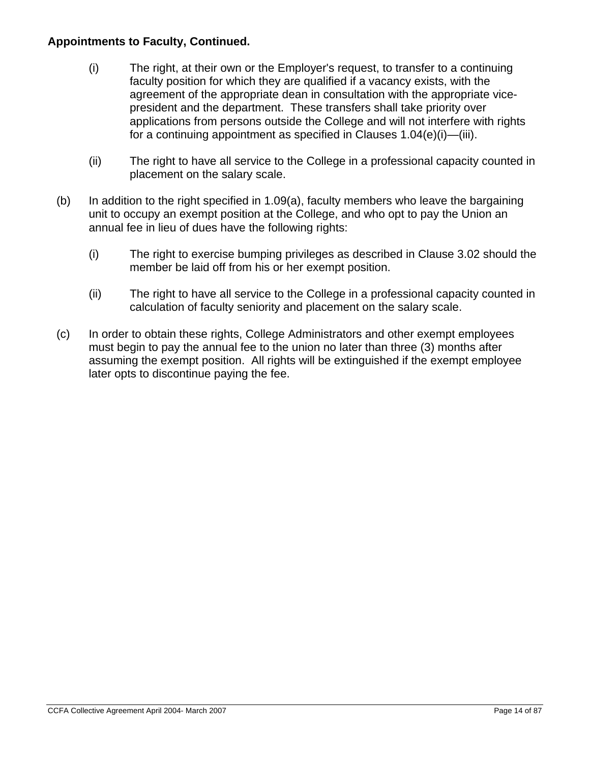**Appointments to Faculty, Continued.**

(i) The right, at their own or the Employer's request, to transfer to a continuing faculty position for which they are qualified if a vacancy exists, with the agreement of the appropriate dean in consultation with the appropriate vice-president and the department. These transfers shall take priority over applications from persons outside the College and will not interfere with rights for a continuing appointment as specified in Clauses 1.04(e)(i)—(iii).

(ii) The right to have all service to the College in a professional capacity counted in placement on the salary scale.

(b) In addition to the right specified in 1.09(a), faculty members who leave the bargaining unit to occupy an exempt position at the College, and who opt to pay the Union an annual fee in lieu of dues have the following rights:

(i) The right to exercise bumping privileges as described in Clause 3.02 should the member be laid off from his or her exempt position.

(ii) The right to have all service to the College in a professional capacity counted in calculation of faculty seniority and placement on the salary scale.

(c) In order to obtain these rights, College Administrators and other exempt employees must begin to pay the annual fee to the union no later than three (3) months after assuming the exempt position. All rights will be extinguished if the exempt employee later opts to discontinue paying the fee.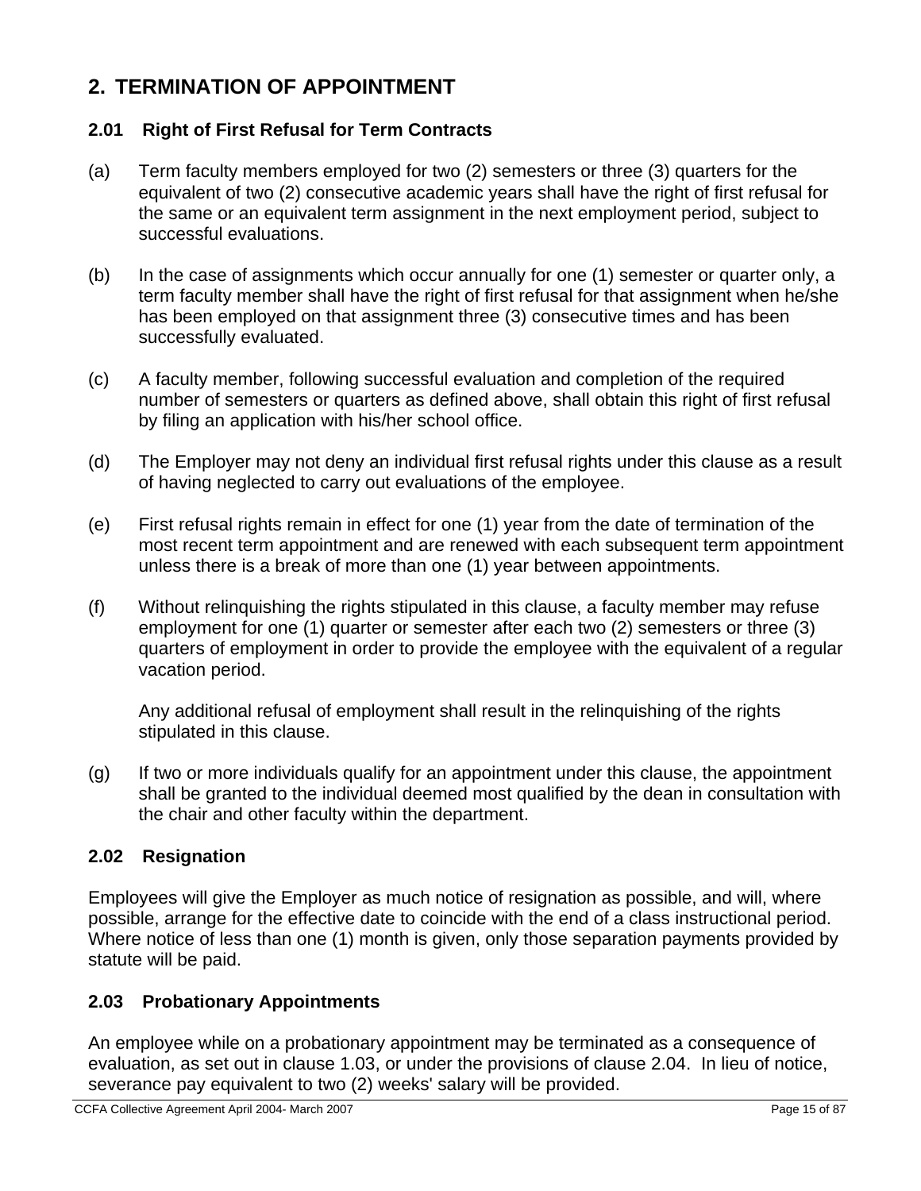## 2. TERMINATION OF APPOINTMENT

### 2.01 Right of First Refusal for Term Contracts

(a) Term faculty members employed for two (2) semesters or three (3) quarters for the equivalent of two (2) consecutive academic years shall have the right of first refusal for the same or an equivalent term assignment in the next employment period, subject to successful evaluations.

(b) In the case of assignments which occur annually for one (1) semester or quarter only, a term faculty member shall have the right of first refusal for that assignment when he/she has been employed on that assignment three (3) consecutive times and has been successfully evaluated.

(c) A faculty member, following successful evaluation and completion of the required number of semesters or quarters as defined above, shall obtain this right of first refusal by filing an application with his/her school office.

(d) The Employer may not deny an individual first refusal rights under this clause as a result of having neglected to carry out evaluations of the employee.

(e) First refusal rights remain in effect for one (1) year from the date of termination of the most recent term appointment and are renewed with each subsequent term appointment unless there is a break of more than one (1) year between appointments.

(f) Without relinquishing the rights stipulated in this clause, a faculty member may refuse employment for one (1) quarter or semester after each two (2) semesters or three (3) quarters of employment in order to provide the employee with the equivalent of a regular vacation period.

Any additional refusal of employment shall result in the relinquishing of the rights stipulated in this clause.

(g) If two or more individuals qualify for an appointment under this clause, the appointment shall be granted to the individual deemed most qualified by the dean in consultation with the chair and other faculty within the department.

### 2.02 Resignation

Employees will give the Employer as much notice of resignation as possible, and will, where possible, arrange for the effective date to coincide with the end of a class instructional period. Where notice of less than one (1) month is given, only those separation payments provided by statute will be paid.

### 2.03 Probationary Appointments

An employee while on a probationary appointment may be terminated as a consequence of evaluation, as set out in clause 1.03, or under the provisions of clause 2.04. In lieu of notice, severance pay equivalent to two (2) weeks' salary will be provided.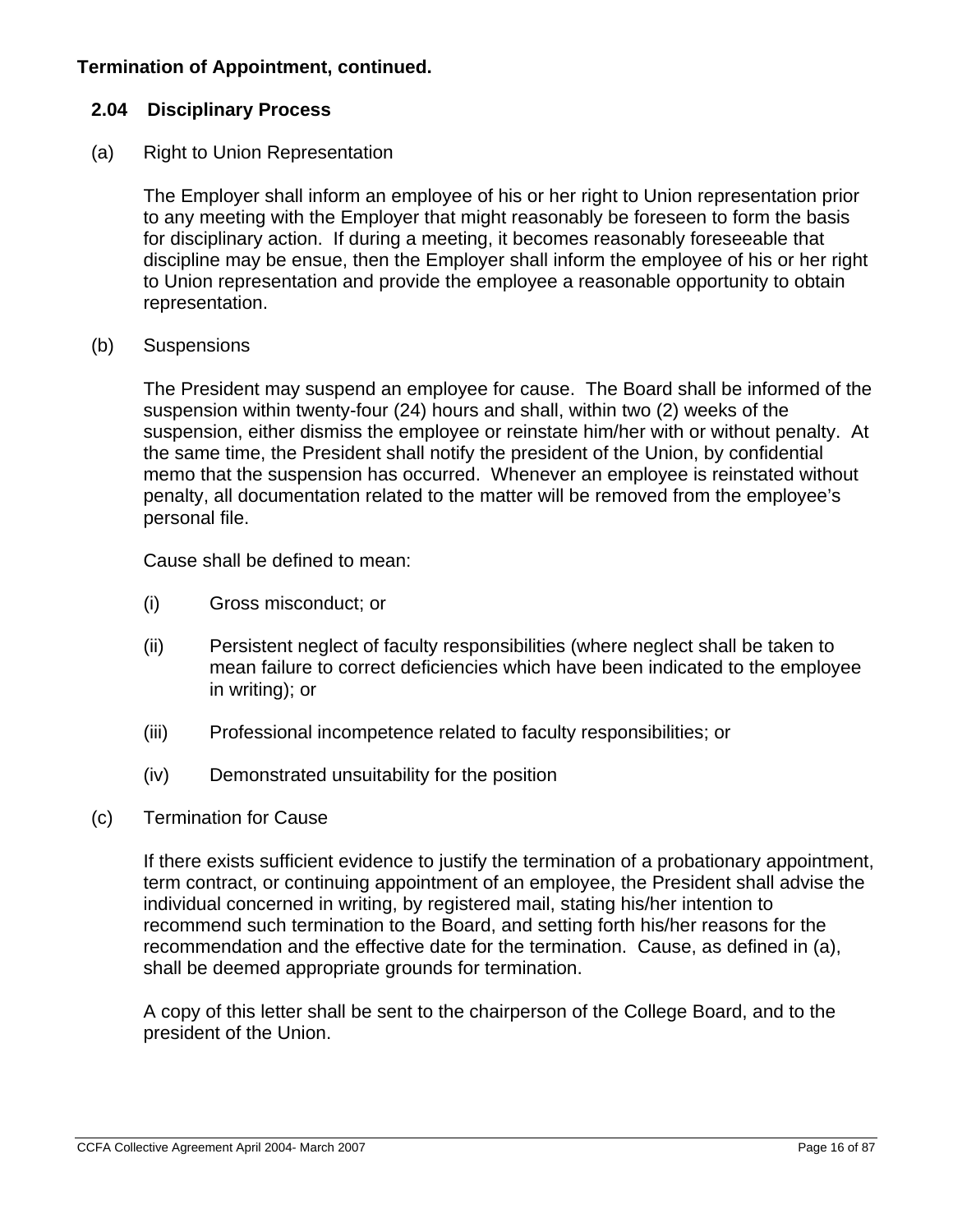**Termination of Appointment, continued.**

## 2.04 Disciplinary Process

(a) Right to Union Representation

The Employer shall inform an employee of his or her right to Union representation prior to any meeting with the Employer that might reasonably be foreseen to form the basis for disciplinary action. If during a meeting, it becomes reasonably foreseeable that discipline may be ensue, then the Employer shall inform the employee of his or her right to Union representation and provide the employee a reasonable opportunity to obtain representation.

(b) Suspensions

The President may suspend an employee for cause. The Board shall be informed of the suspension within twenty-four (24) hours and shall, within two (2) weeks of the suspension, either dismiss the employee or reinstate him/her with or without penalty. At the same time, the President shall notify the president of the Union, by confidential memo that the suspension has occurred. Whenever an employee is reinstated without penalty, all documentation related to the matter will be removed from the employee's personal file.

Cause shall be defined to mean:

(i) Gross misconduct; or

(ii) Persistent neglect of faculty responsibilities (where neglect shall be taken to mean failure to correct deficiencies which have been indicated to the employee in writing); or

(iii) Professional incompetence related to faculty responsibilities; or

(iv) Demonstrated unsuitability for the position

(c) Termination for Cause

If there exists sufficient evidence to justify the termination of a probationary appointment, term contract, or continuing appointment of an employee, the President shall advise the individual concerned in writing, by registered mail, stating his/her intention to recommend such termination to the Board, and setting forth his/her reasons for the recommendation and the effective date for the termination. Cause, as defined in (a), shall be deemed appropriate grounds for termination.

A copy of this letter shall be sent to the chairperson of the College Board, and to the president of the Union.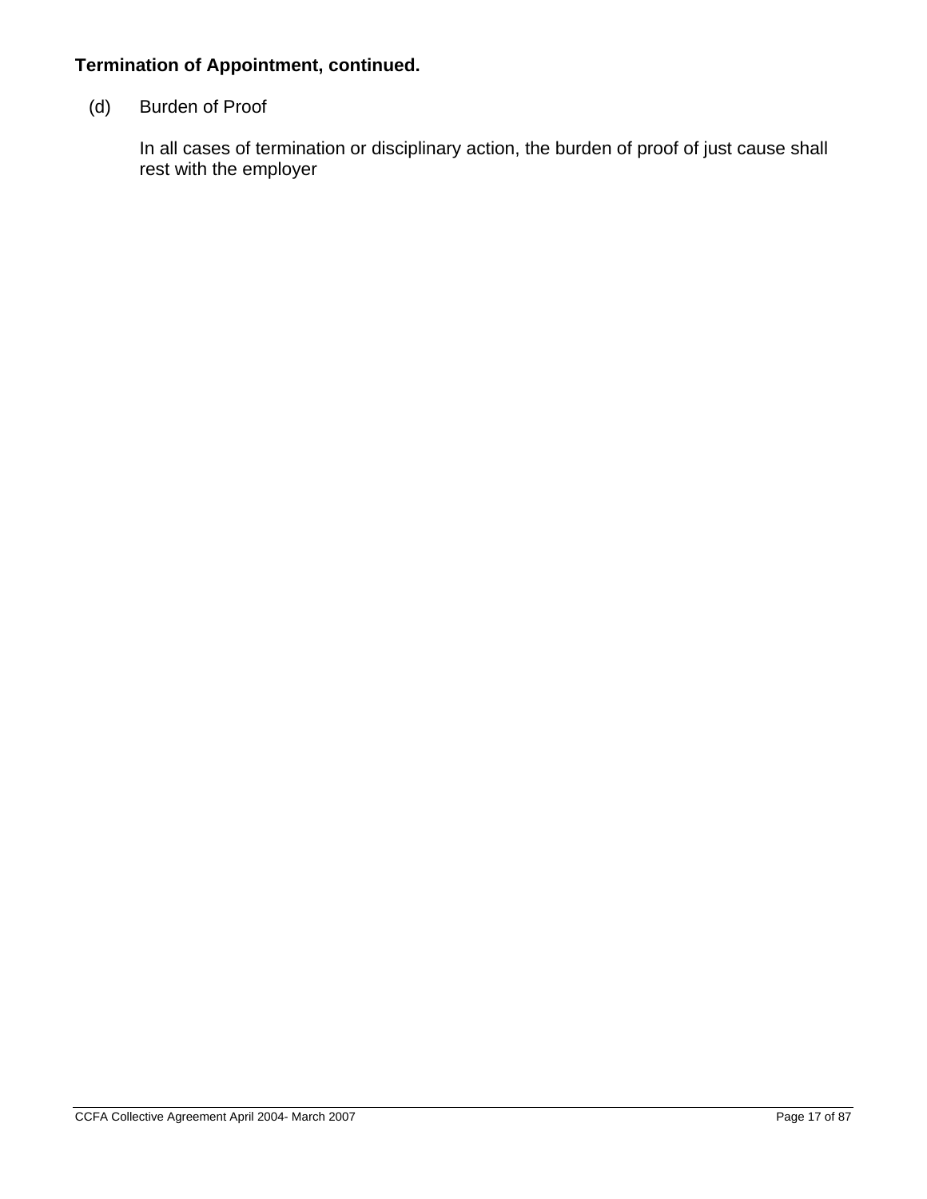**Termination of Appointment, continued.**

(d) Burden of Proof

In all cases of termination or disciplinary action, the burden of proof of just cause shall rest with the employer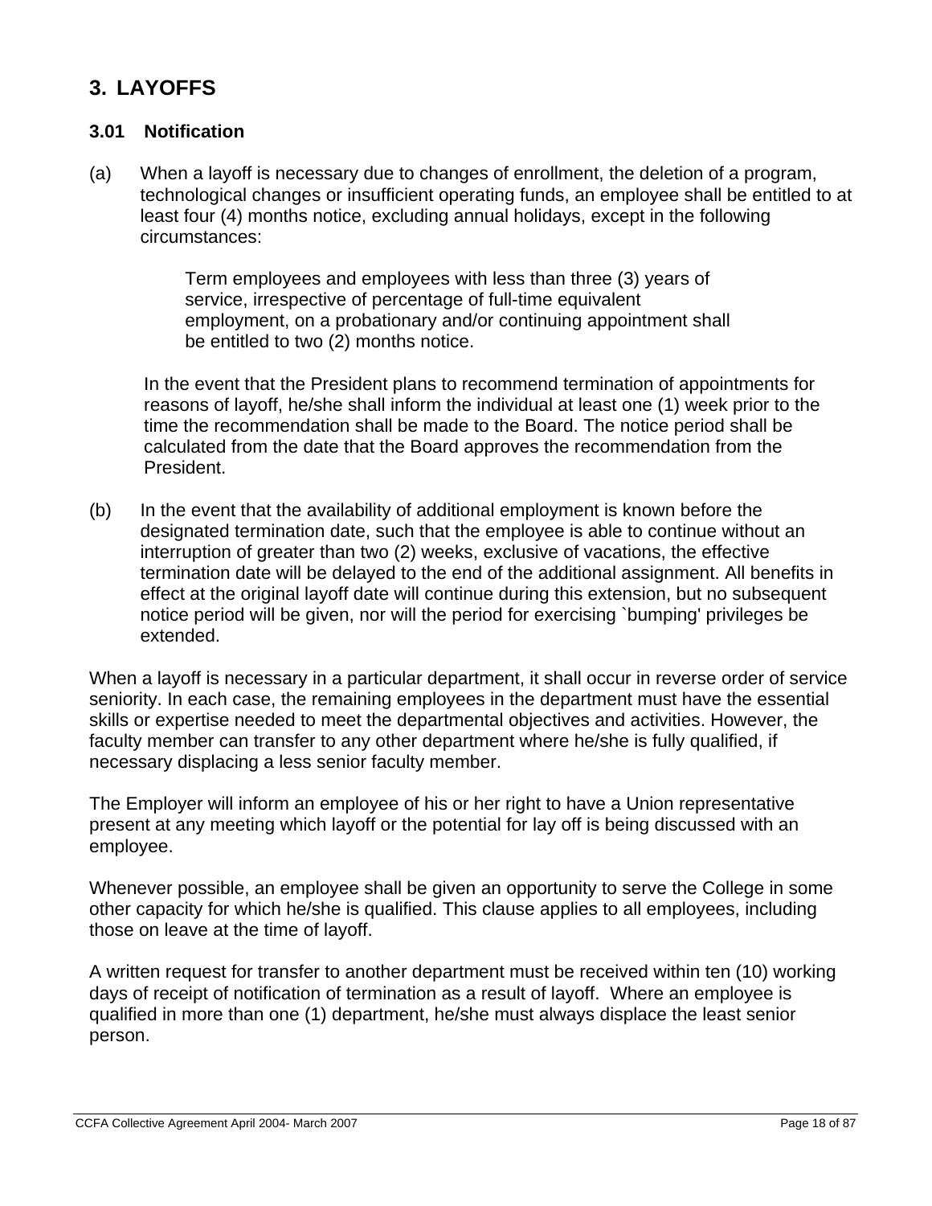## 3. LAYOFFS

### 3.01 Notification

(a) When a layoff is necessary due to changes of enrollment, the deletion of a program, technological changes or insufficient operating funds, an employee shall be entitled to at least four (4) months notice, excluding annual holidays, except in the following circumstances:

> Term employees and employees with less than three (3) years of service, irrespective of percentage of full-time equivalent employment, on a probationary and/or continuing appointment shall be entitled to two (2) months notice.

In the event that the President plans to recommend termination of appointments for reasons of layoff, he/she shall inform the individual at least one (1) week prior to the time the recommendation shall be made to the Board. The notice period shall be calculated from the date that the Board approves the recommendation from the President.

(b) In the event that the availability of additional employment is known before the designated termination date, such that the employee is able to continue without an interruption of greater than two (2) weeks, exclusive of vacations, the effective termination date will be delayed to the end of the additional assignment. All benefits in effect at the original layoff date will continue during this extension, but no subsequent notice period will be given, nor will the period for exercising `bumping' privileges be extended.

When a layoff is necessary in a particular department, it shall occur in reverse order of service seniority. In each case, the remaining employees in the department must have the essential skills or expertise needed to meet the departmental objectives and activities. However, the faculty member can transfer to any other department where he/she is fully qualified, if necessary displacing a less senior faculty member.

The Employer will inform an employee of his or her right to have a Union representative present at any meeting which layoff or the potential for lay off is being discussed with an employee.

Whenever possible, an employee shall be given an opportunity to serve the College in some other capacity for which he/she is qualified. This clause applies to all employees, including those on leave at the time of layoff.

A written request for transfer to another department must be received within ten (10) working days of receipt of notification of termination as a result of layoff. Where an employee is qualified in more than one (1) department, he/she must always displace the least senior person.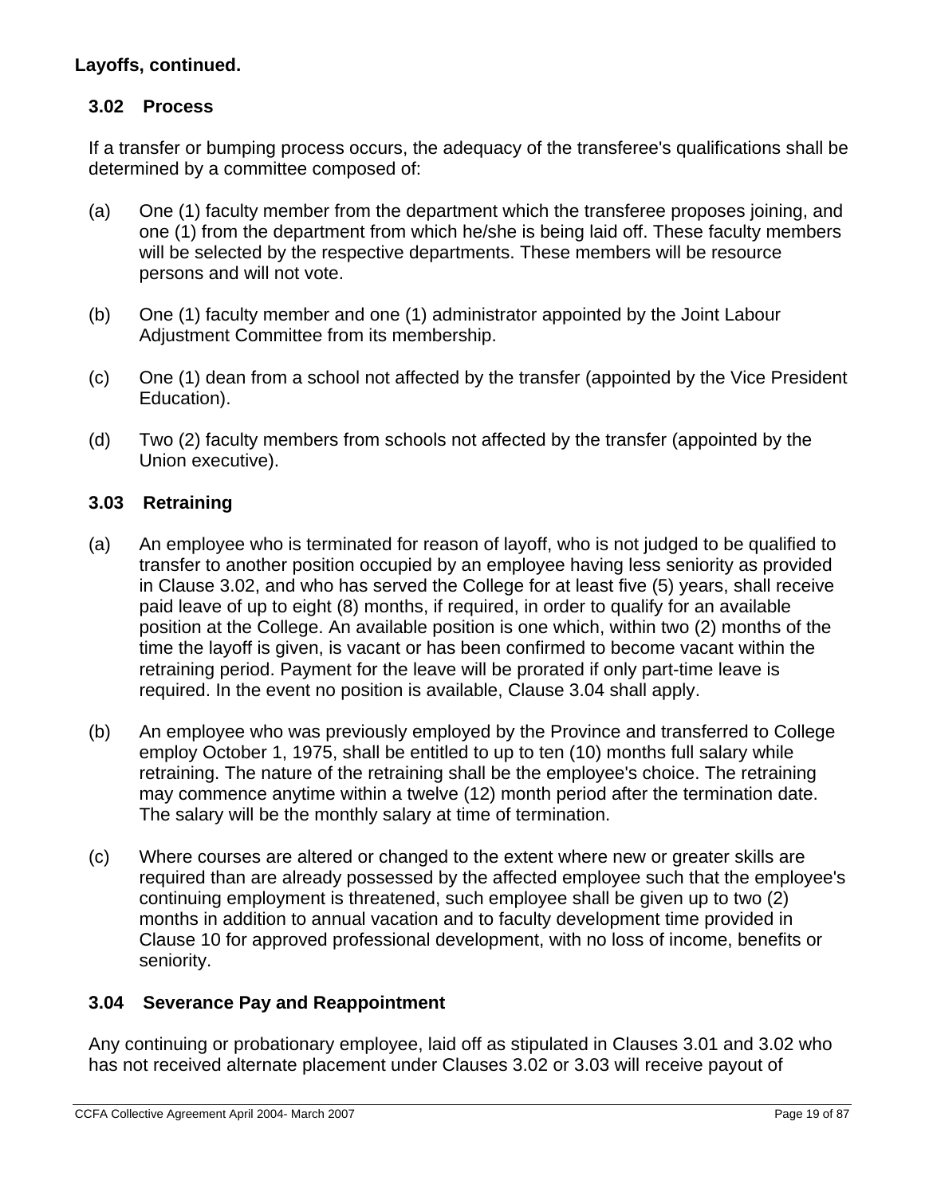**Layoffs, continued.**

### 3.02 Process

If a transfer or bumping process occurs, the adequacy of the transferee's qualifications shall be determined by a committee composed of:

(a) One (1) faculty member from the department which the transferee proposes joining, and one (1) from the department from which he/she is being laid off. These faculty members will be selected by the respective departments. These members will be resource persons and will not vote.

(b) One (1) faculty member and one (1) administrator appointed by the Joint Labour Adjustment Committee from its membership.

(c) One (1) dean from a school not affected by the transfer (appointed by the Vice President Education).

(d) Two (2) faculty members from schools not affected by the transfer (appointed by the Union executive).

### 3.03 Retraining

(a) An employee who is terminated for reason of layoff, who is not judged to be qualified to transfer to another position occupied by an employee having less seniority as provided in Clause 3.02, and who has served the College for at least five (5) years, shall receive paid leave of up to eight (8) months, if required, in order to qualify for an available position at the College. An available position is one which, within two (2) months of the time the layoff is given, is vacant or has been confirmed to become vacant within the retraining period. Payment for the leave will be prorated if only part-time leave is required. In the event no position is available, Clause 3.04 shall apply.

(b) An employee who was previously employed by the Province and transferred to College employ October 1, 1975, shall be entitled to up to ten (10) months full salary while retraining. The nature of the retraining shall be the employee's choice. The retraining may commence anytime within a twelve (12) month period after the termination date. The salary will be the monthly salary at time of termination.

(c) Where courses are altered or changed to the extent where new or greater skills are required than are already possessed by the affected employee such that the employee's continuing employment is threatened, such employee shall be given up to two (2) months in addition to annual vacation and to faculty development time provided in Clause 10 for approved professional development, with no loss of income, benefits or seniority.

### 3.04 Severance Pay and Reappointment

Any continuing or probationary employee, laid off as stipulated in Clauses 3.01 and 3.02 who has not received alternate placement under Clauses 3.02 or 3.03 will receive payout of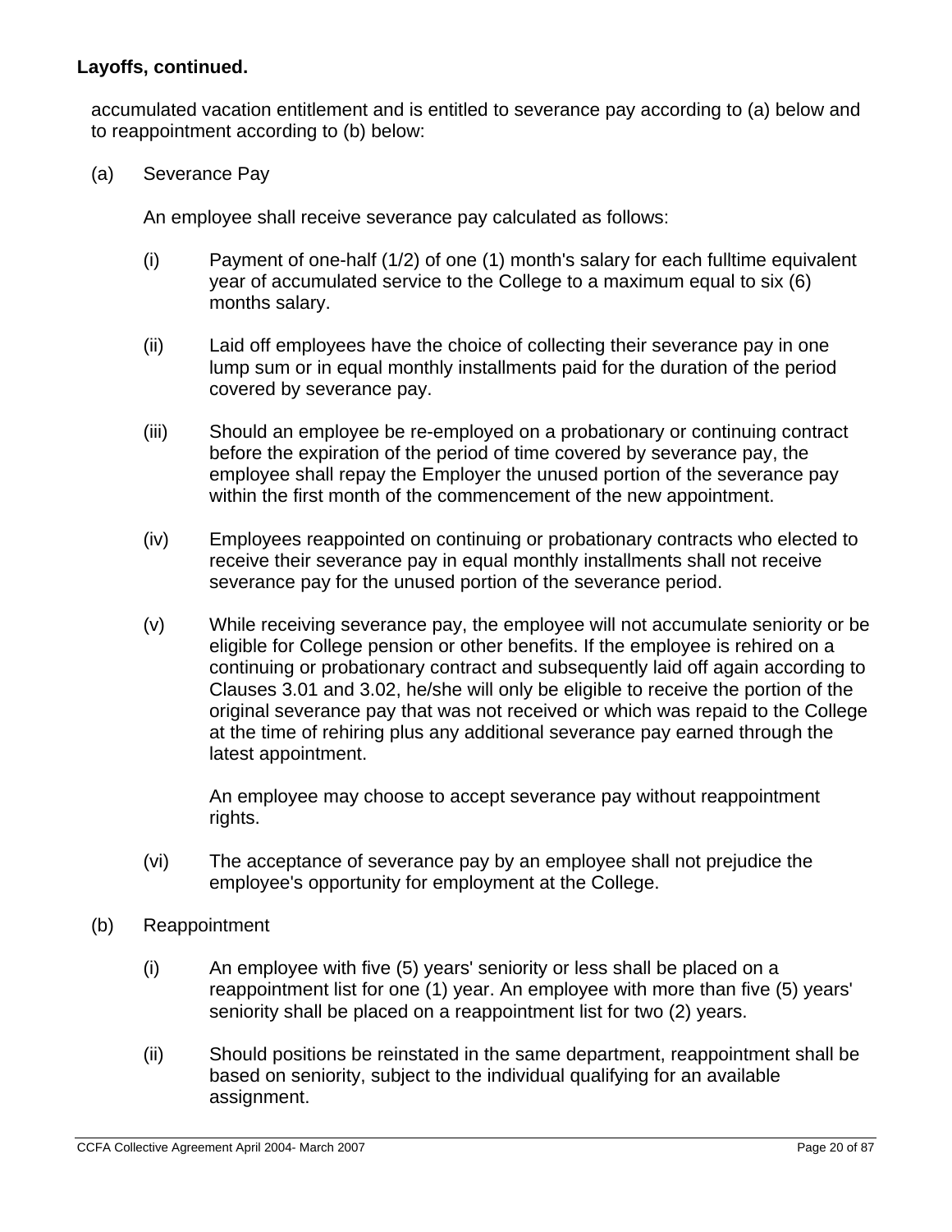**Layoffs, continued.**

accumulated vacation entitlement and is entitled to severance pay according to (a) below and to reappointment according to (b) below:

(a) Severance Pay

An employee shall receive severance pay calculated as follows:

(i) Payment of one-half (1/2) of one (1) month's salary for each fulltime equivalent year of accumulated service to the College to a maximum equal to six (6) months salary.

(ii) Laid off employees have the choice of collecting their severance pay in one lump sum or in equal monthly installments paid for the duration of the period covered by severance pay.

(iii) Should an employee be re-employed on a probationary or continuing contract before the expiration of the period of time covered by severance pay, the employee shall repay the Employer the unused portion of the severance pay within the first month of the commencement of the new appointment.

(iv) Employees reappointed on continuing or probationary contracts who elected to receive their severance pay in equal monthly installments shall not receive severance pay for the unused portion of the severance period.

(v) While receiving severance pay, the employee will not accumulate seniority or be eligible for College pension or other benefits. If the employee is rehired on a continuing or probationary contract and subsequently laid off again according to Clauses 3.01 and 3.02, he/she will only be eligible to receive the portion of the original severance pay that was not received or which was repaid to the College at the time of rehiring plus any additional severance pay earned through the latest appointment.

An employee may choose to accept severance pay without reappointment rights.

(vi) The acceptance of severance pay by an employee shall not prejudice the employee's opportunity for employment at the College.

(b) Reappointment

(i) An employee with five (5) years' seniority or less shall be placed on a reappointment list for one (1) year. An employee with more than five (5) years' seniority shall be placed on a reappointment list for two (2) years.

(ii) Should positions be reinstated in the same department, reappointment shall be based on seniority, subject to the individual qualifying for an available assignment.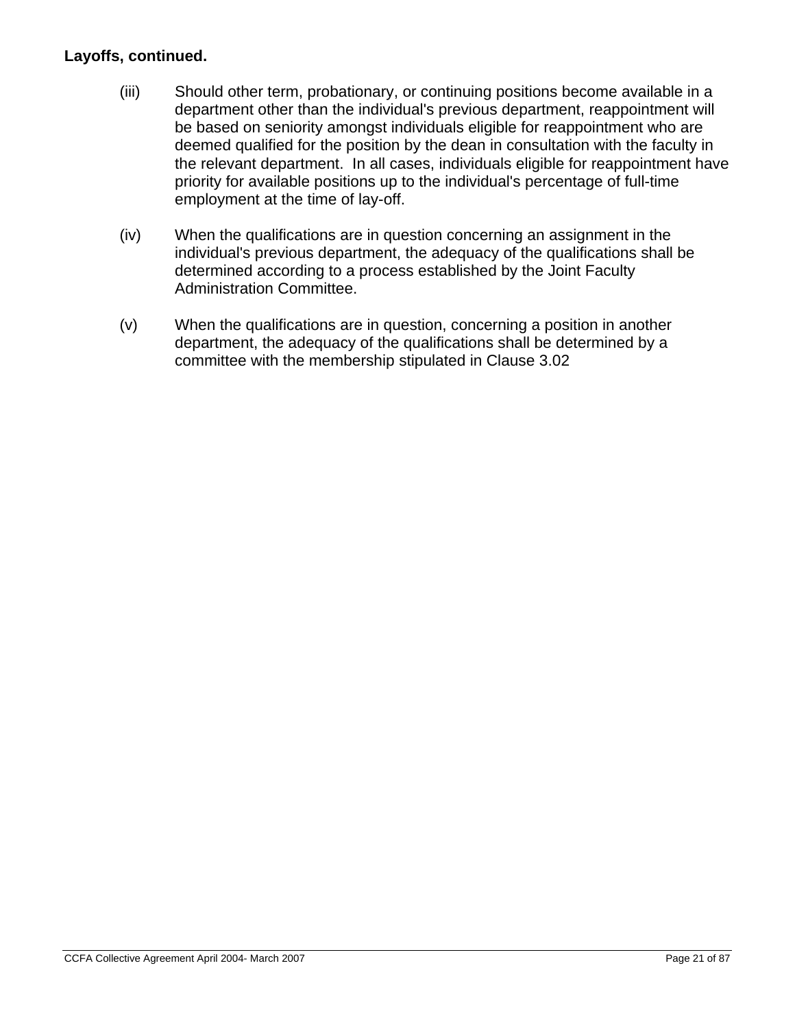**Layoffs, continued.**

(iii) Should other term, probationary, or continuing positions become available in a department other than the individual's previous department, reappointment will be based on seniority amongst individuals eligible for reappointment who are deemed qualified for the position by the dean in consultation with the faculty in the relevant department. In all cases, individuals eligible for reappointment have priority for available positions up to the individual's percentage of full-time employment at the time of lay-off.

(iv) When the qualifications are in question concerning an assignment in the individual's previous department, the adequacy of the qualifications shall be determined according to a process established by the Joint Faculty Administration Committee.

(v) When the qualifications are in question, concerning a position in another department, the adequacy of the qualifications shall be determined by a committee with the membership stipulated in Clause 3.02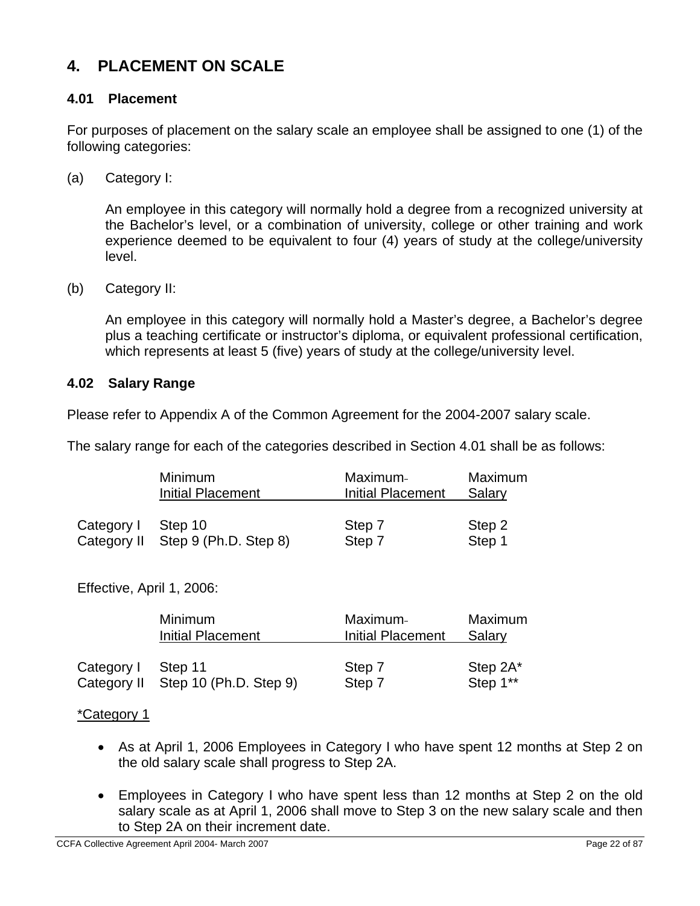## 4. PLACEMENT ON SCALE

### 4.01 Placement

For purposes of placement on the salary scale an employee shall be assigned to one (1) of the following categories:

(a) Category I:

An employee in this category will normally hold a degree from a recognized university at the Bachelor's level, or a combination of university, college or other training and work experience deemed to be equivalent to four (4) years of study at the college/university level.

(b) Category II:

An employee in this category will normally hold a Master's degree, a Bachelor's degree plus a teaching certificate or instructor's diploma, or equivalent professional certification, which represents at least 5 (five) years of study at the college/university level.

### 4.02 Salary Range

Please refer to Appendix A of the Common Agreement for the 2004-2007 salary scale.

The salary range for each of the categories described in Section 4.01 shall be as follows:

| | Minimum Initial Placement | Maximum Initial Placement | Maximum Salary |
|---|---|---|---|
| Category I | Step 10 | Step 7 | Step 2 |
| Category II | Step 9 (Ph.D. Step 8) | Step 7 | Step 1 |

Effective, April 1, 2006:

| | Minimum Initial Placement | Maximum Initial Placement | Maximum Salary |
|---|---|---|---|
| Category I | Step 11 | Step 7 | Step 2A* |
| Category II | Step 10 (Ph.D. Step 9) | Step 7 | Step 1** |

*Category 1

- As at April 1, 2006 Employees in Category I who have spent 12 months at Step 2 on the old salary scale shall progress to Step 2A.
- Employees in Category I who have spent less than 12 months at Step 2 on the old salary scale as at April 1, 2006 shall move to Step 3 on the new salary scale and then to Step 2A on their increment date.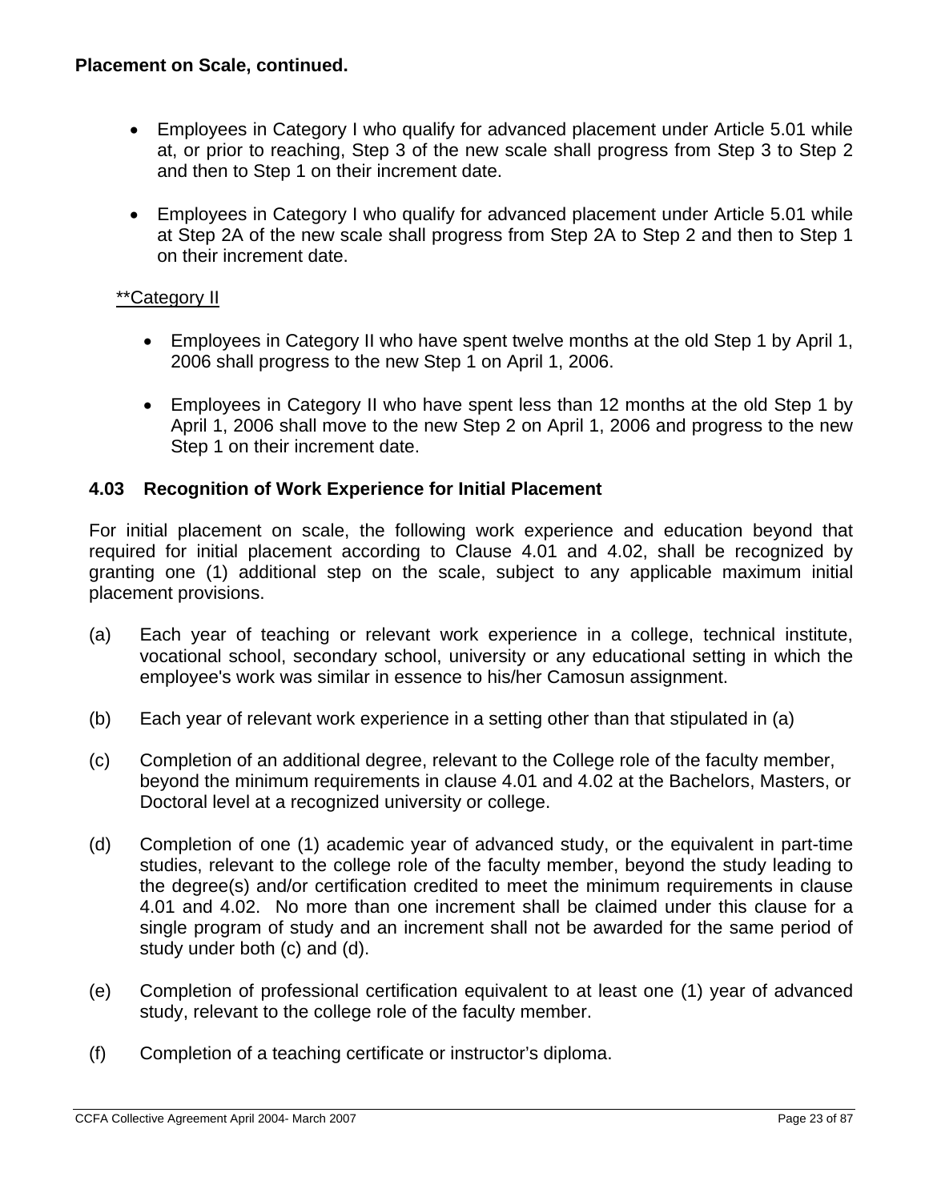**Placement on Scale, continued.**

- Employees in Category I who qualify for advanced placement under Article 5.01 while at, or prior to reaching, Step 3 of the new scale shall progress from Step 3 to Step 2 and then to Step 1 on their increment date.

- Employees in Category I who qualify for advanced placement under Article 5.01 while at Step 2A of the new scale shall progress from Step 2A to Step 2 and then to Step 1 on their increment date.

<u>**Category II</u>

- Employees in Category II who have spent twelve months at the old Step 1 by April 1, 2006 shall progress to the new Step 1 on April 1, 2006.

- Employees in Category II who have spent less than 12 months at the old Step 1 by April 1, 2006 shall move to the new Step 2 on April 1, 2006 and progress to the new Step 1 on their increment date.

### 4.03 Recognition of Work Experience for Initial Placement

For initial placement on scale, the following work experience and education beyond that required for initial placement according to Clause 4.01 and 4.02, shall be recognized by granting one (1) additional step on the scale, subject to any applicable maximum initial placement provisions.

(a) Each year of teaching or relevant work experience in a college, technical institute, vocational school, secondary school, university or any educational setting in which the employee's work was similar in essence to his/her Camosun assignment.

(b) Each year of relevant work experience in a setting other than that stipulated in (a)

(c) Completion of an additional degree, relevant to the College role of the faculty member, beyond the minimum requirements in clause 4.01 and 4.02 at the Bachelors, Masters, or Doctoral level at a recognized university or college.

(d) Completion of one (1) academic year of advanced study, or the equivalent in part-time studies, relevant to the college role of the faculty member, beyond the study leading to the degree(s) and/or certification credited to meet the minimum requirements in clause 4.01 and 4.02. No more than one increment shall be claimed under this clause for a single program of study and an increment shall not be awarded for the same period of study under both (c) and (d).

(e) Completion of professional certification equivalent to at least one (1) year of advanced study, relevant to the college role of the faculty member.

(f) Completion of a teaching certificate or instructor's diploma.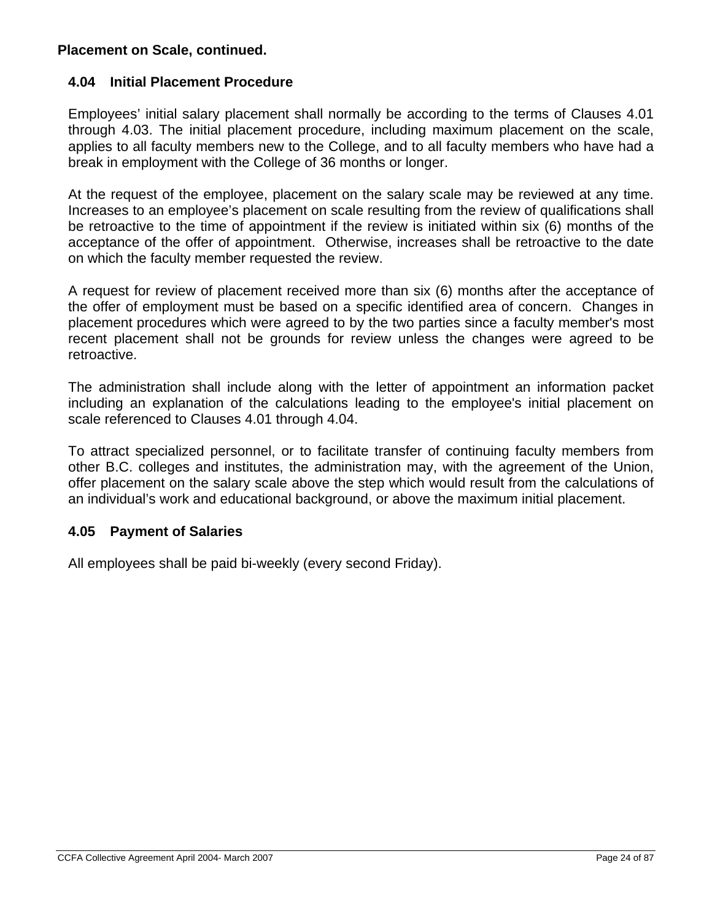**Placement on Scale, continued.**

### 4.04 Initial Placement Procedure

Employees' initial salary placement shall normally be according to the terms of Clauses 4.01 through 4.03. The initial placement procedure, including maximum placement on the scale, applies to all faculty members new to the College, and to all faculty members who have had a break in employment with the College of 36 months or longer.

At the request of the employee, placement on the salary scale may be reviewed at any time. Increases to an employee's placement on scale resulting from the review of qualifications shall be retroactive to the time of appointment if the review is initiated within six (6) months of the acceptance of the offer of appointment. Otherwise, increases shall be retroactive to the date on which the faculty member requested the review.

A request for review of placement received more than six (6) months after the acceptance of the offer of employment must be based on a specific identified area of concern. Changes in placement procedures which were agreed to by the two parties since a faculty member's most recent placement shall not be grounds for review unless the changes were agreed to be retroactive.

The administration shall include along with the letter of appointment an information packet including an explanation of the calculations leading to the employee's initial placement on scale referenced to Clauses 4.01 through 4.04.

To attract specialized personnel, or to facilitate transfer of continuing faculty members from other B.C. colleges and institutes, the administration may, with the agreement of the Union, offer placement on the salary scale above the step which would result from the calculations of an individual's work and educational background, or above the maximum initial placement.

### 4.05 Payment of Salaries

All employees shall be paid bi-weekly (every second Friday).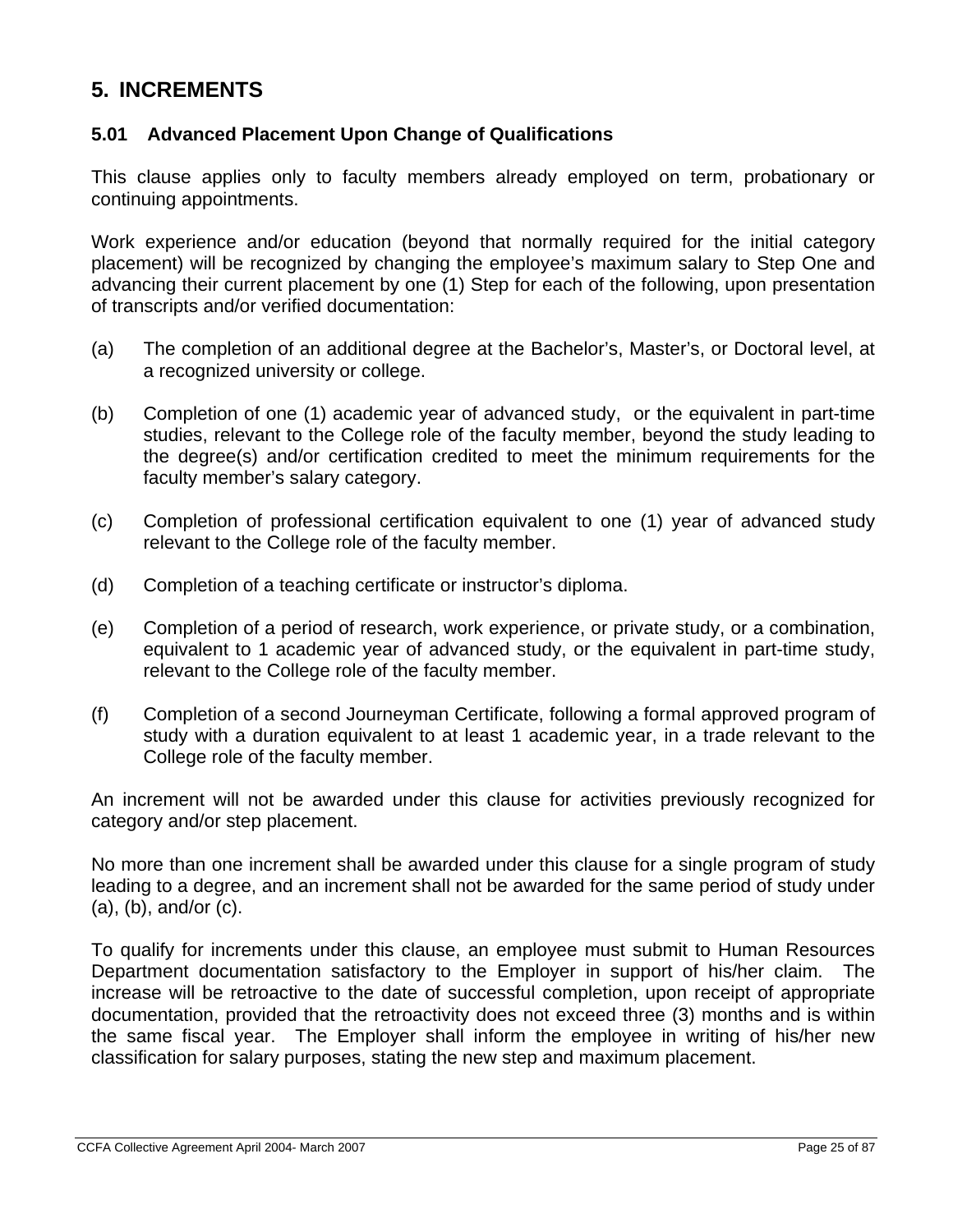# 5. INCREMENTS

## 5.01 Advanced Placement Upon Change of Qualifications

This clause applies only to faculty members already employed on term, probationary or continuing appointments.

Work experience and/or education (beyond that normally required for the initial category placement) will be recognized by changing the employee's maximum salary to Step One and advancing their current placement by one (1) Step for each of the following, upon presentation of transcripts and/or verified documentation:

(a) The completion of an additional degree at the Bachelor's, Master's, or Doctoral level, at a recognized university or college.

(b) Completion of one (1) academic year of advanced study, or the equivalent in part-time studies, relevant to the College role of the faculty member, beyond the study leading to the degree(s) and/or certification credited to meet the minimum requirements for the faculty member's salary category.

(c) Completion of professional certification equivalent to one (1) year of advanced study relevant to the College role of the faculty member.

(d) Completion of a teaching certificate or instructor's diploma.

(e) Completion of a period of research, work experience, or private study, or a combination, equivalent to 1 academic year of advanced study, or the equivalent in part-time study, relevant to the College role of the faculty member.

(f) Completion of a second Journeyman Certificate, following a formal approved program of study with a duration equivalent to at least 1 academic year, in a trade relevant to the College role of the faculty member.

An increment will not be awarded under this clause for activities previously recognized for category and/or step placement.

No more than one increment shall be awarded under this clause for a single program of study leading to a degree, and an increment shall not be awarded for the same period of study under (a), (b), and/or (c).

To qualify for increments under this clause, an employee must submit to Human Resources Department documentation satisfactory to the Employer in support of his/her claim. The increase will be retroactive to the date of successful completion, upon receipt of appropriate documentation, provided that the retroactivity does not exceed three (3) months and is within the same fiscal year. The Employer shall inform the employee in writing of his/her new classification for salary purposes, stating the new step and maximum placement.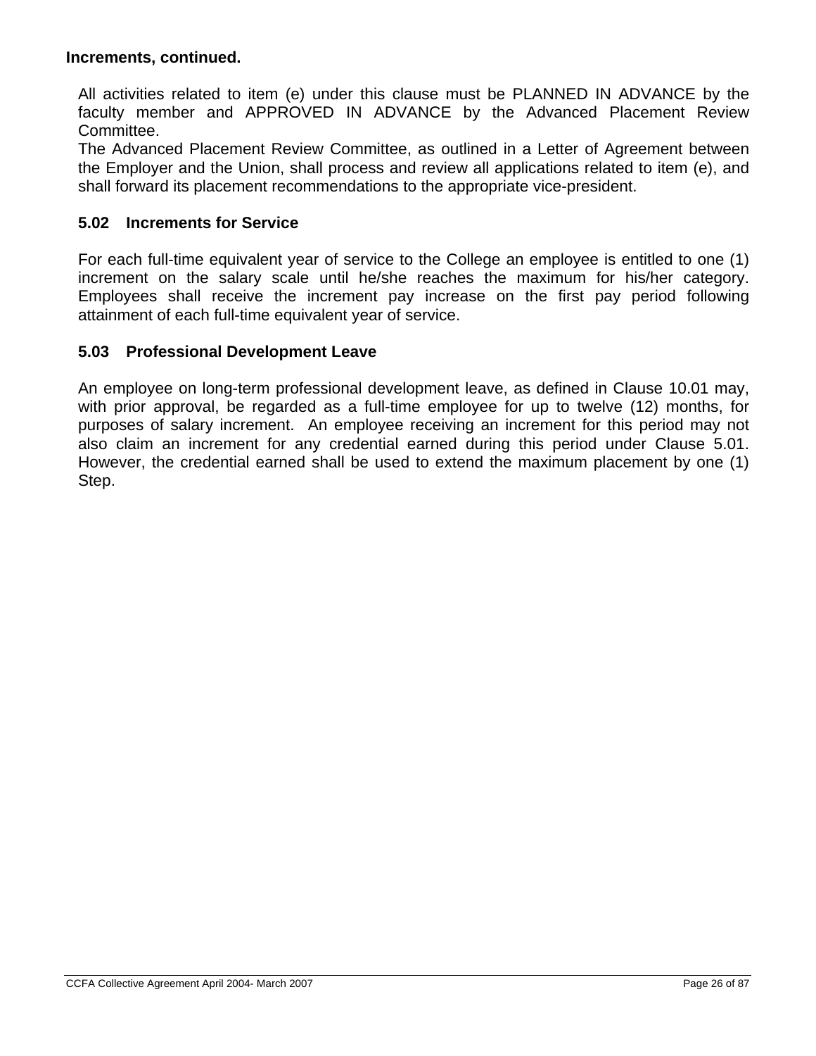**Increments, continued.**

All activities related to item (e) under this clause must be PLANNED IN ADVANCE by the faculty member and APPROVED IN ADVANCE by the Advanced Placement Review Committee.

The Advanced Placement Review Committee, as outlined in a Letter of Agreement between the Employer and the Union, shall process and review all applications related to item (e), and shall forward its placement recommendations to the appropriate vice-president.

### 5.02 Increments for Service

For each full-time equivalent year of service to the College an employee is entitled to one (1) increment on the salary scale until he/she reaches the maximum for his/her category. Employees shall receive the increment pay increase on the first pay period following attainment of each full-time equivalent year of service.

### 5.03 Professional Development Leave

An employee on long-term professional development leave, as defined in Clause 10.01 may, with prior approval, be regarded as a full-time employee for up to twelve (12) months, for purposes of salary increment. An employee receiving an increment for this period may not also claim an increment for any credential earned during this period under Clause 5.01. However, the credential earned shall be used to extend the maximum placement by one (1) Step.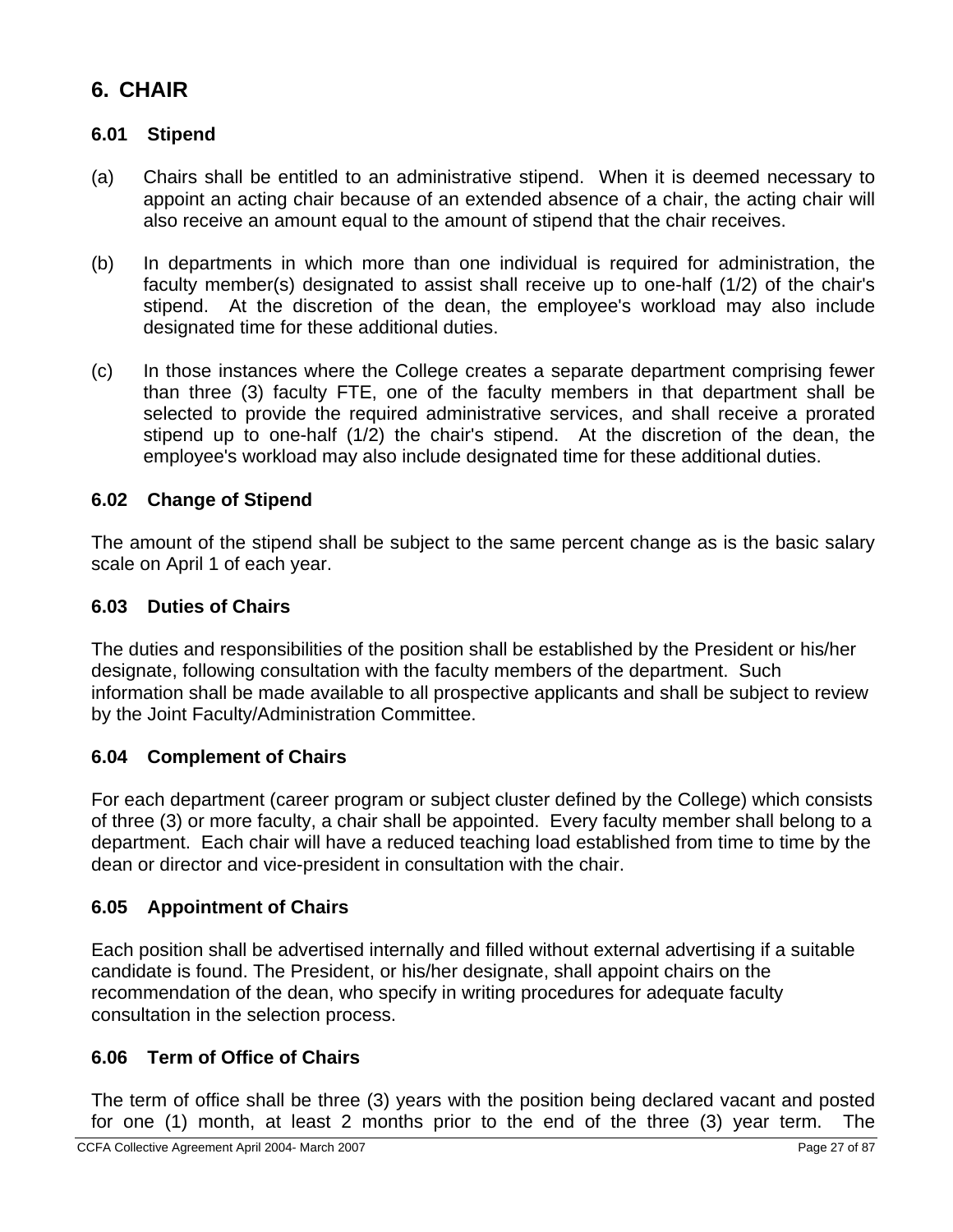# 6. CHAIR

### 6.01 Stipend

(a) Chairs shall be entitled to an administrative stipend. When it is deemed necessary to appoint an acting chair because of an extended absence of a chair, the acting chair will also receive an amount equal to the amount of stipend that the chair receives.

(b) In departments in which more than one individual is required for administration, the faculty member(s) designated to assist shall receive up to one-half (1/2) of the chair's stipend. At the discretion of the dean, the employee's workload may also include designated time for these additional duties.

(c) In those instances where the College creates a separate department comprising fewer than three (3) faculty FTE, one of the faculty members in that department shall be selected to provide the required administrative services, and shall receive a prorated stipend up to one-half (1/2) the chair's stipend. At the discretion of the dean, the employee's workload may also include designated time for these additional duties.

### 6.02 Change of Stipend

The amount of the stipend shall be subject to the same percent change as is the basic salary scale on April 1 of each year.

### 6.03 Duties of Chairs

The duties and responsibilities of the position shall be established by the President or his/her designate, following consultation with the faculty members of the department. Such information shall be made available to all prospective applicants and shall be subject to review by the Joint Faculty/Administration Committee.

### 6.04 Complement of Chairs

For each department (career program or subject cluster defined by the College) which consists of three (3) or more faculty, a chair shall be appointed. Every faculty member shall belong to a department. Each chair will have a reduced teaching load established from time to time by the dean or director and vice-president in consultation with the chair.

### 6.05 Appointment of Chairs

Each position shall be advertised internally and filled without external advertising if a suitable candidate is found. The President, or his/her designate, shall appoint chairs on the recommendation of the dean, who specify in writing procedures for adequate faculty consultation in the selection process.

### 6.06 Term of Office of Chairs

The term of office shall be three (3) years with the position being declared vacant and posted for one (1) month, at least 2 months prior to the end of the three (3) year term. The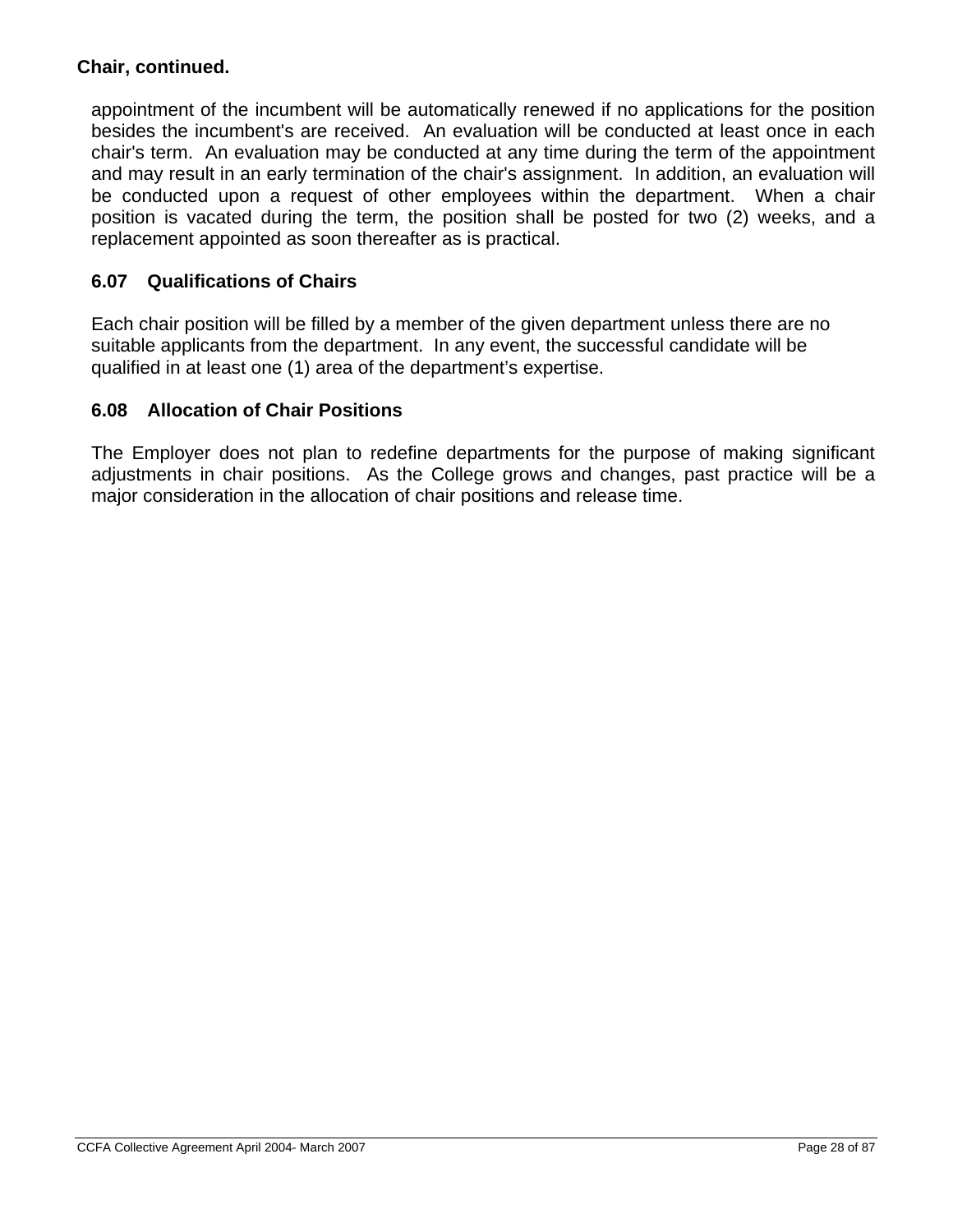**Chair, continued.**

appointment of the incumbent will be automatically renewed if no applications for the position besides the incumbent's are received. An evaluation will be conducted at least once in each chair's term. An evaluation may be conducted at any time during the term of the appointment and may result in an early termination of the chair's assignment. In addition, an evaluation will be conducted upon a request of other employees within the department. When a chair position is vacated during the term, the position shall be posted for two (2) weeks, and a replacement appointed as soon thereafter as is practical.

### 6.07 Qualifications of Chairs

Each chair position will be filled by a member of the given department unless there are no suitable applicants from the department. In any event, the successful candidate will be qualified in at least one (1) area of the department's expertise.

### 6.08 Allocation of Chair Positions

The Employer does not plan to redefine departments for the purpose of making significant adjustments in chair positions. As the College grows and changes, past practice will be a major consideration in the allocation of chair positions and release time.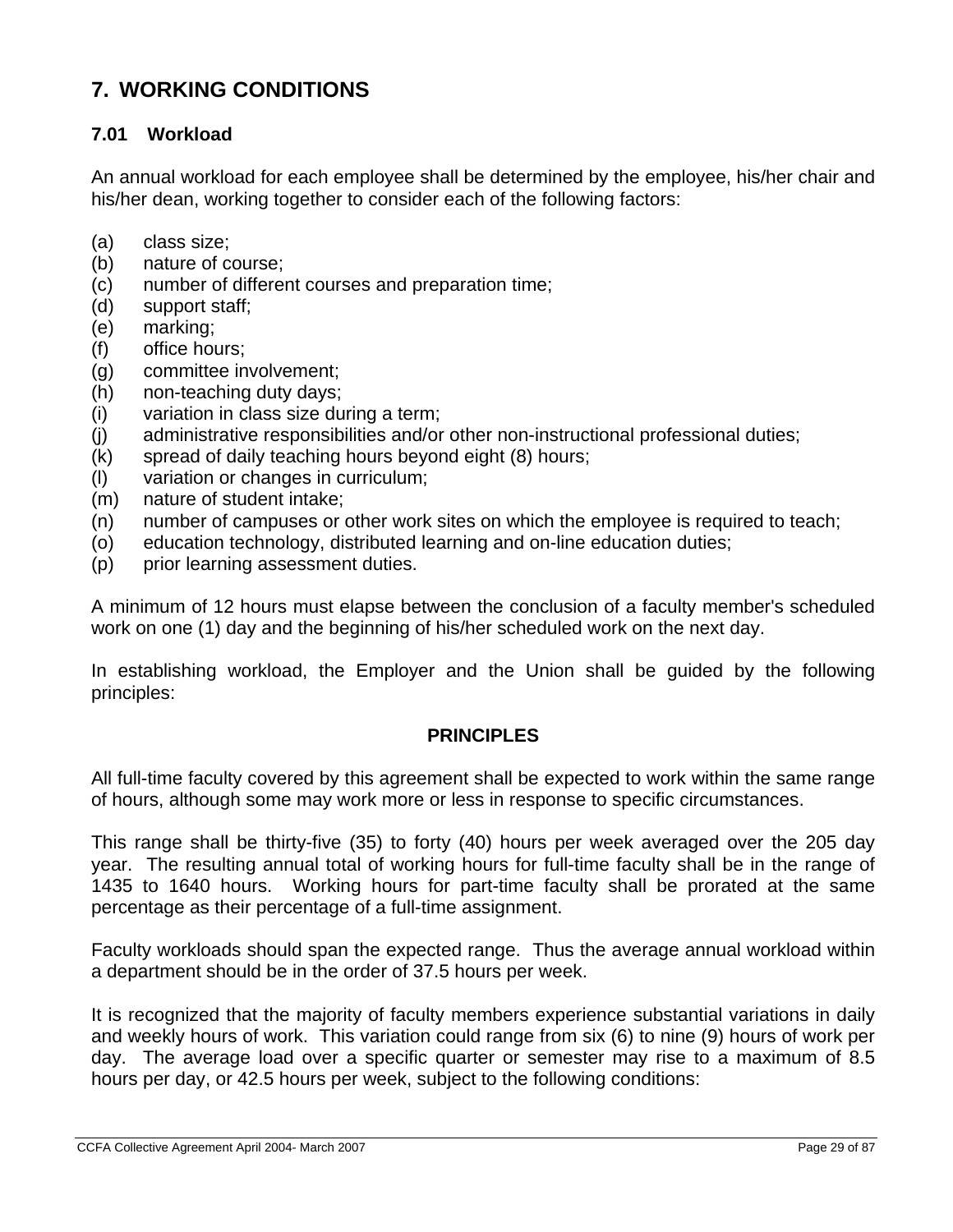## 7. WORKING CONDITIONS

### 7.01 Workload

An annual workload for each employee shall be determined by the employee, his/her chair and his/her dean, working together to consider each of the following factors:

(a) class size;
(b) nature of course;
(c) number of different courses and preparation time;
(d) support staff;
(e) marking;
(f) office hours;
(g) committee involvement;
(h) non-teaching duty days;
(i) variation in class size during a term;
(j) administrative responsibilities and/or other non-instructional professional duties;
(k) spread of daily teaching hours beyond eight (8) hours;
(l) variation or changes in curriculum;
(m) nature of student intake;
(n) number of campuses or other work sites on which the employee is required to teach;
(o) education technology, distributed learning and on-line education duties;
(p) prior learning assessment duties.

A minimum of 12 hours must elapse between the conclusion of a faculty member's scheduled work on one (1) day and the beginning of his/her scheduled work on the next day.

In establishing workload, the Employer and the Union shall be guided by the following principles:

**PRINCIPLES**

All full-time faculty covered by this agreement shall be expected to work within the same range of hours, although some may work more or less in response to specific circumstances.

This range shall be thirty-five (35) to forty (40) hours per week averaged over the 205 day year. The resulting annual total of working hours for full-time faculty shall be in the range of 1435 to 1640 hours. Working hours for part-time faculty shall be prorated at the same percentage as their percentage of a full-time assignment.

Faculty workloads should span the expected range. Thus the average annual workload within a department should be in the order of 37.5 hours per week.

It is recognized that the majority of faculty members experience substantial variations in daily and weekly hours of work. This variation could range from six (6) to nine (9) hours of work per day. The average load over a specific quarter or semester may rise to a maximum of 8.5 hours per day, or 42.5 hours per week, subject to the following conditions: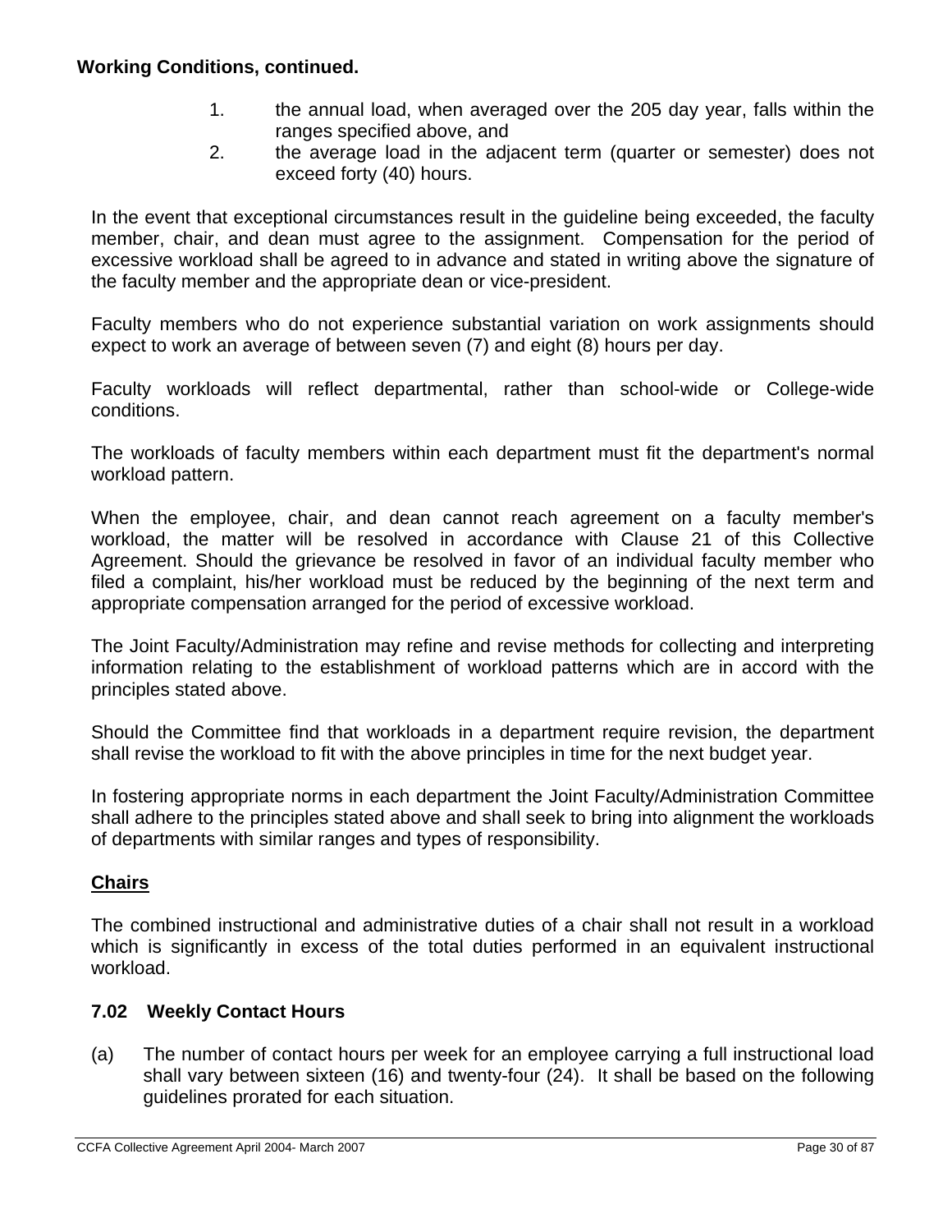**Working Conditions, continued.**

1. the annual load, when averaged over the 205 day year, falls within the ranges specified above, and
2. the average load in the adjacent term (quarter or semester) does not exceed forty (40) hours.

In the event that exceptional circumstances result in the guideline being exceeded, the faculty member, chair, and dean must agree to the assignment. Compensation for the period of excessive workload shall be agreed to in advance and stated in writing above the signature of the faculty member and the appropriate dean or vice-president.

Faculty members who do not experience substantial variation on work assignments should expect to work an average of between seven (7) and eight (8) hours per day.

Faculty workloads will reflect departmental, rather than school-wide or College-wide conditions.

The workloads of faculty members within each department must fit the department's normal workload pattern.

When the employee, chair, and dean cannot reach agreement on a faculty member's workload, the matter will be resolved in accordance with Clause 21 of this Collective Agreement. Should the grievance be resolved in favor of an individual faculty member who filed a complaint, his/her workload must be reduced by the beginning of the next term and appropriate compensation arranged for the period of excessive workload.

The Joint Faculty/Administration may refine and revise methods for collecting and interpreting information relating to the establishment of workload patterns which are in accord with the principles stated above.

Should the Committee find that workloads in a department require revision, the department shall revise the workload to fit with the above principles in time for the next budget year.

In fostering appropriate norms in each department the Joint Faculty/Administration Committee shall adhere to the principles stated above and shall seek to bring into alignment the workloads of departments with similar ranges and types of responsibility.

**Chairs**

The combined instructional and administrative duties of a chair shall not result in a workload which is significantly in excess of the total duties performed in an equivalent instructional workload.

### 7.02 Weekly Contact Hours

(a) The number of contact hours per week for an employee carrying a full instructional load shall vary between sixteen (16) and twenty-four (24). It shall be based on the following guidelines prorated for each situation.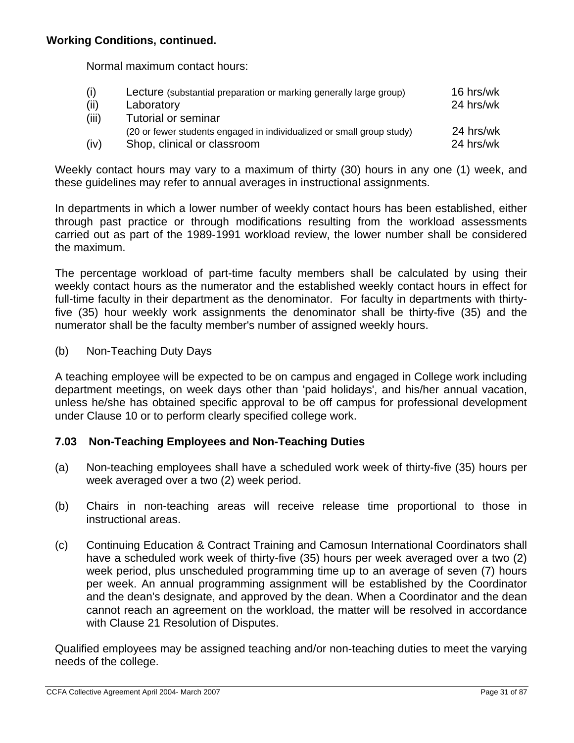**Working Conditions, continued.**

Normal maximum contact hours:

| | | |
|---|---|---|
| (i) | Lecture (substantial preparation or marking generally large group) | 16 hrs/wk |
| (ii) | Laboratory | 24 hrs/wk |
| (iii) | Tutorial or seminar (20 or fewer students engaged in individualized or small group study) | 24 hrs/wk |
| (iv) | Shop, clinical or classroom | 24 hrs/wk |

Weekly contact hours may vary to a maximum of thirty (30) hours in any one (1) week, and these guidelines may refer to annual averages in instructional assignments.

In departments in which a lower number of weekly contact hours has been established, either through past practice or through modifications resulting from the workload assessments carried out as part of the 1989-1991 workload review, the lower number shall be considered the maximum.

The percentage workload of part-time faculty members shall be calculated by using their weekly contact hours as the numerator and the established weekly contact hours in effect for full-time faculty in their department as the denominator. For faculty in departments with thirty-five (35) hour weekly work assignments the denominator shall be thirty-five (35) and the numerator shall be the faculty member's number of assigned weekly hours.

(b) Non-Teaching Duty Days

A teaching employee will be expected to be on campus and engaged in College work including department meetings, on week days other than 'paid holidays', and his/her annual vacation, unless he/she has obtained specific approval to be off campus for professional development under Clause 10 or to perform clearly specified college work.

### 7.03 Non-Teaching Employees and Non-Teaching Duties

(a) Non-teaching employees shall have a scheduled work week of thirty-five (35) hours per week averaged over a two (2) week period.

(b) Chairs in non-teaching areas will receive release time proportional to those in instructional areas.

(c) Continuing Education & Contract Training and Camosun International Coordinators shall have a scheduled work week of thirty-five (35) hours per week averaged over a two (2) week period, plus unscheduled programming time up to an average of seven (7) hours per week. An annual programming assignment will be established by the Coordinator and the dean's designate, and approved by the dean. When a Coordinator and the dean cannot reach an agreement on the workload, the matter will be resolved in accordance with Clause 21 Resolution of Disputes.

Qualified employees may be assigned teaching and/or non-teaching duties to meet the varying needs of the college.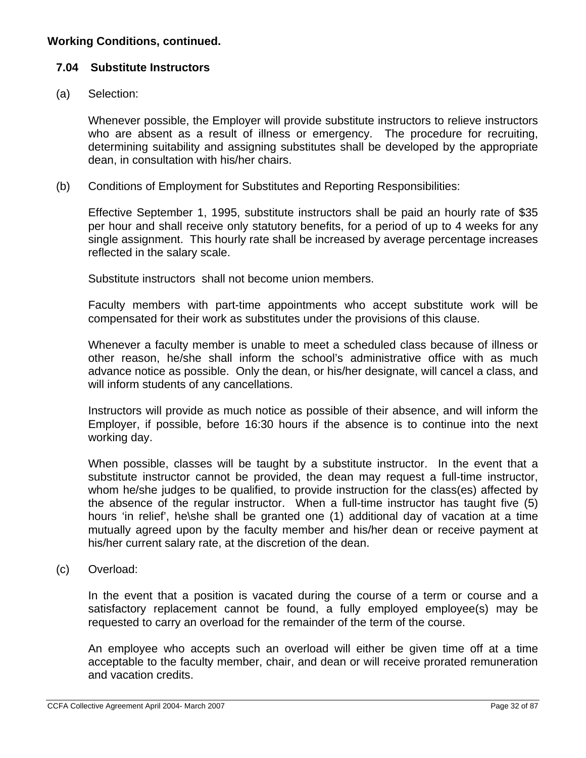**Working Conditions, continued.**

### 7.04 Substitute Instructors

(a) Selection:

Whenever possible, the Employer will provide substitute instructors to relieve instructors who are absent as a result of illness or emergency. The procedure for recruiting, determining suitability and assigning substitutes shall be developed by the appropriate dean, in consultation with his/her chairs.

(b) Conditions of Employment for Substitutes and Reporting Responsibilities:

Effective September 1, 1995, substitute instructors shall be paid an hourly rate of $35 per hour and shall receive only statutory benefits, for a period of up to 4 weeks for any single assignment. This hourly rate shall be increased by average percentage increases reflected in the salary scale.

Substitute instructors shall not become union members.

Faculty members with part-time appointments who accept substitute work will be compensated for their work as substitutes under the provisions of this clause.

Whenever a faculty member is unable to meet a scheduled class because of illness or other reason, he/she shall inform the school's administrative office with as much advance notice as possible. Only the dean, or his/her designate, will cancel a class, and will inform students of any cancellations.

Instructors will provide as much notice as possible of their absence, and will inform the Employer, if possible, before 16:30 hours if the absence is to continue into the next working day.

When possible, classes will be taught by a substitute instructor. In the event that a substitute instructor cannot be provided, the dean may request a full-time instructor, whom he/she judges to be qualified, to provide instruction for the class(es) affected by the absence of the regular instructor. When a full-time instructor has taught five (5) hours 'in relief', he\she shall be granted one (1) additional day of vacation at a time mutually agreed upon by the faculty member and his/her dean or receive payment at his/her current salary rate, at the discretion of the dean.

(c) Overload:

In the event that a position is vacated during the course of a term or course and a satisfactory replacement cannot be found, a fully employed employee(s) may be requested to carry an overload for the remainder of the term of the course.

An employee who accepts such an overload will either be given time off at a time acceptable to the faculty member, chair, and dean or will receive prorated remuneration and vacation credits.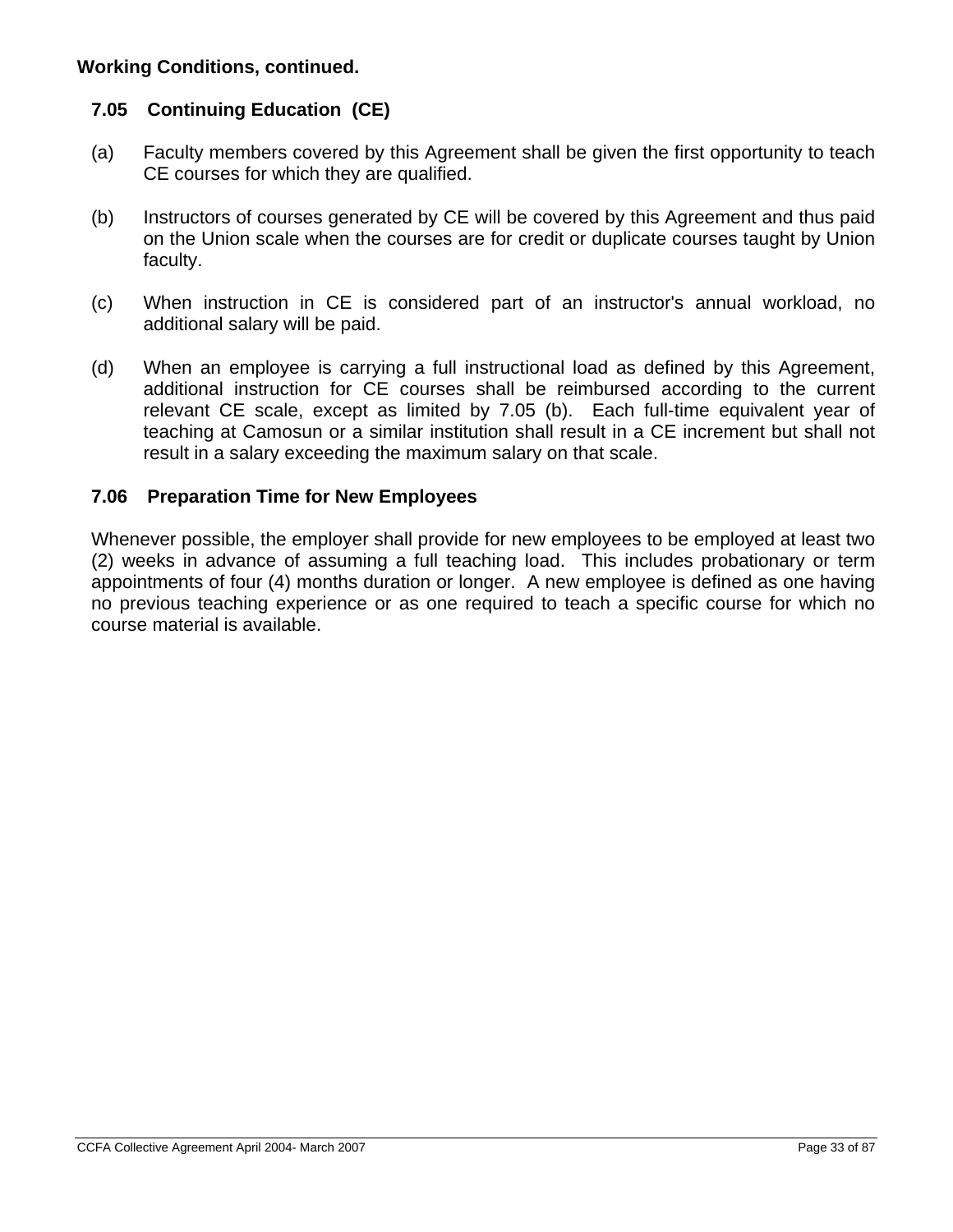**Working Conditions, continued.**

### 7.05 Continuing Education (CE)

(a) Faculty members covered by this Agreement shall be given the first opportunity to teach CE courses for which they are qualified.

(b) Instructors of courses generated by CE will be covered by this Agreement and thus paid on the Union scale when the courses are for credit or duplicate courses taught by Union faculty.

(c) When instruction in CE is considered part of an instructor's annual workload, no additional salary will be paid.

(d) When an employee is carrying a full instructional load as defined by this Agreement, additional instruction for CE courses shall be reimbursed according to the current relevant CE scale, except as limited by 7.05 (b). Each full-time equivalent year of teaching at Camosun or a similar institution shall result in a CE increment but shall not result in a salary exceeding the maximum salary on that scale.

### 7.06 Preparation Time for New Employees

Whenever possible, the employer shall provide for new employees to be employed at least two (2) weeks in advance of assuming a full teaching load. This includes probationary or term appointments of four (4) months duration or longer. A new employee is defined as one having no previous teaching experience or as one required to teach a specific course for which no course material is available.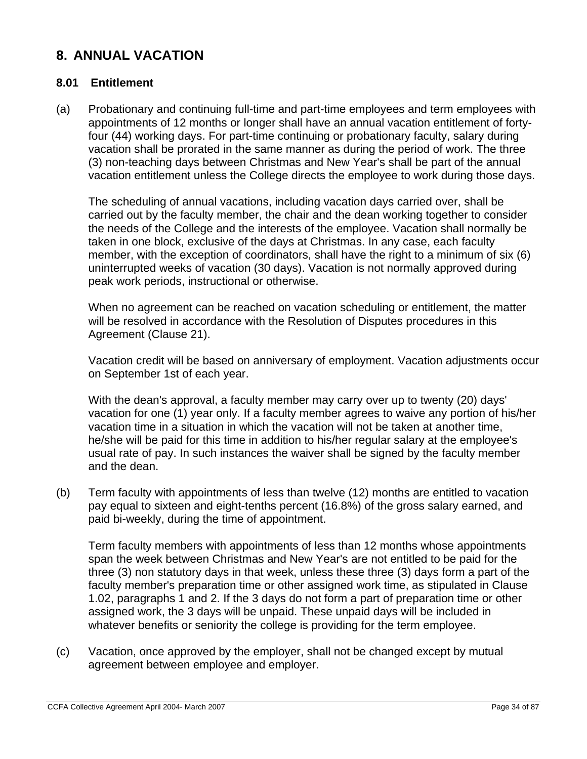# 8. ANNUAL VACATION

## 8.01 Entitlement

(a) Probationary and continuing full-time and part-time employees and term employees with appointments of 12 months or longer shall have an annual vacation entitlement of forty-four (44) working days. For part-time continuing or probationary faculty, salary during vacation shall be prorated in the same manner as during the period of work. The three (3) non-teaching days between Christmas and New Year's shall be part of the annual vacation entitlement unless the College directs the employee to work during those days.

The scheduling of annual vacations, including vacation days carried over, shall be carried out by the faculty member, the chair and the dean working together to consider the needs of the College and the interests of the employee. Vacation shall normally be taken in one block, exclusive of the days at Christmas. In any case, each faculty member, with the exception of coordinators, shall have the right to a minimum of six (6) uninterrupted weeks of vacation (30 days). Vacation is not normally approved during peak work periods, instructional or otherwise.

When no agreement can be reached on vacation scheduling or entitlement, the matter will be resolved in accordance with the Resolution of Disputes procedures in this Agreement (Clause 21).

Vacation credit will be based on anniversary of employment. Vacation adjustments occur on September 1st of each year.

With the dean's approval, a faculty member may carry over up to twenty (20) days' vacation for one (1) year only. If a faculty member agrees to waive any portion of his/her vacation time in a situation in which the vacation will not be taken at another time, he/she will be paid for this time in addition to his/her regular salary at the employee's usual rate of pay. In such instances the waiver shall be signed by the faculty member and the dean.

(b) Term faculty with appointments of less than twelve (12) months are entitled to vacation pay equal to sixteen and eight-tenths percent (16.8%) of the gross salary earned, and paid bi-weekly, during the time of appointment.

Term faculty members with appointments of less than 12 months whose appointments span the week between Christmas and New Year's are not entitled to be paid for the three (3) non statutory days in that week, unless these three (3) days form a part of the faculty member's preparation time or other assigned work time, as stipulated in Clause 1.02, paragraphs 1 and 2. If the 3 days do not form a part of preparation time or other assigned work, the 3 days will be unpaid. These unpaid days will be included in whatever benefits or seniority the college is providing for the term employee.

(c) Vacation, once approved by the employer, shall not be changed except by mutual agreement between employee and employer.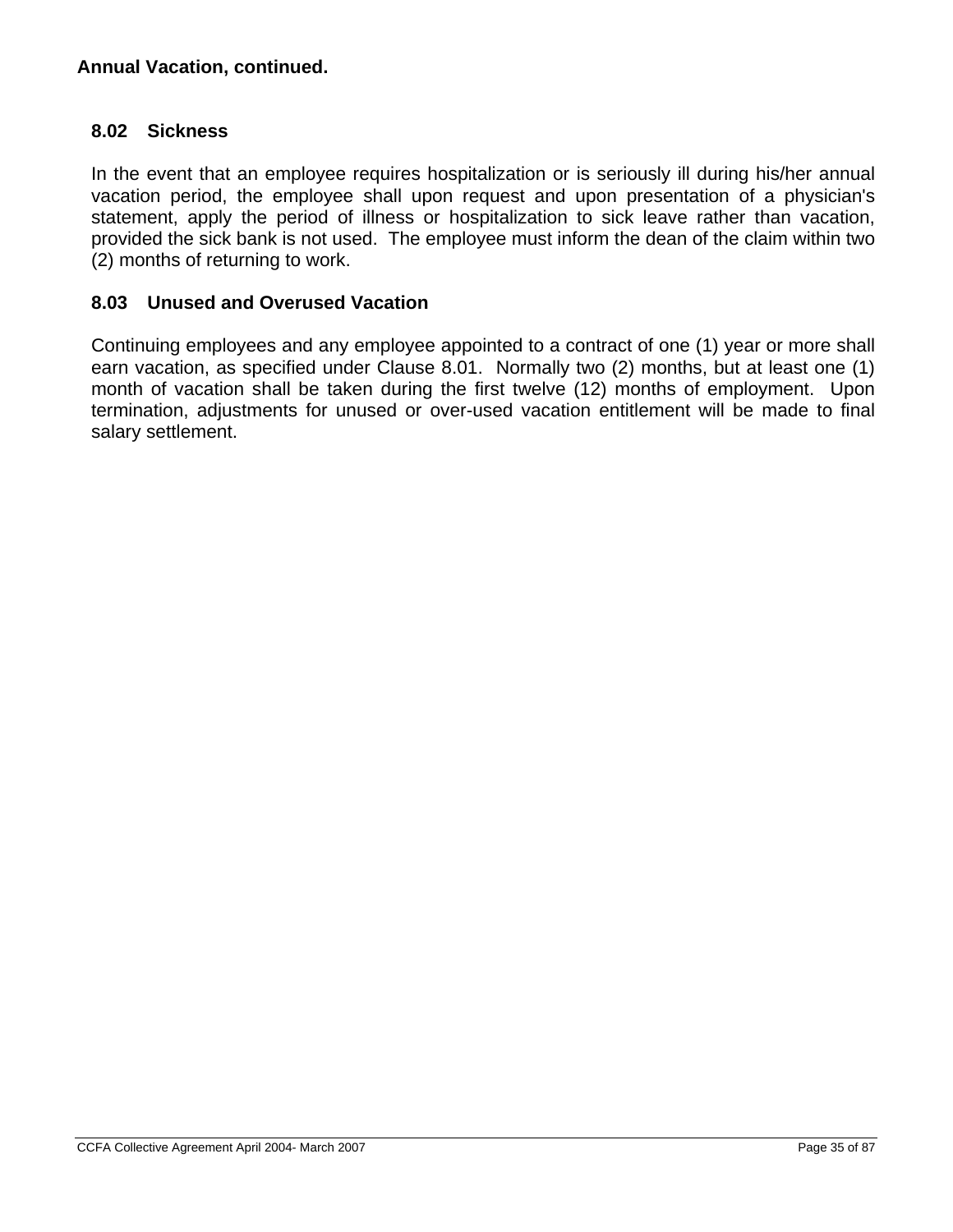**Annual Vacation, continued.**

### 8.02 Sickness

In the event that an employee requires hospitalization or is seriously ill during his/her annual vacation period, the employee shall upon request and upon presentation of a physician's statement, apply the period of illness or hospitalization to sick leave rather than vacation, provided the sick bank is not used. The employee must inform the dean of the claim within two (2) months of returning to work.

### 8.03 Unused and Overused Vacation

Continuing employees and any employee appointed to a contract of one (1) year or more shall earn vacation, as specified under Clause 8.01. Normally two (2) months, but at least one (1) month of vacation shall be taken during the first twelve (12) months of employment. Upon termination, adjustments for unused or over-used vacation entitlement will be made to final salary settlement.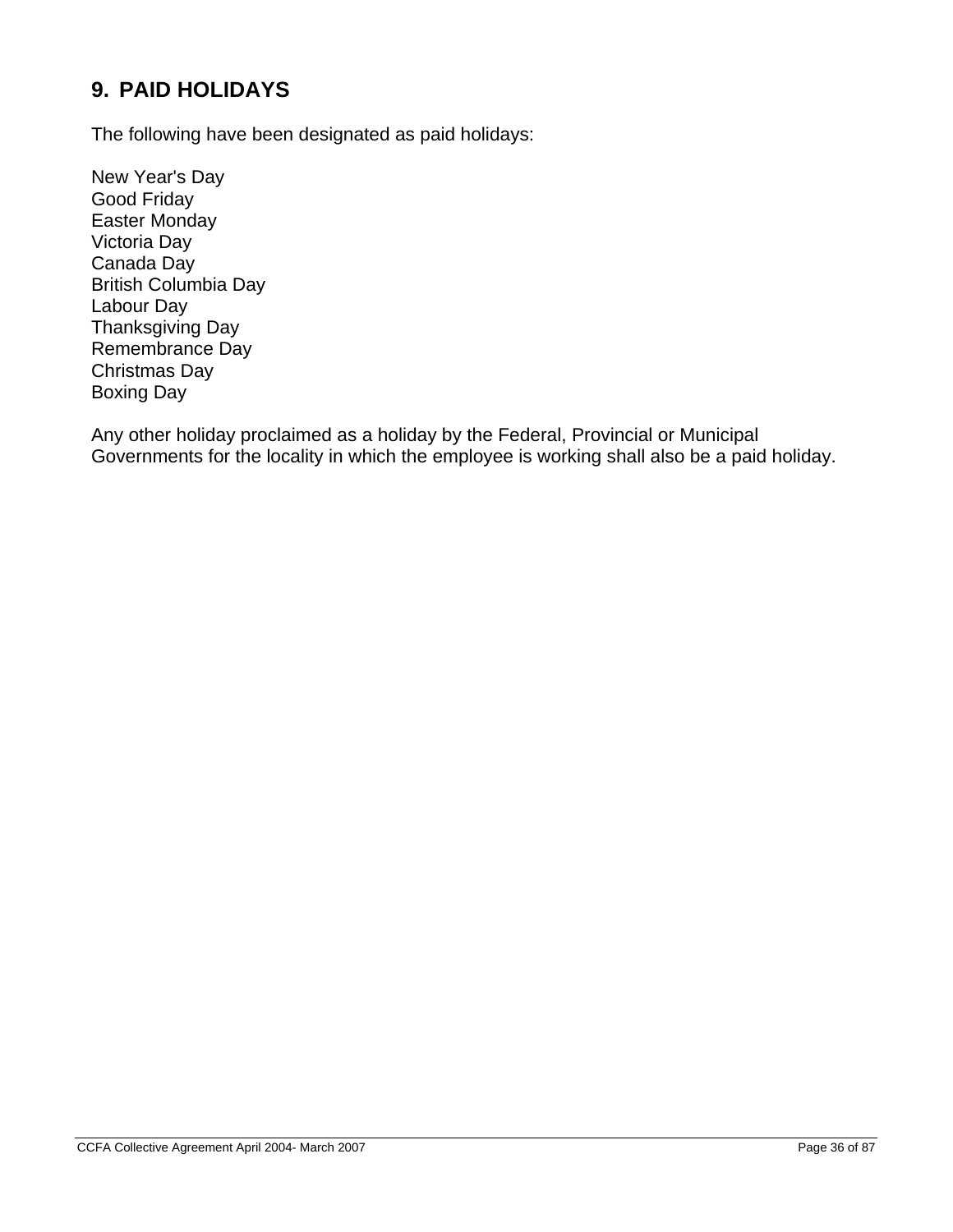## 9. PAID HOLIDAYS

The following have been designated as paid holidays:

New Year's Day
Good Friday
Easter Monday
Victoria Day
Canada Day
British Columbia Day
Labour Day
Thanksgiving Day
Remembrance Day
Christmas Day
Boxing Day

Any other holiday proclaimed as a holiday by the Federal, Provincial or Municipal Governments for the locality in which the employee is working shall also be a paid holiday.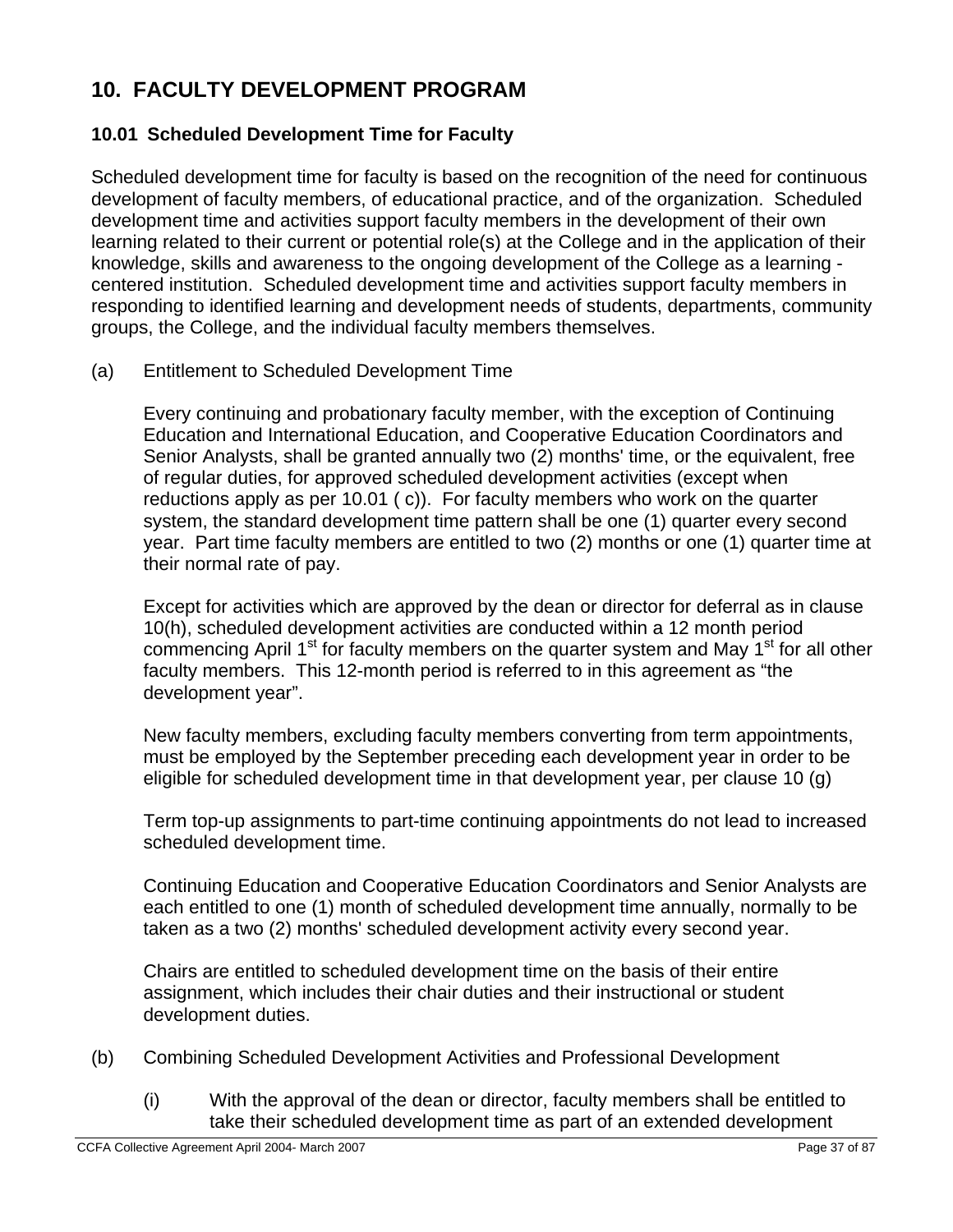# 10. FACULTY DEVELOPMENT PROGRAM

## 10.01 Scheduled Development Time for Faculty

Scheduled development time for faculty is based on the recognition of the need for continuous development of faculty members, of educational practice, and of the organization. Scheduled development time and activities support faculty members in the development of their own learning related to their current or potential role(s) at the College and in the application of their knowledge, skills and awareness to the ongoing development of the College as a learning - centered institution. Scheduled development time and activities support faculty members in responding to identified learning and development needs of students, departments, community groups, the College, and the individual faculty members themselves.

(a) Entitlement to Scheduled Development Time

Every continuing and probationary faculty member, with the exception of Continuing Education and International Education, and Cooperative Education Coordinators and Senior Analysts, shall be granted annually two (2) months' time, or the equivalent, free of regular duties, for approved scheduled development activities (except when reductions apply as per 10.01 ( c)). For faculty members who work on the quarter system, the standard development time pattern shall be one (1) quarter every second year. Part time faculty members are entitled to two (2) months or one (1) quarter time at their normal rate of pay.

Except for activities which are approved by the dean or director for deferral as in clause 10(h), scheduled development activities are conducted within a 12 month period commencing April 1st for faculty members on the quarter system and May 1st for all other faculty members. This 12-month period is referred to in this agreement as “the development year”.

New faculty members, excluding faculty members converting from term appointments, must be employed by the September preceding each development year in order to be eligible for scheduled development time in that development year, per clause 10 (g)

Term top-up assignments to part-time continuing appointments do not lead to increased scheduled development time.

Continuing Education and Cooperative Education Coordinators and Senior Analysts are each entitled to one (1) month of scheduled development time annually, normally to be taken as a two (2) months' scheduled development activity every second year.

Chairs are entitled to scheduled development time on the basis of their entire assignment, which includes their chair duties and their instructional or student development duties.

(b) Combining Scheduled Development Activities and Professional Development

(i) With the approval of the dean or director, faculty members shall be entitled to take their scheduled development time as part of an extended development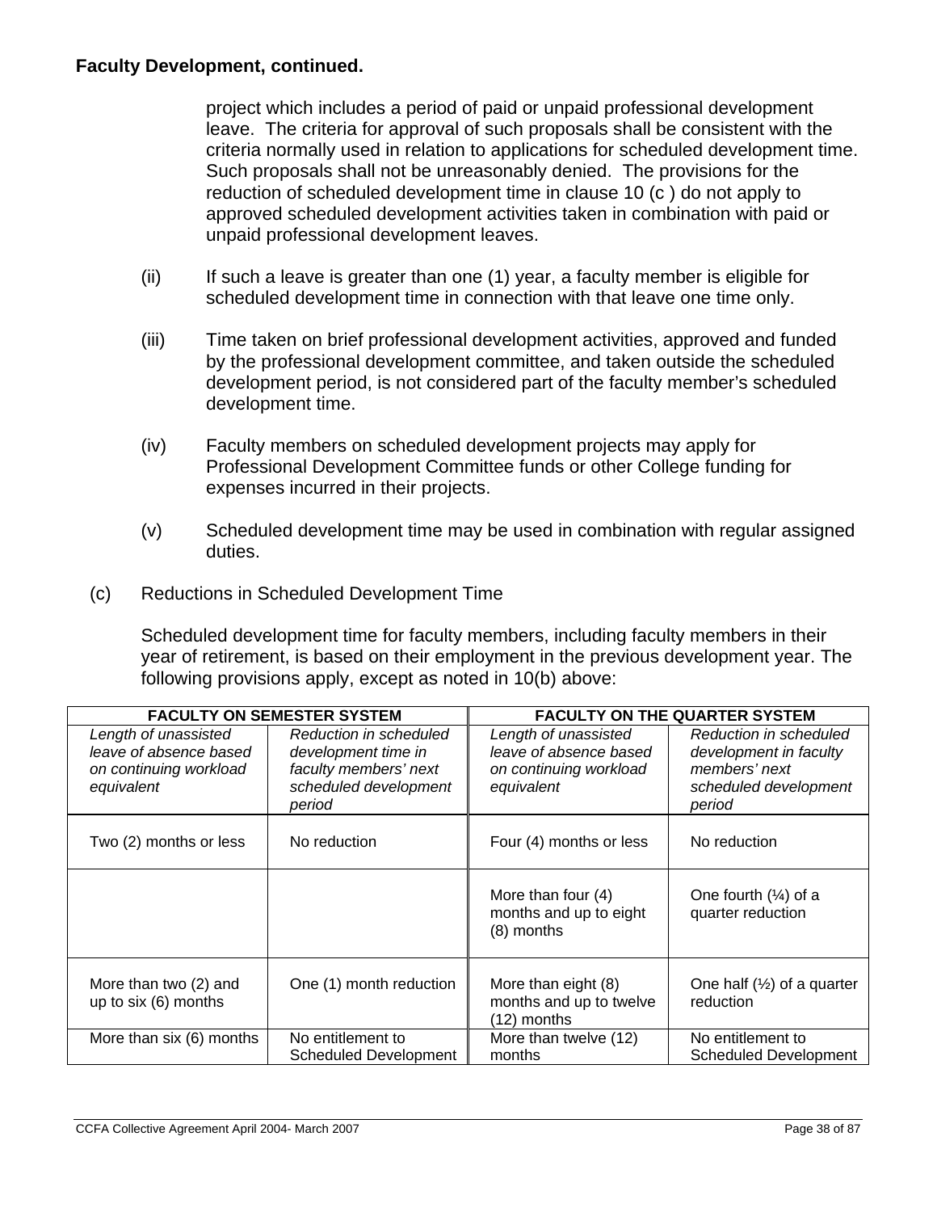**Faculty Development, continued.**

project which includes a period of paid or unpaid professional development leave. The criteria for approval of such proposals shall be consistent with the criteria normally used in relation to applications for scheduled development time. Such proposals shall not be unreasonably denied. The provisions for the reduction of scheduled development time in clause 10 (c ) do not apply to approved scheduled development activities taken in combination with paid or unpaid professional development leaves.

(ii) If such a leave is greater than one (1) year, a faculty member is eligible for scheduled development time in connection with that leave one time only.

(iii) Time taken on brief professional development activities, approved and funded by the professional development committee, and taken outside the scheduled development period, is not considered part of the faculty member's scheduled development time.

(iv) Faculty members on scheduled development projects may apply for Professional Development Committee funds or other College funding for expenses incurred in their projects.

(v) Scheduled development time may be used in combination with regular assigned duties.

(c) Reductions in Scheduled Development Time

Scheduled development time for faculty members, including faculty members in their year of retirement, is based on their employment in the previous development year. The following provisions apply, except as noted in 10(b) above:

| FACULTY ON SEMESTER SYSTEM | | FACULTY ON THE QUARTER SYSTEM | |
|---|---|---|---|
| *Length of unassisted leave of absence based on continuing workload equivalent* | *Reduction in scheduled development time in faculty members' next scheduled development period* | *Length of unassisted leave of absence based on continuing workload equivalent* | *Reduction in scheduled development in faculty members' next scheduled development period* |
| Two (2) months or less | No reduction | Four (4) months or less | No reduction |
| | | More than four (4) months and up to eight (8) months | One fourth (¼) of a quarter reduction |
| More than two (2) and up to six (6) months | One (1) month reduction | More than eight (8) months and up to twelve (12) months | One half (½) of a quarter reduction |
| More than six (6) months | No entitlement to Scheduled Development | More than twelve (12) months | No entitlement to Scheduled Development |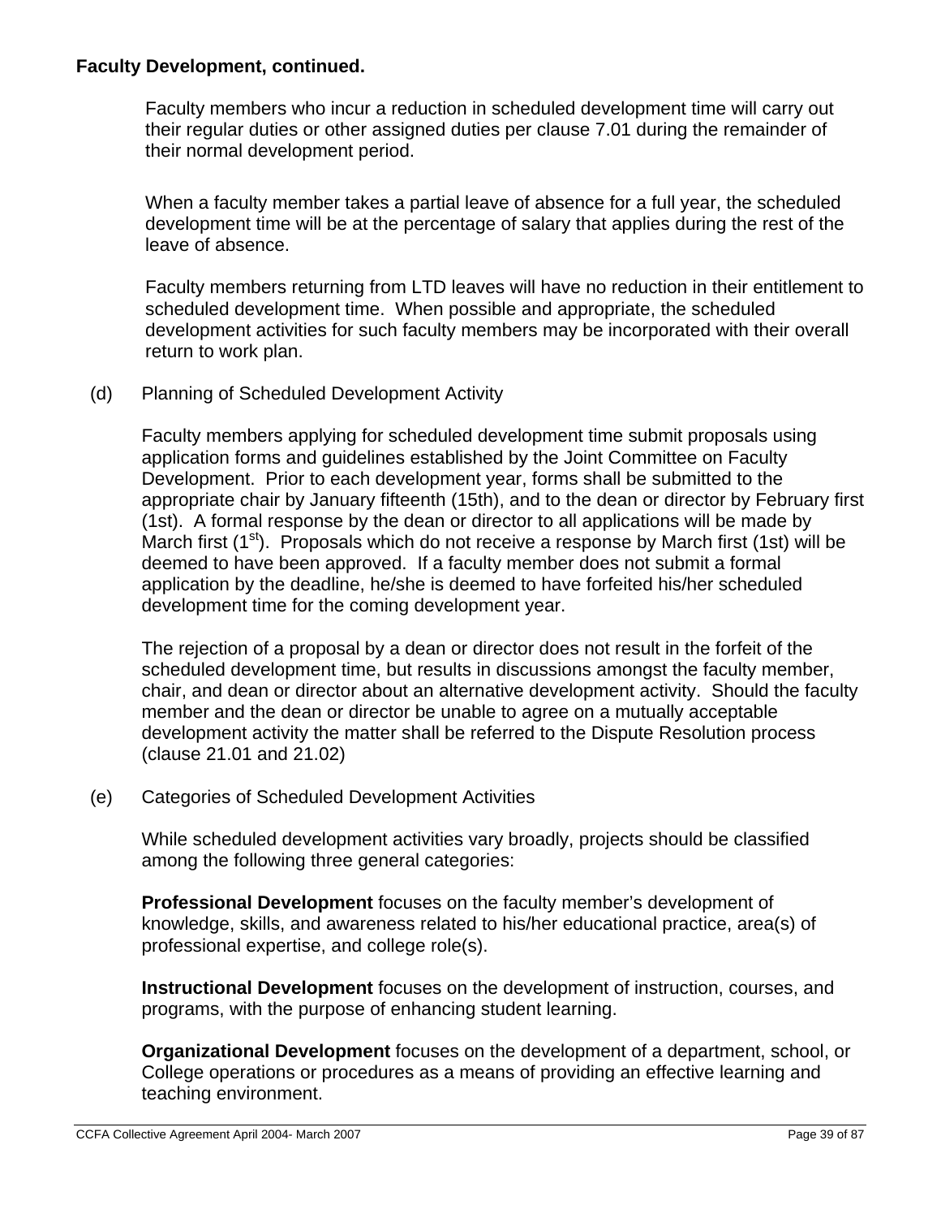**Faculty Development, continued.**

Faculty members who incur a reduction in scheduled development time will carry out their regular duties or other assigned duties per clause 7.01 during the remainder of their normal development period.

When a faculty member takes a partial leave of absence for a full year, the scheduled development time will be at the percentage of salary that applies during the rest of the leave of absence.

Faculty members returning from LTD leaves will have no reduction in their entitlement to scheduled development time. When possible and appropriate, the scheduled development activities for such faculty members may be incorporated with their overall return to work plan.

(d) Planning of Scheduled Development Activity

Faculty members applying for scheduled development time submit proposals using application forms and guidelines established by the Joint Committee on Faculty Development. Prior to each development year, forms shall be submitted to the appropriate chair by January fifteenth (15th), and to the dean or director by February first (1st). A formal response by the dean or director to all applications will be made by March first (1st). Proposals which do not receive a response by March first (1st) will be deemed to have been approved. If a faculty member does not submit a formal application by the deadline, he/she is deemed to have forfeited his/her scheduled development time for the coming development year.

The rejection of a proposal by a dean or director does not result in the forfeit of the scheduled development time, but results in discussions amongst the faculty member, chair, and dean or director about an alternative development activity. Should the faculty member and the dean or director be unable to agree on a mutually acceptable development activity the matter shall be referred to the Dispute Resolution process (clause 21.01 and 21.02)

(e) Categories of Scheduled Development Activities

While scheduled development activities vary broadly, projects should be classified among the following three general categories:

**Professional Development** focuses on the faculty member's development of knowledge, skills, and awareness related to his/her educational practice, area(s) of professional expertise, and college role(s).

**Instructional Development** focuses on the development of instruction, courses, and programs, with the purpose of enhancing student learning.

**Organizational Development** focuses on the development of a department, school, or College operations or procedures as a means of providing an effective learning and teaching environment.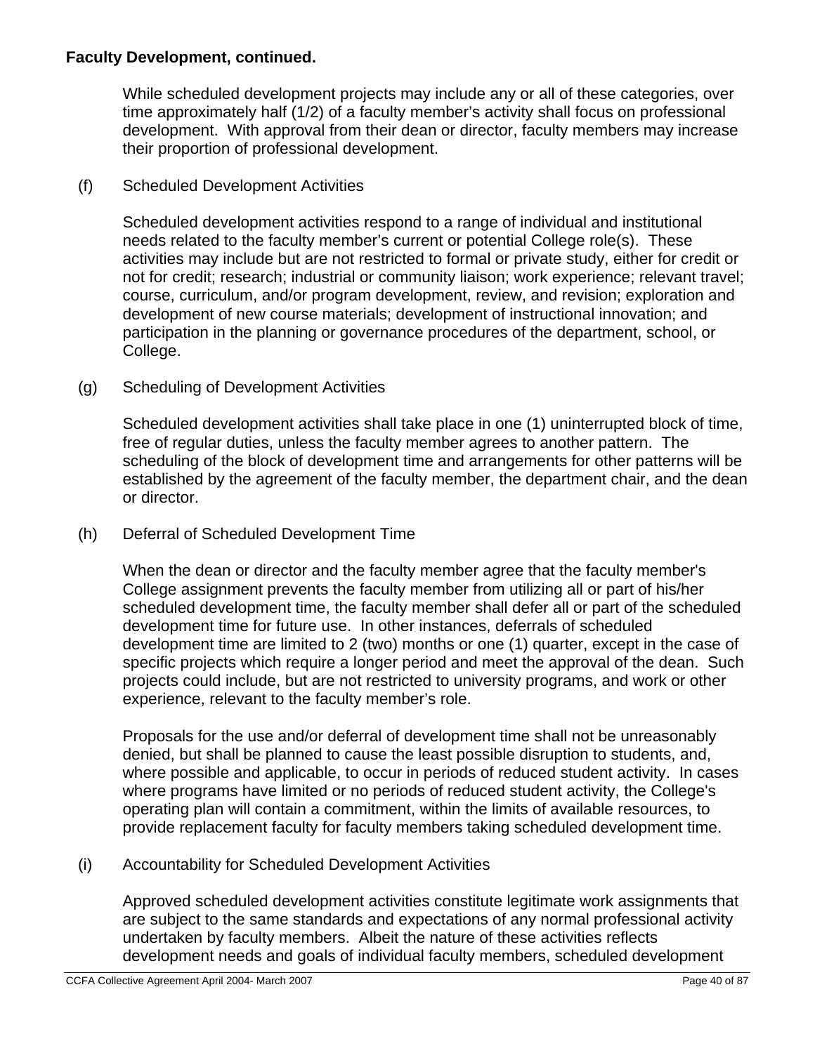**Faculty Development, continued.**

While scheduled development projects may include any or all of these categories, over time approximately half (1/2) of a faculty member's activity shall focus on professional development. With approval from their dean or director, faculty members may increase their proportion of professional development.

(f) Scheduled Development Activities

Scheduled development activities respond to a range of individual and institutional needs related to the faculty member's current or potential College role(s). These activities may include but are not restricted to formal or private study, either for credit or not for credit; research; industrial or community liaison; work experience; relevant travel; course, curriculum, and/or program development, review, and revision; exploration and development of new course materials; development of instructional innovation; and participation in the planning or governance procedures of the department, school, or College.

(g) Scheduling of Development Activities

Scheduled development activities shall take place in one (1) uninterrupted block of time, free of regular duties, unless the faculty member agrees to another pattern. The scheduling of the block of development time and arrangements for other patterns will be established by the agreement of the faculty member, the department chair, and the dean or director.

(h) Deferral of Scheduled Development Time

When the dean or director and the faculty member agree that the faculty member's College assignment prevents the faculty member from utilizing all or part of his/her scheduled development time, the faculty member shall defer all or part of the scheduled development time for future use. In other instances, deferrals of scheduled development time are limited to 2 (two) months or one (1) quarter, except in the case of specific projects which require a longer period and meet the approval of the dean. Such projects could include, but are not restricted to university programs, and work or other experience, relevant to the faculty member's role.

Proposals for the use and/or deferral of development time shall not be unreasonably denied, but shall be planned to cause the least possible disruption to students, and, where possible and applicable, to occur in periods of reduced student activity. In cases where programs have limited or no periods of reduced student activity, the College's operating plan will contain a commitment, within the limits of available resources, to provide replacement faculty for faculty members taking scheduled development time.

(i) Accountability for Scheduled Development Activities

Approved scheduled development activities constitute legitimate work assignments that are subject to the same standards and expectations of any normal professional activity undertaken by faculty members. Albeit the nature of these activities reflects development needs and goals of individual faculty members, scheduled development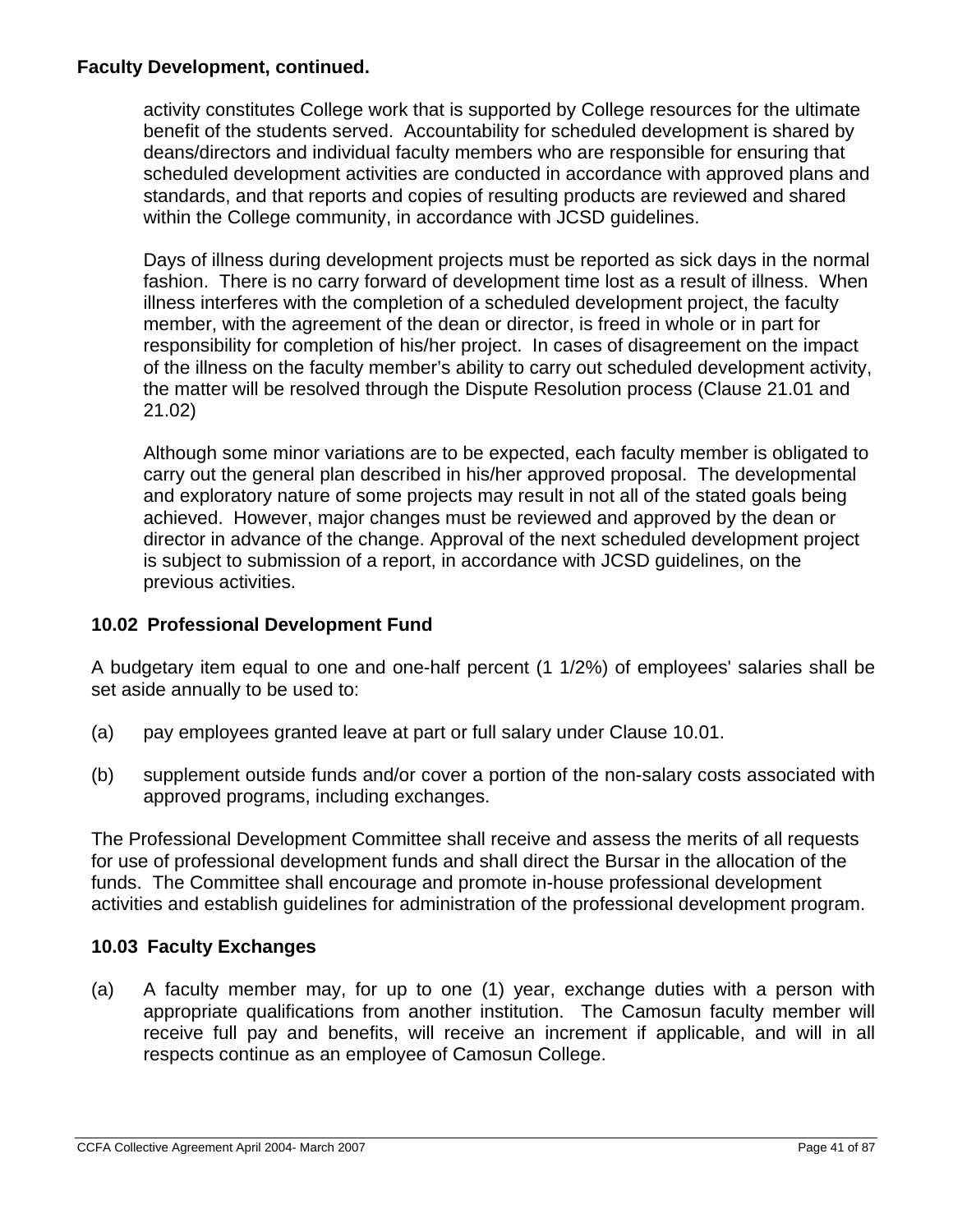**Faculty Development, continued.**

activity constitutes College work that is supported by College resources for the ultimate benefit of the students served. Accountability for scheduled development is shared by deans/directors and individual faculty members who are responsible for ensuring that scheduled development activities are conducted in accordance with approved plans and standards, and that reports and copies of resulting products are reviewed and shared within the College community, in accordance with JCSD guidelines.

Days of illness during development projects must be reported as sick days in the normal fashion. There is no carry forward of development time lost as a result of illness. When illness interferes with the completion of a scheduled development project, the faculty member, with the agreement of the dean or director, is freed in whole or in part for responsibility for completion of his/her project. In cases of disagreement on the impact of the illness on the faculty member's ability to carry out scheduled development activity, the matter will be resolved through the Dispute Resolution process (Clause 21.01 and 21.02)

Although some minor variations are to be expected, each faculty member is obligated to carry out the general plan described in his/her approved proposal. The developmental and exploratory nature of some projects may result in not all of the stated goals being achieved. However, major changes must be reviewed and approved by the dean or director in advance of the change. Approval of the next scheduled development project is subject to submission of a report, in accordance with JCSD guidelines, on the previous activities.

### 10.02 Professional Development Fund

A budgetary item equal to one and one-half percent (1 1/2%) of employees' salaries shall be set aside annually to be used to:

(a) pay employees granted leave at part or full salary under Clause 10.01.

(b) supplement outside funds and/or cover a portion of the non-salary costs associated with approved programs, including exchanges.

The Professional Development Committee shall receive and assess the merits of all requests for use of professional development funds and shall direct the Bursar in the allocation of the funds. The Committee shall encourage and promote in-house professional development activities and establish guidelines for administration of the professional development program.

### 10.03 Faculty Exchanges

(a) A faculty member may, for up to one (1) year, exchange duties with a person with appropriate qualifications from another institution. The Camosun faculty member will receive full pay and benefits, will receive an increment if applicable, and will in all respects continue as an employee of Camosun College.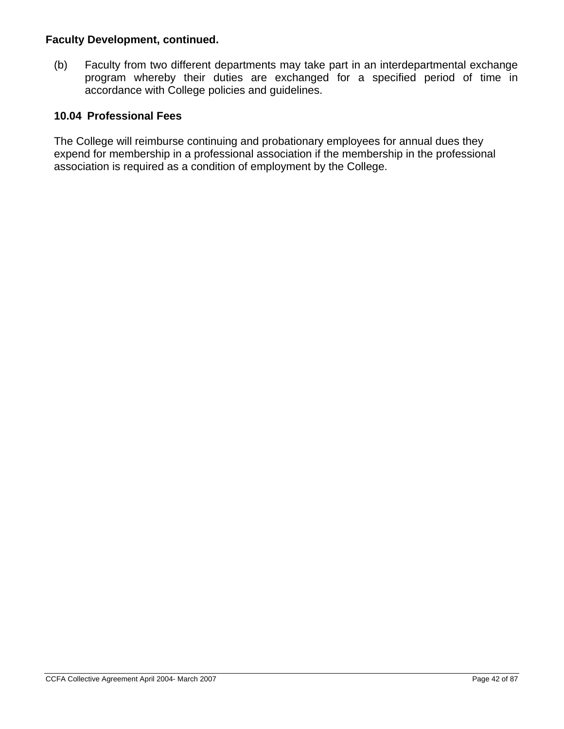**Faculty Development, continued.**

(b) Faculty from two different departments may take part in an interdepartmental exchange program whereby their duties are exchanged for a specified period of time in accordance with College policies and guidelines.

## 10.04 Professional Fees

The College will reimburse continuing and probationary employees for annual dues they expend for membership in a professional association if the membership in the professional association is required as a condition of employment by the College.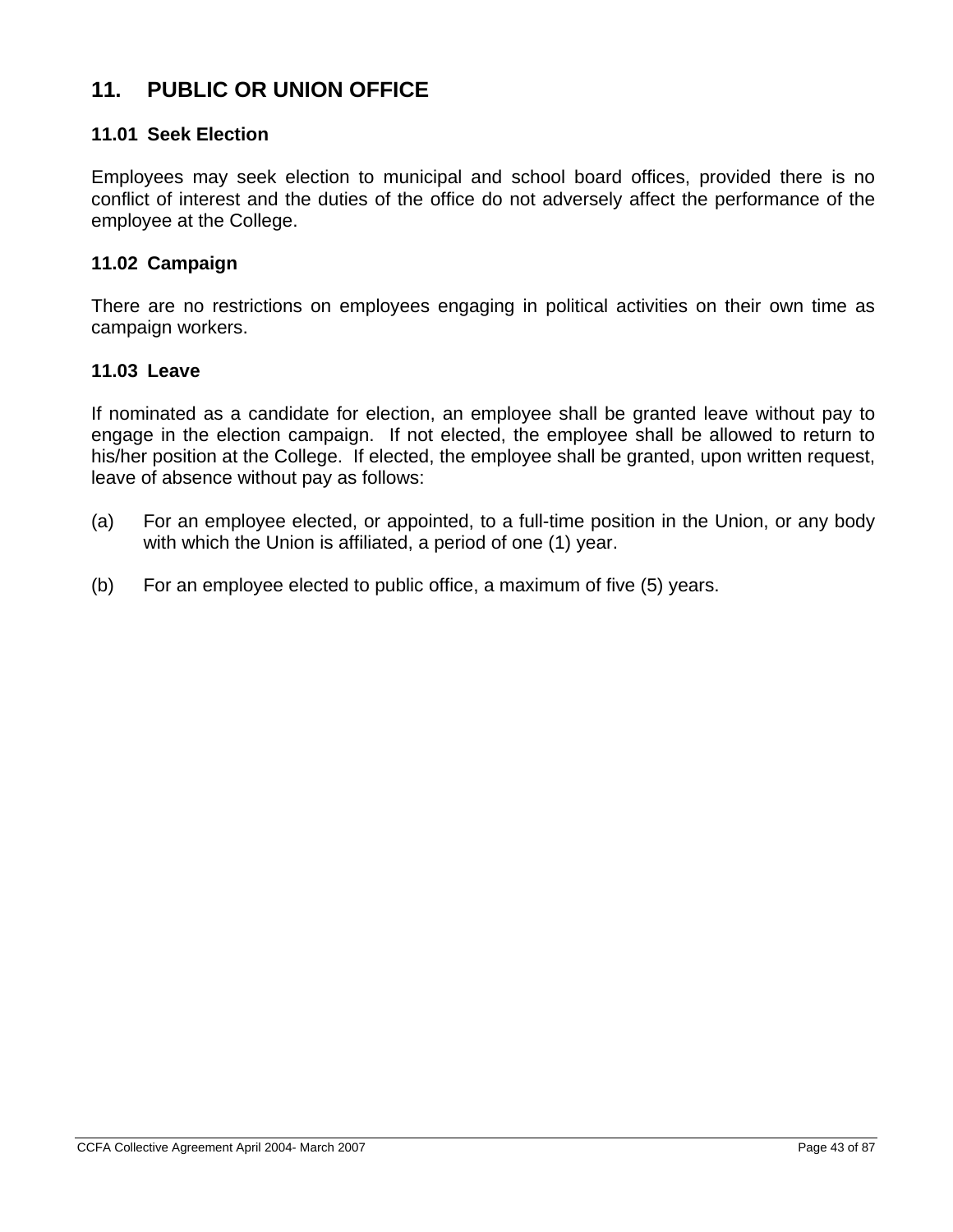## 11. PUBLIC OR UNION OFFICE

### 11.01 Seek Election

Employees may seek election to municipal and school board offices, provided there is no conflict of interest and the duties of the office do not adversely affect the performance of the employee at the College.

### 11.02 Campaign

There are no restrictions on employees engaging in political activities on their own time as campaign workers.

### 11.03 Leave

If nominated as a candidate for election, an employee shall be granted leave without pay to engage in the election campaign. If not elected, the employee shall be allowed to return to his/her position at the College. If elected, the employee shall be granted, upon written request, leave of absence without pay as follows:

(a) For an employee elected, or appointed, to a full-time position in the Union, or any body with which the Union is affiliated, a period of one (1) year.

(b) For an employee elected to public office, a maximum of five (5) years.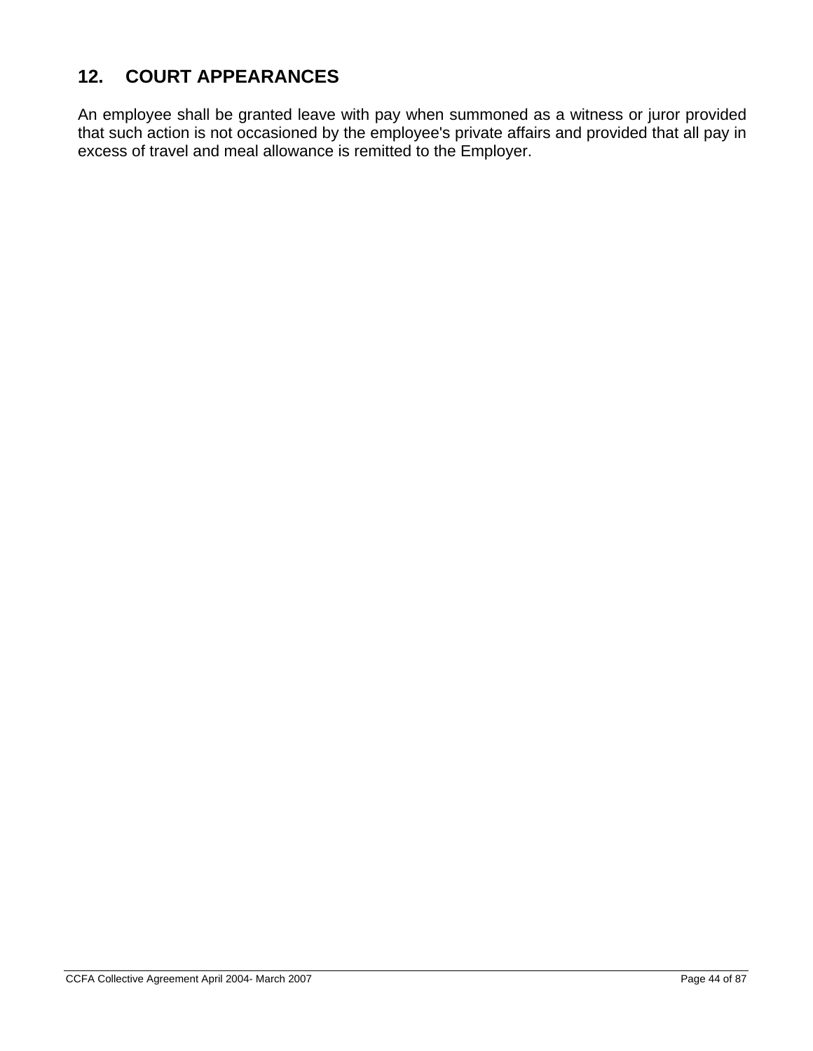## 12. COURT APPEARANCES

An employee shall be granted leave with pay when summoned as a witness or juror provided that such action is not occasioned by the employee's private affairs and provided that all pay in excess of travel and meal allowance is remitted to the Employer.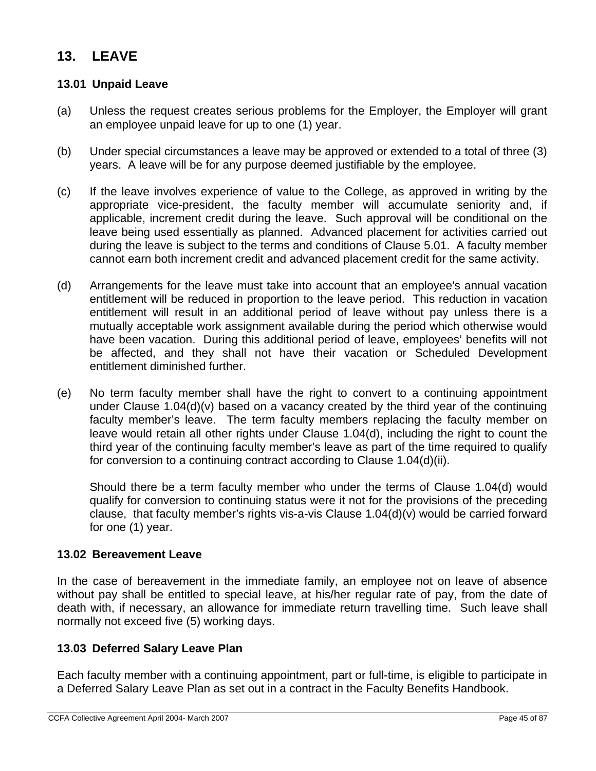# 13. LEAVE

### 13.01 Unpaid Leave

(a) Unless the request creates serious problems for the Employer, the Employer will grant an employee unpaid leave for up to one (1) year.

(b) Under special circumstances a leave may be approved or extended to a total of three (3) years. A leave will be for any purpose deemed justifiable by the employee.

(c) If the leave involves experience of value to the College, as approved in writing by the appropriate vice-president, the faculty member will accumulate seniority and, if applicable, increment credit during the leave. Such approval will be conditional on the leave being used essentially as planned. Advanced placement for activities carried out during the leave is subject to the terms and conditions of Clause 5.01. A faculty member cannot earn both increment credit and advanced placement credit for the same activity.

(d) Arrangements for the leave must take into account that an employee's annual vacation entitlement will be reduced in proportion to the leave period. This reduction in vacation entitlement will result in an additional period of leave without pay unless there is a mutually acceptable work assignment available during the period which otherwise would have been vacation. During this additional period of leave, employees' benefits will not be affected, and they shall not have their vacation or Scheduled Development entitlement diminished further.

(e) No term faculty member shall have the right to convert to a continuing appointment under Clause 1.04(d)(v) based on a vacancy created by the third year of the continuing faculty member's leave. The term faculty members replacing the faculty member on leave would retain all other rights under Clause 1.04(d), including the right to count the third year of the continuing faculty member's leave as part of the time required to qualify for conversion to a continuing contract according to Clause 1.04(d)(ii).

Should there be a term faculty member who under the terms of Clause 1.04(d) would qualify for conversion to continuing status were it not for the provisions of the preceding clause, that faculty member's rights vis-a-vis Clause 1.04(d)(v) would be carried forward for one (1) year.

### 13.02 Bereavement Leave

In the case of bereavement in the immediate family, an employee not on leave of absence without pay shall be entitled to special leave, at his/her regular rate of pay, from the date of death with, if necessary, an allowance for immediate return travelling time. Such leave shall normally not exceed five (5) working days.

### 13.03 Deferred Salary Leave Plan

Each faculty member with a continuing appointment, part or full-time, is eligible to participate in a Deferred Salary Leave Plan as set out in a contract in the Faculty Benefits Handbook.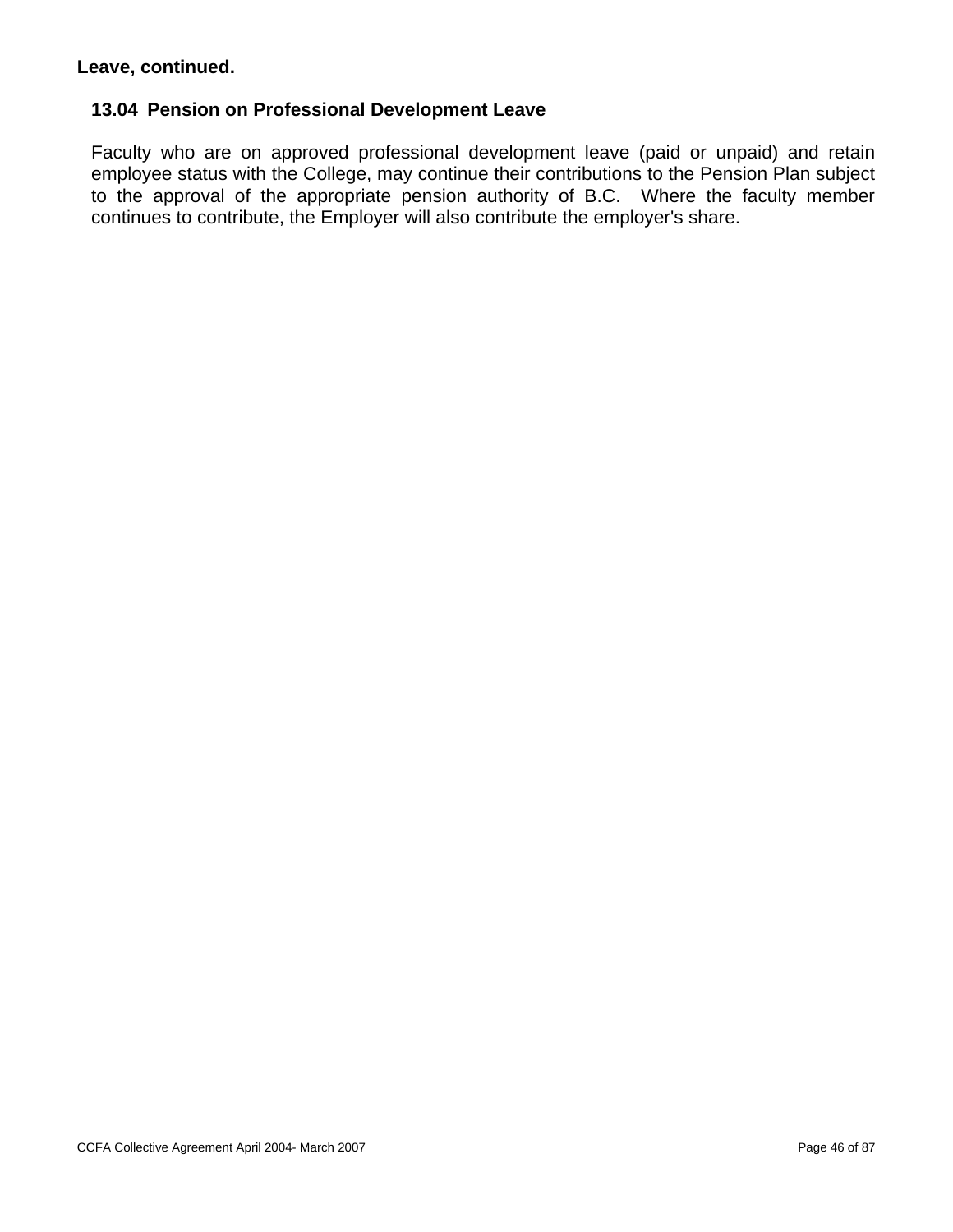**Leave, continued.**

### 13.04 Pension on Professional Development Leave

Faculty who are on approved professional development leave (paid or unpaid) and retain employee status with the College, may continue their contributions to the Pension Plan subject to the approval of the appropriate pension authority of B.C. Where the faculty member continues to contribute, the Employer will also contribute the employer's share.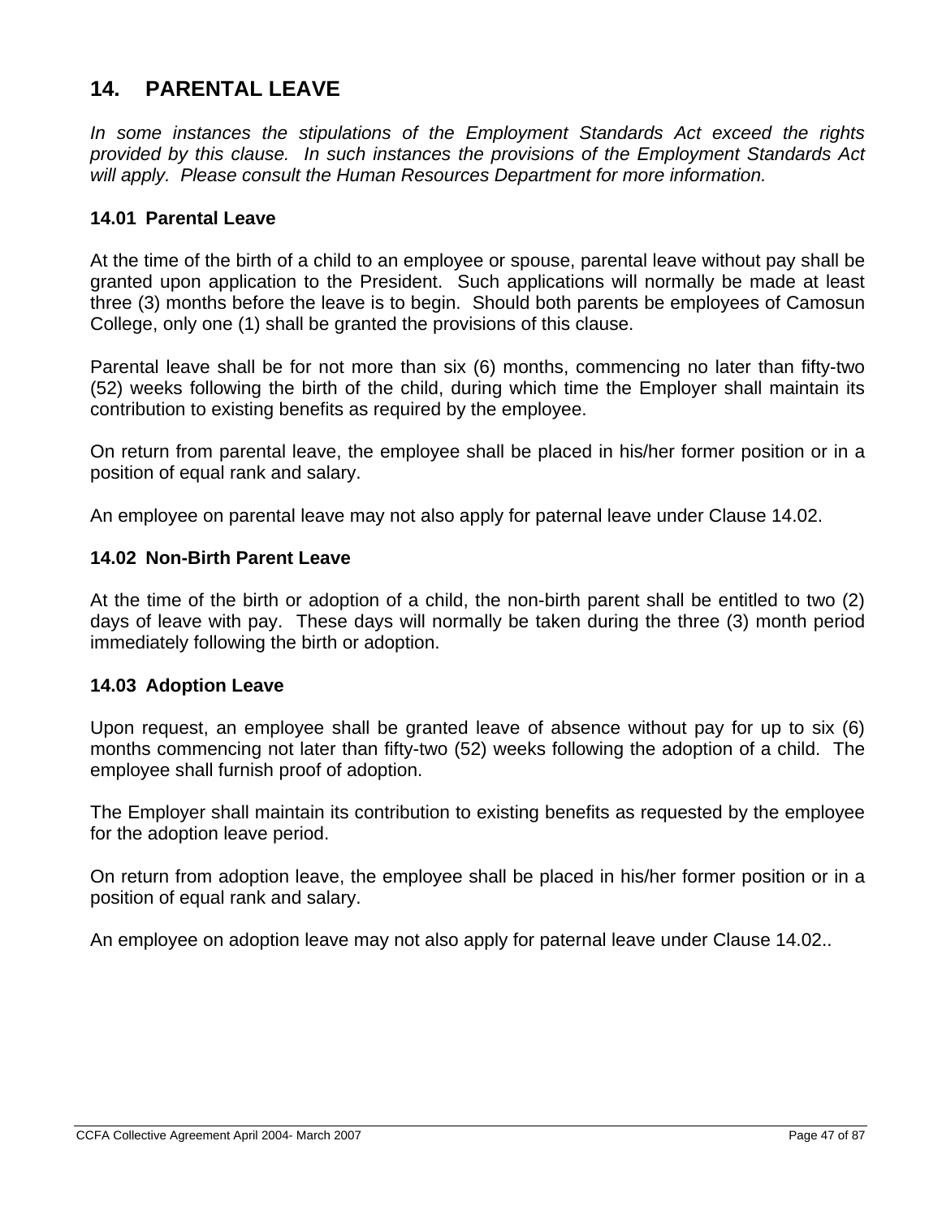# 14. PARENTAL LEAVE

*In some instances the stipulations of the Employment Standards Act exceed the rights provided by this clause. In such instances the provisions of the Employment Standards Act will apply. Please consult the Human Resources Department for more information.*

### 14.01 Parental Leave

At the time of the birth of a child to an employee or spouse, parental leave without pay shall be granted upon application to the President. Such applications will normally be made at least three (3) months before the leave is to begin. Should both parents be employees of Camosun College, only one (1) shall be granted the provisions of this clause.

Parental leave shall be for not more than six (6) months, commencing no later than fifty-two (52) weeks following the birth of the child, during which time the Employer shall maintain its contribution to existing benefits as required by the employee.

On return from parental leave, the employee shall be placed in his/her former position or in a position of equal rank and salary.

An employee on parental leave may not also apply for paternal leave under Clause 14.02.

### 14.02 Non-Birth Parent Leave

At the time of the birth or adoption of a child, the non-birth parent shall be entitled to two (2) days of leave with pay. These days will normally be taken during the three (3) month period immediately following the birth or adoption.

### 14.03 Adoption Leave

Upon request, an employee shall be granted leave of absence without pay for up to six (6) months commencing not later than fifty-two (52) weeks following the adoption of a child. The employee shall furnish proof of adoption.

The Employer shall maintain its contribution to existing benefits as requested by the employee for the adoption leave period.

On return from adoption leave, the employee shall be placed in his/her former position or in a position of equal rank and salary.

An employee on adoption leave may not also apply for paternal leave under Clause 14.02..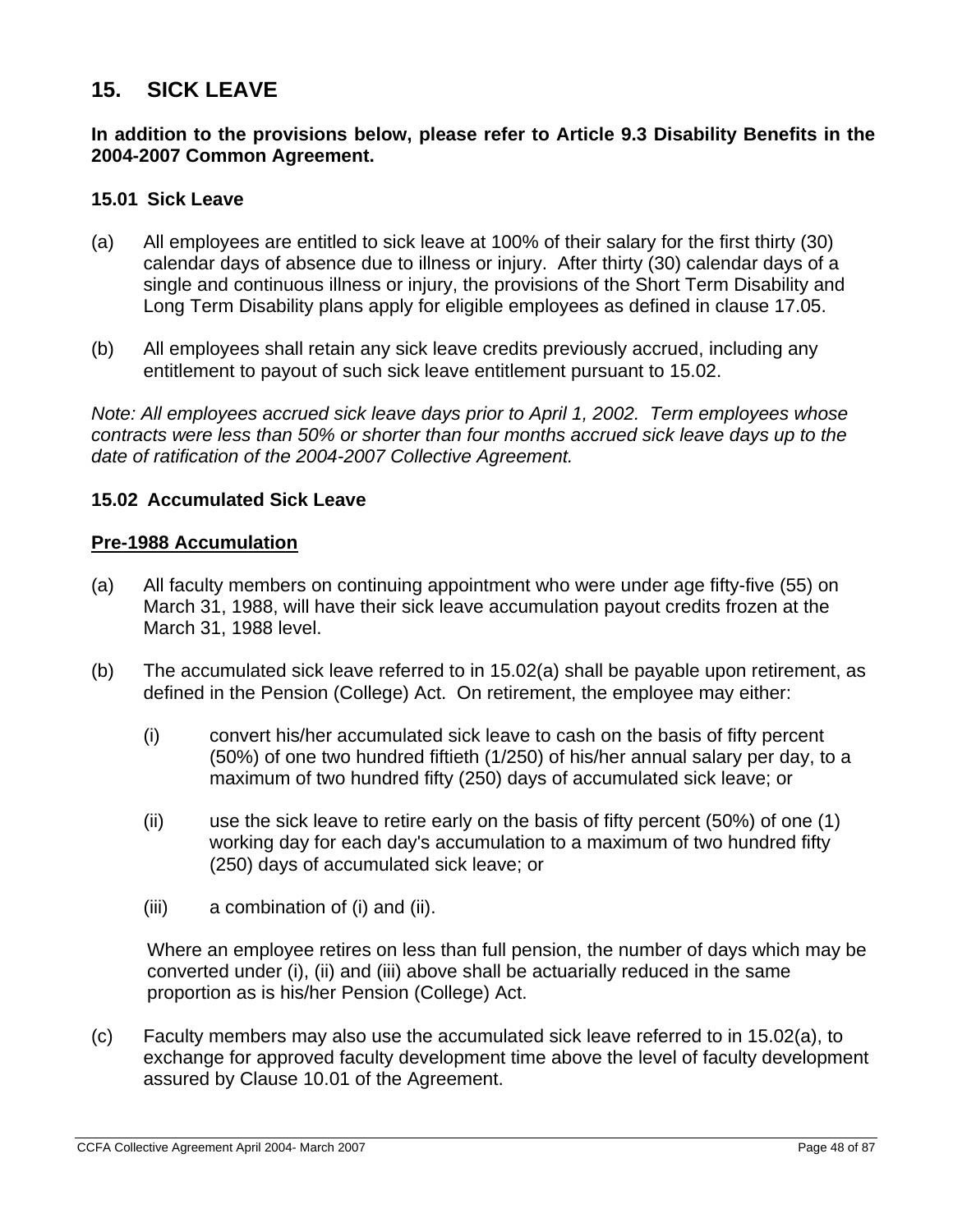# 15. SICK LEAVE

**In addition to the provisions below, please refer to Article 9.3 Disability Benefits in the 2004-2007 Common Agreement.**

### 15.01 Sick Leave

(a) All employees are entitled to sick leave at 100% of their salary for the first thirty (30) calendar days of absence due to illness or injury. After thirty (30) calendar days of a single and continuous illness or injury, the provisions of the Short Term Disability and Long Term Disability plans apply for eligible employees as defined in clause 17.05.

(b) All employees shall retain any sick leave credits previously accrued, including any entitlement to payout of such sick leave entitlement pursuant to 15.02.

*Note: All employees accrued sick leave days prior to April 1, 2002. Term employees whose contracts were less than 50% or shorter than four months accrued sick leave days up to the date of ratification of the 2004-2007 Collective Agreement.*

### 15.02 Accumulated Sick Leave

**Pre-1988 Accumulation**

(a) All faculty members on continuing appointment who were under age fifty-five (55) on March 31, 1988, will have their sick leave accumulation payout credits frozen at the March 31, 1988 level.

(b) The accumulated sick leave referred to in 15.02(a) shall be payable upon retirement, as defined in the Pension (College) Act. On retirement, the employee may either:

   (i) convert his/her accumulated sick leave to cash on the basis of fifty percent (50%) of one two hundred fiftieth (1/250) of his/her annual salary per day, to a maximum of two hundred fifty (250) days of accumulated sick leave; or

   (ii) use the sick leave to retire early on the basis of fifty percent (50%) of one (1) working day for each day's accumulation to a maximum of two hundred fifty (250) days of accumulated sick leave; or

   (iii) a combination of (i) and (ii).

   Where an employee retires on less than full pension, the number of days which may be converted under (i), (ii) and (iii) above shall be actuarially reduced in the same proportion as is his/her Pension (College) Act.

(c) Faculty members may also use the accumulated sick leave referred to in 15.02(a), to exchange for approved faculty development time above the level of faculty development assured by Clause 10.01 of the Agreement.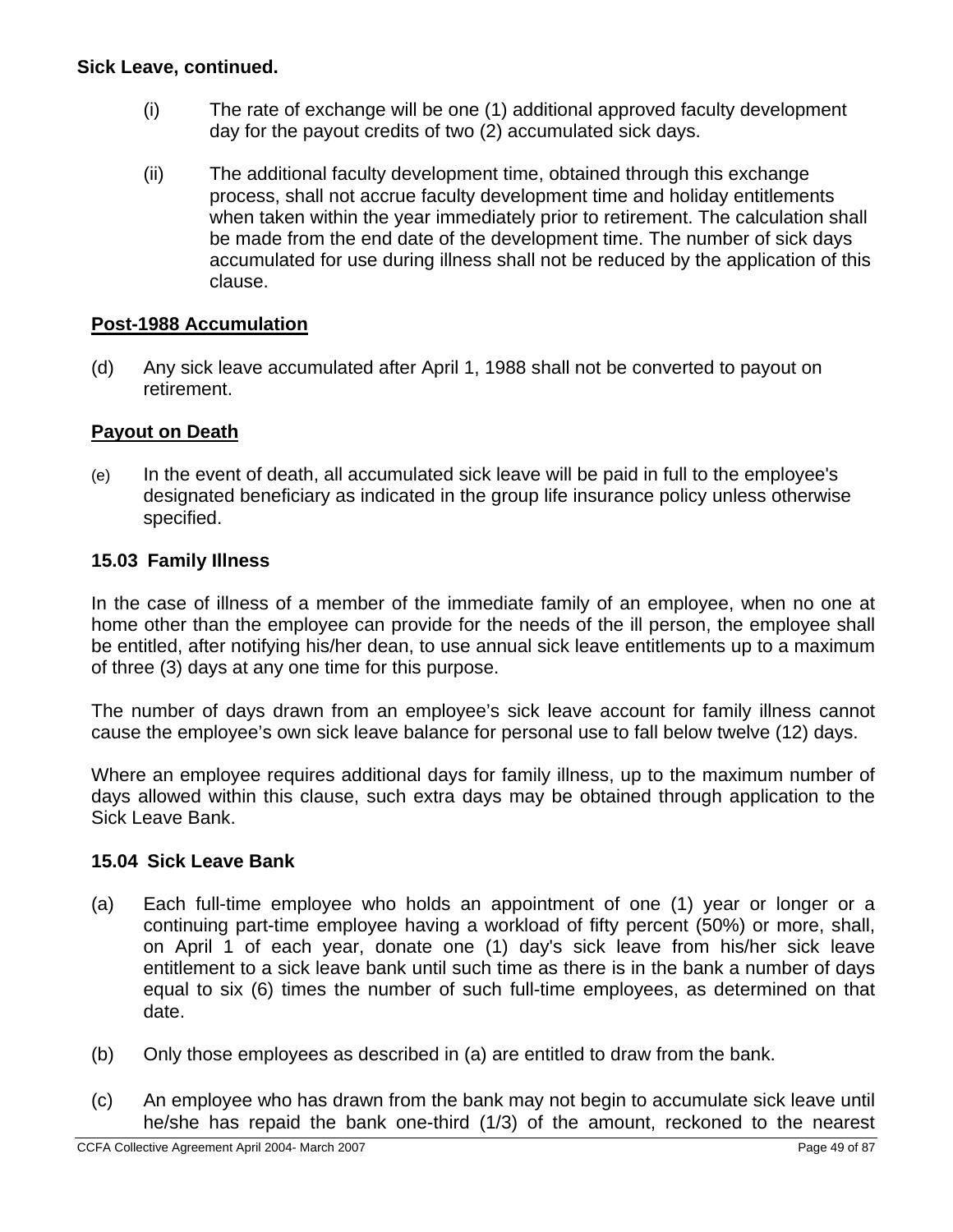**Sick Leave, continued.**

(i) The rate of exchange will be one (1) additional approved faculty development day for the payout credits of two (2) accumulated sick days.

(ii) The additional faculty development time, obtained through this exchange process, shall not accrue faculty development time and holiday entitlements when taken within the year immediately prior to retirement. The calculation shall be made from the end date of the development time. The number of sick days accumulated for use during illness shall not be reduced by the application of this clause.

**Post-1988 Accumulation**

(d) Any sick leave accumulated after April 1, 1988 shall not be converted to payout on retirement.

**Payout on Death**

(e) In the event of death, all accumulated sick leave will be paid in full to the employee's designated beneficiary as indicated in the group life insurance policy unless otherwise specified.

### 15.03 Family Illness

In the case of illness of a member of the immediate family of an employee, when no one at home other than the employee can provide for the needs of the ill person, the employee shall be entitled, after notifying his/her dean, to use annual sick leave entitlements up to a maximum of three (3) days at any one time for this purpose.

The number of days drawn from an employee's sick leave account for family illness cannot cause the employee's own sick leave balance for personal use to fall below twelve (12) days.

Where an employee requires additional days for family illness, up to the maximum number of days allowed within this clause, such extra days may be obtained through application to the Sick Leave Bank.

### 15.04 Sick Leave Bank

(a) Each full-time employee who holds an appointment of one (1) year or longer or a continuing part-time employee having a workload of fifty percent (50%) or more, shall, on April 1 of each year, donate one (1) day's sick leave from his/her sick leave entitlement to a sick leave bank until such time as there is in the bank a number of days equal to six (6) times the number of such full-time employees, as determined on that date.

(b) Only those employees as described in (a) are entitled to draw from the bank.

(c) An employee who has drawn from the bank may not begin to accumulate sick leave until he/she has repaid the bank one-third (1/3) of the amount, reckoned to the nearest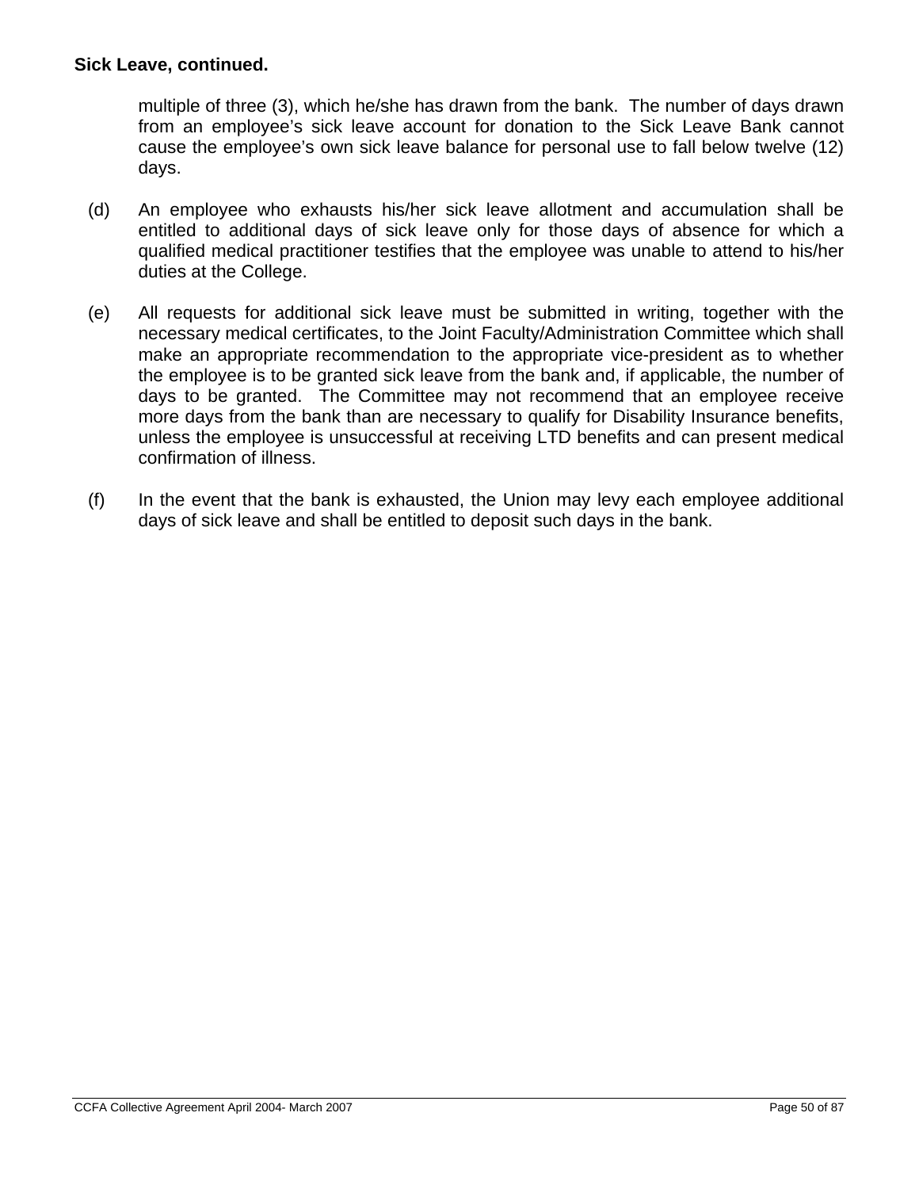**Sick Leave, continued.**

multiple of three (3), which he/she has drawn from the bank. The number of days drawn from an employee's sick leave account for donation to the Sick Leave Bank cannot cause the employee's own sick leave balance for personal use to fall below twelve (12) days.

(d) An employee who exhausts his/her sick leave allotment and accumulation shall be entitled to additional days of sick leave only for those days of absence for which a qualified medical practitioner testifies that the employee was unable to attend to his/her duties at the College.

(e) All requests for additional sick leave must be submitted in writing, together with the necessary medical certificates, to the Joint Faculty/Administration Committee which shall make an appropriate recommendation to the appropriate vice-president as to whether the employee is to be granted sick leave from the bank and, if applicable, the number of days to be granted. The Committee may not recommend that an employee receive more days from the bank than are necessary to qualify for Disability Insurance benefits, unless the employee is unsuccessful at receiving LTD benefits and can present medical confirmation of illness.

(f) In the event that the bank is exhausted, the Union may levy each employee additional days of sick leave and shall be entitled to deposit such days in the bank.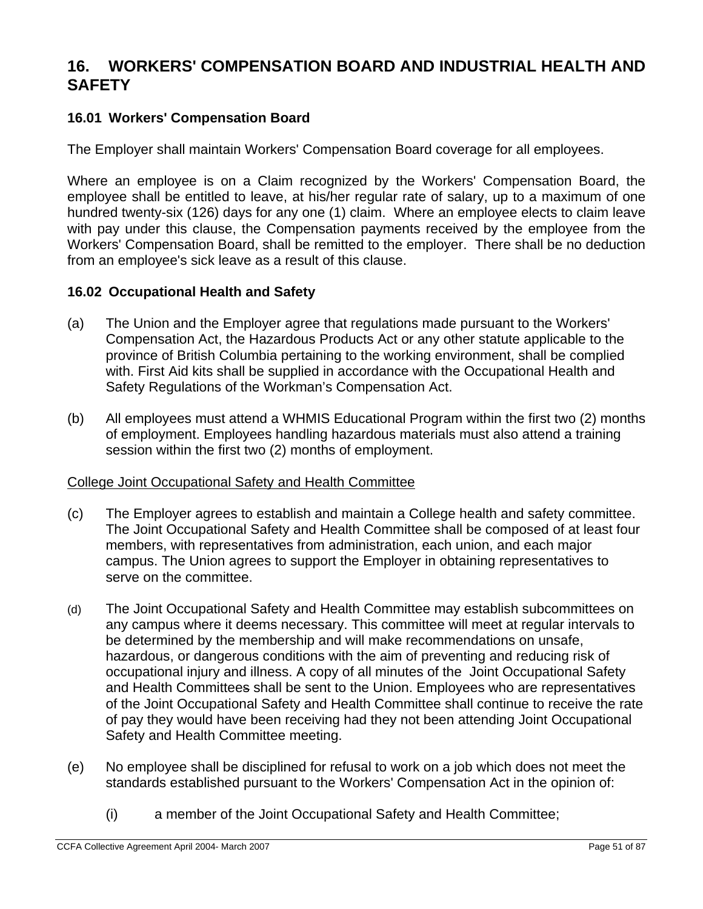## 16. WORKERS' COMPENSATION BOARD AND INDUSTRIAL HEALTH AND SAFETY

### 16.01 Workers' Compensation Board

The Employer shall maintain Workers' Compensation Board coverage for all employees.

Where an employee is on a Claim recognized by the Workers' Compensation Board, the employee shall be entitled to leave, at his/her regular rate of salary, up to a maximum of one hundred twenty-six (126) days for any one (1) claim. Where an employee elects to claim leave with pay under this clause, the Compensation payments received by the employee from the Workers' Compensation Board, shall be remitted to the employer. There shall be no deduction from an employee's sick leave as a result of this clause.

### 16.02 Occupational Health and Safety

(a) The Union and the Employer agree that regulations made pursuant to the Workers' Compensation Act, the Hazardous Products Act or any other statute applicable to the province of British Columbia pertaining to the working environment, shall be complied with. First Aid kits shall be supplied in accordance with the Occupational Health and Safety Regulations of the Workman's Compensation Act.

(b) All employees must attend a WHMIS Educational Program within the first two (2) months of employment. Employees handling hazardous materials must also attend a training session within the first two (2) months of employment.

<u>College Joint Occupational Safety and Health Committee</u>

(c) The Employer agrees to establish and maintain a College health and safety committee. The Joint Occupational Safety and Health Committee shall be composed of at least four members, with representatives from administration, each union, and each major campus. The Union agrees to support the Employer in obtaining representatives to serve on the committee.

(d) The Joint Occupational Safety and Health Committee may establish subcommittees on any campus where it deems necessary. This committee will meet at regular intervals to be determined by the membership and will make recommendations on unsafe, hazardous, or dangerous conditions with the aim of preventing and reducing risk of occupational injury and illness. A copy of all minutes of the Joint Occupational Safety and Health Committees shall be sent to the Union. Employees who are representatives of the Joint Occupational Safety and Health Committee shall continue to receive the rate of pay they would have been receiving had they not been attending Joint Occupational Safety and Health Committee meeting.

(e) No employee shall be disciplined for refusal to work on a job which does not meet the standards established pursuant to the Workers' Compensation Act in the opinion of:

   (i) a member of the Joint Occupational Safety and Health Committee;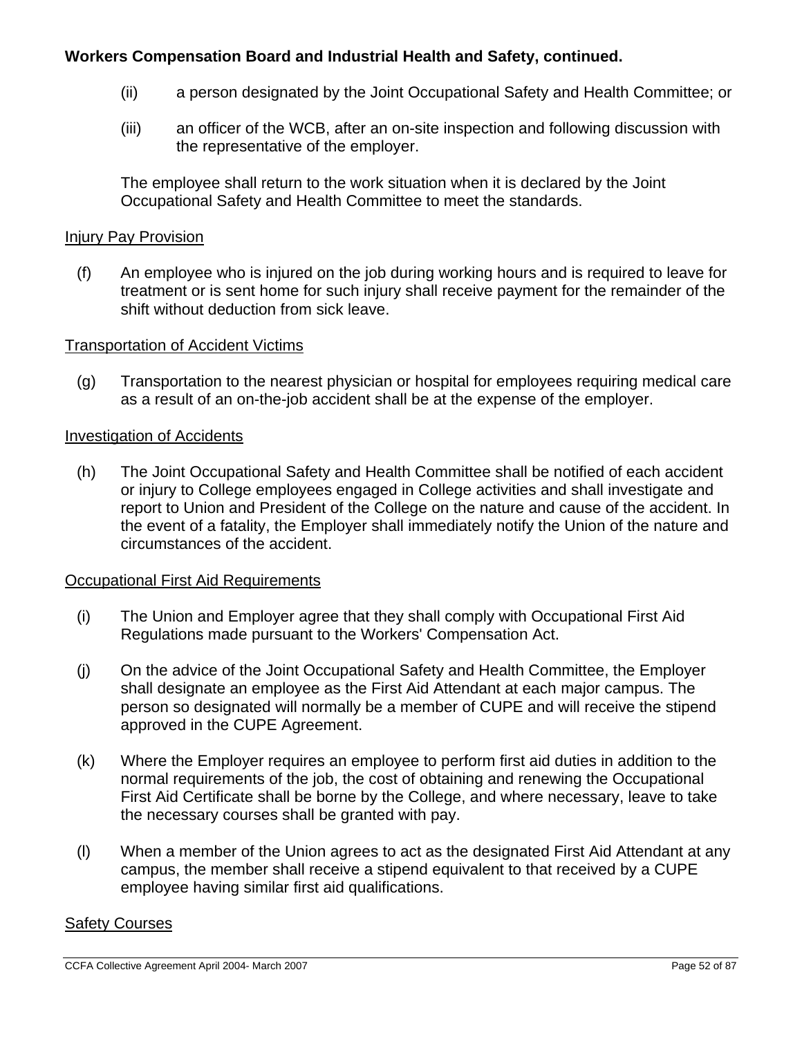**Workers Compensation Board and Industrial Health and Safety, continued.**

(ii) a person designated by the Joint Occupational Safety and Health Committee; or

(iii) an officer of the WCB, after an on-site inspection and following discussion with the representative of the employer.

The employee shall return to the work situation when it is declared by the Joint Occupational Safety and Health Committee to meet the standards.

Injury Pay Provision

(f) An employee who is injured on the job during working hours and is required to leave for treatment or is sent home for such injury shall receive payment for the remainder of the shift without deduction from sick leave.

Transportation of Accident Victims

(g) Transportation to the nearest physician or hospital for employees requiring medical care as a result of an on-the-job accident shall be at the expense of the employer.

Investigation of Accidents

(h) The Joint Occupational Safety and Health Committee shall be notified of each accident or injury to College employees engaged in College activities and shall investigate and report to Union and President of the College on the nature and cause of the accident. In the event of a fatality, the Employer shall immediately notify the Union of the nature and circumstances of the accident.

Occupational First Aid Requirements

(i) The Union and Employer agree that they shall comply with Occupational First Aid Regulations made pursuant to the Workers' Compensation Act.

(j) On the advice of the Joint Occupational Safety and Health Committee, the Employer shall designate an employee as the First Aid Attendant at each major campus. The person so designated will normally be a member of CUPE and will receive the stipend approved in the CUPE Agreement.

(k) Where the Employer requires an employee to perform first aid duties in addition to the normal requirements of the job, the cost of obtaining and renewing the Occupational First Aid Certificate shall be borne by the College, and where necessary, leave to take the necessary courses shall be granted with pay.

(l) When a member of the Union agrees to act as the designated First Aid Attendant at any campus, the member shall receive a stipend equivalent to that received by a CUPE employee having similar first aid qualifications.

Safety Courses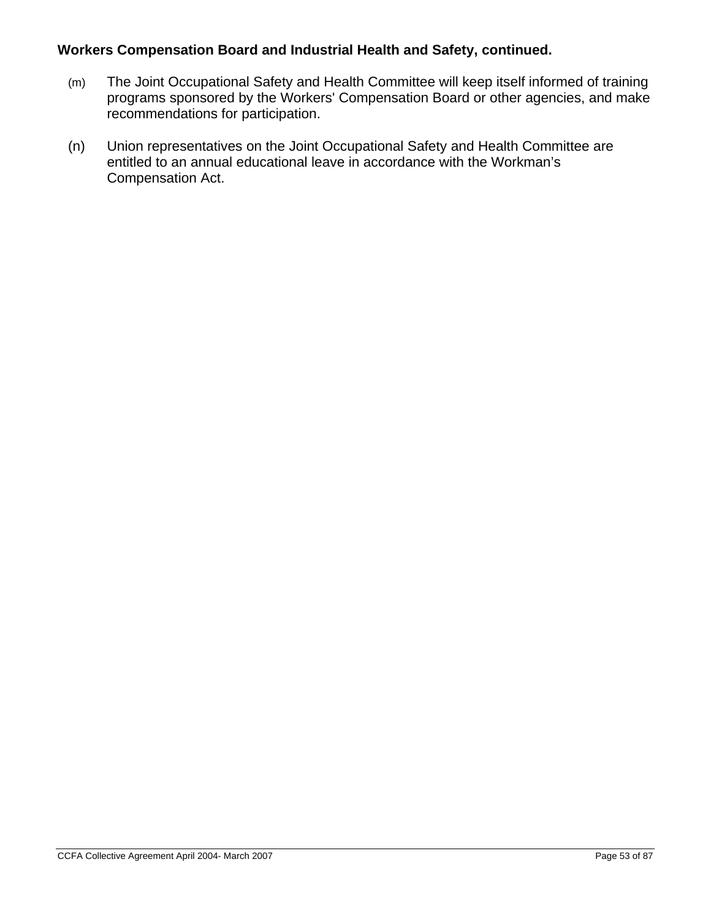**Workers Compensation Board and Industrial Health and Safety, continued.**

(m) The Joint Occupational Safety and Health Committee will keep itself informed of training programs sponsored by the Workers' Compensation Board or other agencies, and make recommendations for participation.

(n) Union representatives on the Joint Occupational Safety and Health Committee are entitled to an annual educational leave in accordance with the Workman's Compensation Act.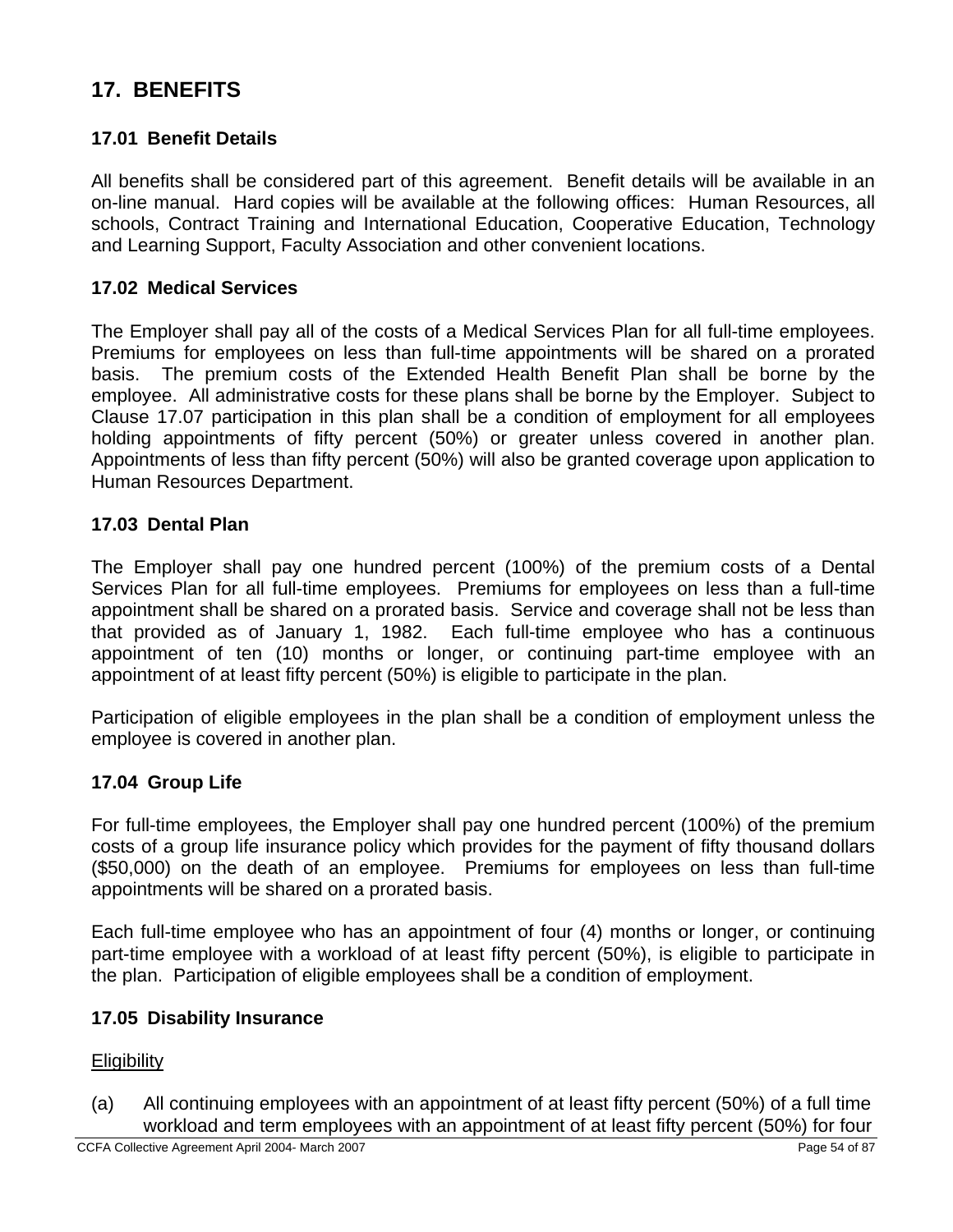## 17. BENEFITS

### 17.01 Benefit Details

All benefits shall be considered part of this agreement. Benefit details will be available in an on-line manual. Hard copies will be available at the following offices: Human Resources, all schools, Contract Training and International Education, Cooperative Education, Technology and Learning Support, Faculty Association and other convenient locations.

### 17.02 Medical Services

The Employer shall pay all of the costs of a Medical Services Plan for all full-time employees. Premiums for employees on less than full-time appointments will be shared on a prorated basis. The premium costs of the Extended Health Benefit Plan shall be borne by the employee. All administrative costs for these plans shall be borne by the Employer. Subject to Clause 17.07 participation in this plan shall be a condition of employment for all employees holding appointments of fifty percent (50%) or greater unless covered in another plan. Appointments of less than fifty percent (50%) will also be granted coverage upon application to Human Resources Department.

### 17.03 Dental Plan

The Employer shall pay one hundred percent (100%) of the premium costs of a Dental Services Plan for all full-time employees. Premiums for employees on less than a full-time appointment shall be shared on a prorated basis. Service and coverage shall not be less than that provided as of January 1, 1982. Each full-time employee who has a continuous appointment of ten (10) months or longer, or continuing part-time employee with an appointment of at least fifty percent (50%) is eligible to participate in the plan.

Participation of eligible employees in the plan shall be a condition of employment unless the employee is covered in another plan.

### 17.04 Group Life

For full-time employees, the Employer shall pay one hundred percent (100%) of the premium costs of a group life insurance policy which provides for the payment of fifty thousand dollars ($50,000) on the death of an employee. Premiums for employees on less than full-time appointments will be shared on a prorated basis.

Each full-time employee who has an appointment of four (4) months or longer, or continuing part-time employee with a workload of at least fifty percent (50%), is eligible to participate in the plan. Participation of eligible employees shall be a condition of employment.

### 17.05 Disability Insurance

Eligibility

(a) All continuing employees with an appointment of at least fifty percent (50%) of a full time workload and term employees with an appointment of at least fifty percent (50%) for four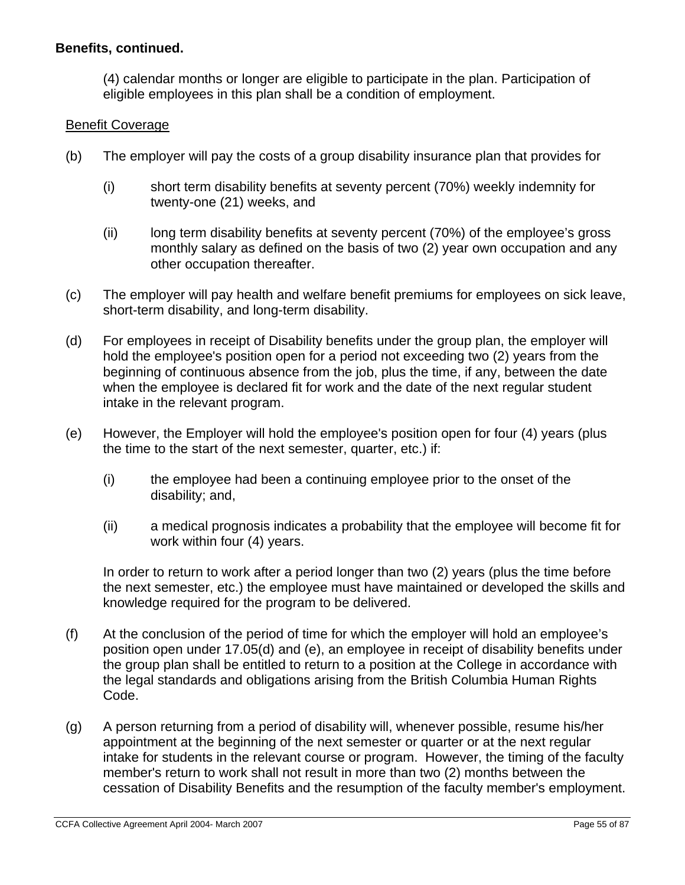**Benefits, continued.**

(4) calendar months or longer are eligible to participate in the plan. Participation of eligible employees in this plan shall be a condition of employment.

<u>Benefit Coverage</u>

(b) The employer will pay the costs of a group disability insurance plan that provides for

(i) short term disability benefits at seventy percent (70%) weekly indemnity for twenty-one (21) weeks, and

(ii) long term disability benefits at seventy percent (70%) of the employee's gross monthly salary as defined on the basis of two (2) year own occupation and any other occupation thereafter.

(c) The employer will pay health and welfare benefit premiums for employees on sick leave, short-term disability, and long-term disability.

(d) For employees in receipt of Disability benefits under the group plan, the employer will hold the employee's position open for a period not exceeding two (2) years from the beginning of continuous absence from the job, plus the time, if any, between the date when the employee is declared fit for work and the date of the next regular student intake in the relevant program.

(e) However, the Employer will hold the employee's position open for four (4) years (plus the time to the start of the next semester, quarter, etc.) if:

(i) the employee had been a continuing employee prior to the onset of the disability; and,

(ii) a medical prognosis indicates a probability that the employee will become fit for work within four (4) years.

In order to return to work after a period longer than two (2) years (plus the time before the next semester, etc.) the employee must have maintained or developed the skills and knowledge required for the program to be delivered.

(f) At the conclusion of the period of time for which the employer will hold an employee's position open under 17.05(d) and (e), an employee in receipt of disability benefits under the group plan shall be entitled to return to a position at the College in accordance with the legal standards and obligations arising from the British Columbia Human Rights Code.

(g) A person returning from a period of disability will, whenever possible, resume his/her appointment at the beginning of the next semester or quarter or at the next regular intake for students in the relevant course or program. However, the timing of the faculty member's return to work shall not result in more than two (2) months between the cessation of Disability Benefits and the resumption of the faculty member's employment.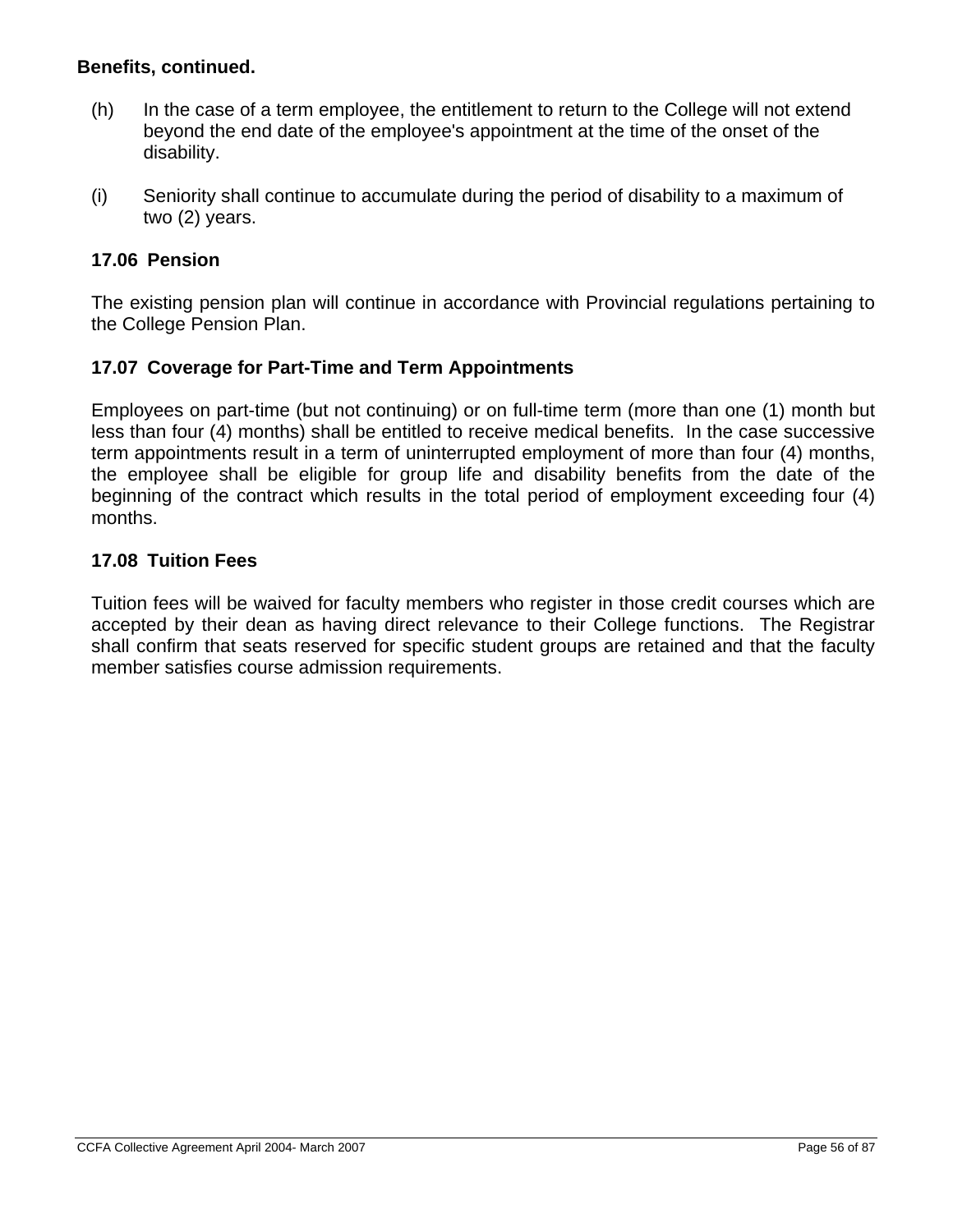**Benefits, continued.**

(h) In the case of a term employee, the entitlement to return to the College will not extend beyond the end date of the employee's appointment at the time of the onset of the disability.

(i) Seniority shall continue to accumulate during the period of disability to a maximum of two (2) years.

### 17.06 Pension

The existing pension plan will continue in accordance with Provincial regulations pertaining to the College Pension Plan.

### 17.07 Coverage for Part-Time and Term Appointments

Employees on part-time (but not continuing) or on full-time term (more than one (1) month but less than four (4) months) shall be entitled to receive medical benefits. In the case successive term appointments result in a term of uninterrupted employment of more than four (4) months, the employee shall be eligible for group life and disability benefits from the date of the beginning of the contract which results in the total period of employment exceeding four (4) months.

### 17.08 Tuition Fees

Tuition fees will be waived for faculty members who register in those credit courses which are accepted by their dean as having direct relevance to their College functions. The Registrar shall confirm that seats reserved for specific student groups are retained and that the faculty member satisfies course admission requirements.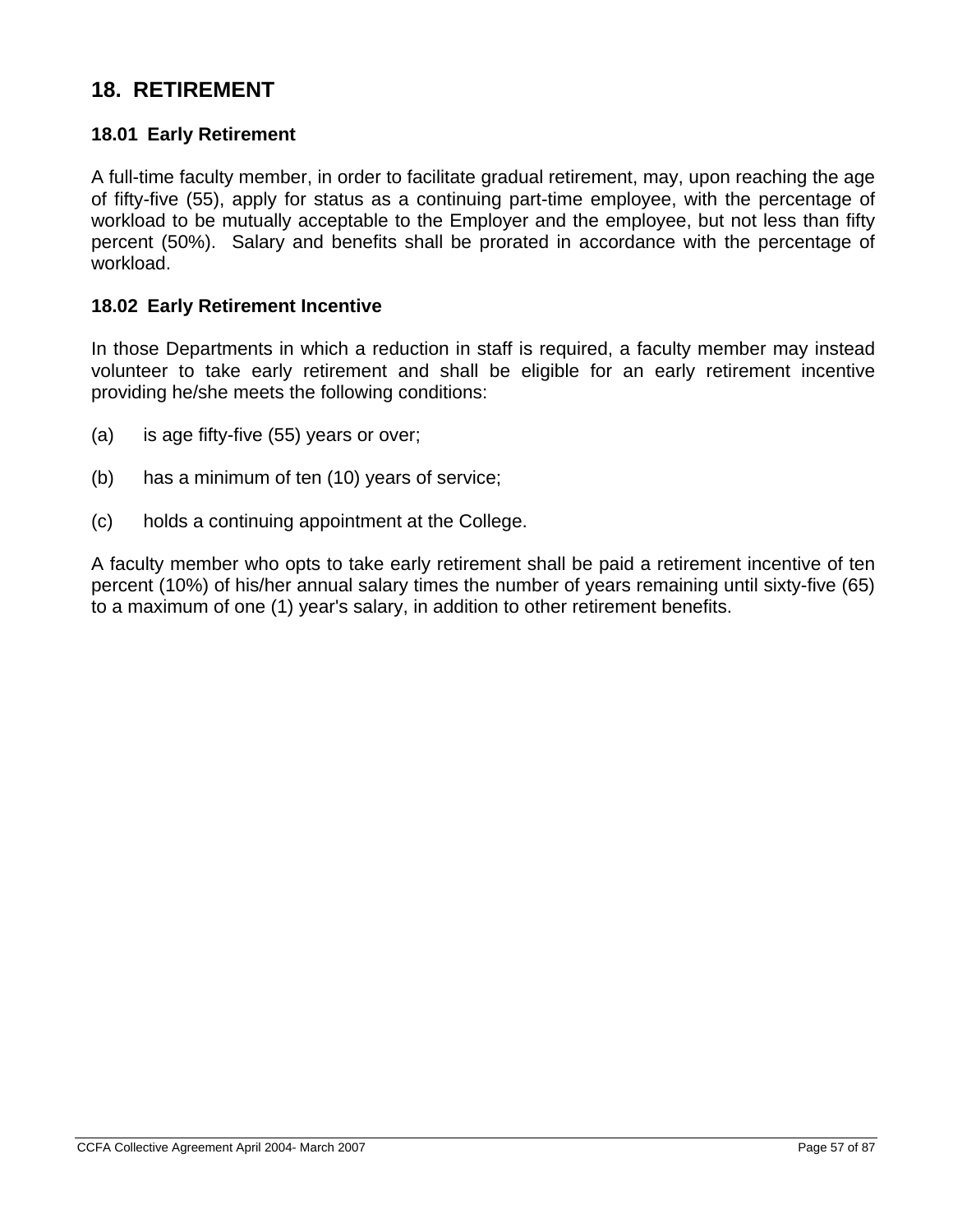# 18. RETIREMENT

## 18.01 Early Retirement

A full-time faculty member, in order to facilitate gradual retirement, may, upon reaching the age of fifty-five (55), apply for status as a continuing part-time employee, with the percentage of workload to be mutually acceptable to the Employer and the employee, but not less than fifty percent (50%). Salary and benefits shall be prorated in accordance with the percentage of workload.

## 18.02 Early Retirement Incentive

In those Departments in which a reduction in staff is required, a faculty member may instead volunteer to take early retirement and shall be eligible for an early retirement incentive providing he/she meets the following conditions:

(a) is age fifty-five (55) years or over;

(b) has a minimum of ten (10) years of service;

(c) holds a continuing appointment at the College.

A faculty member who opts to take early retirement shall be paid a retirement incentive of ten percent (10%) of his/her annual salary times the number of years remaining until sixty-five (65) to a maximum of one (1) year's salary, in addition to other retirement benefits.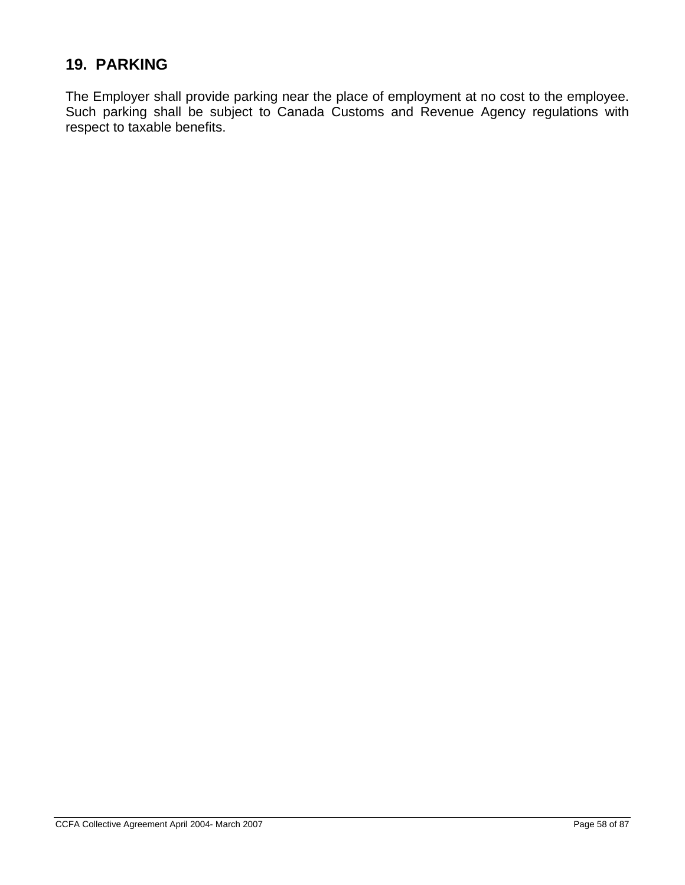## 19. PARKING

The Employer shall provide parking near the place of employment at no cost to the employee. Such parking shall be subject to Canada Customs and Revenue Agency regulations with respect to taxable benefits.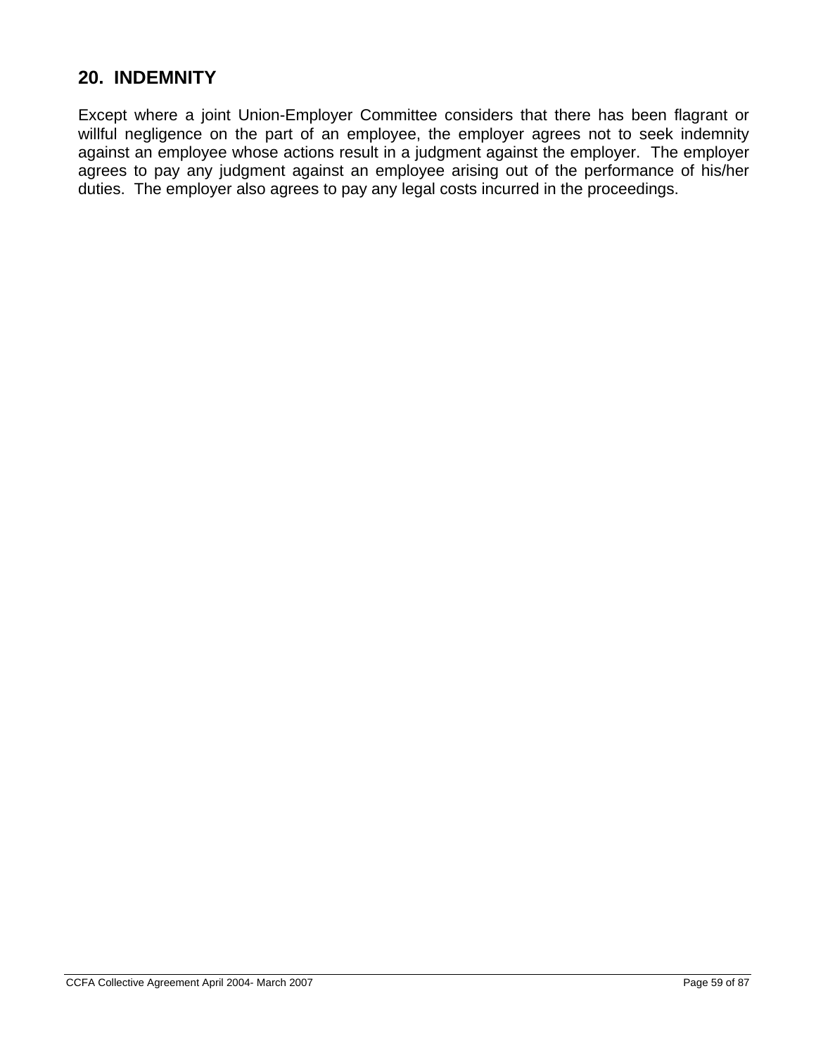## 20. INDEMNITY

Except where a joint Union-Employer Committee considers that there has been flagrant or willful negligence on the part of an employee, the employer agrees not to seek indemnity against an employee whose actions result in a judgment against the employer. The employer agrees to pay any judgment against an employee arising out of the performance of his/her duties. The employer also agrees to pay any legal costs incurred in the proceedings.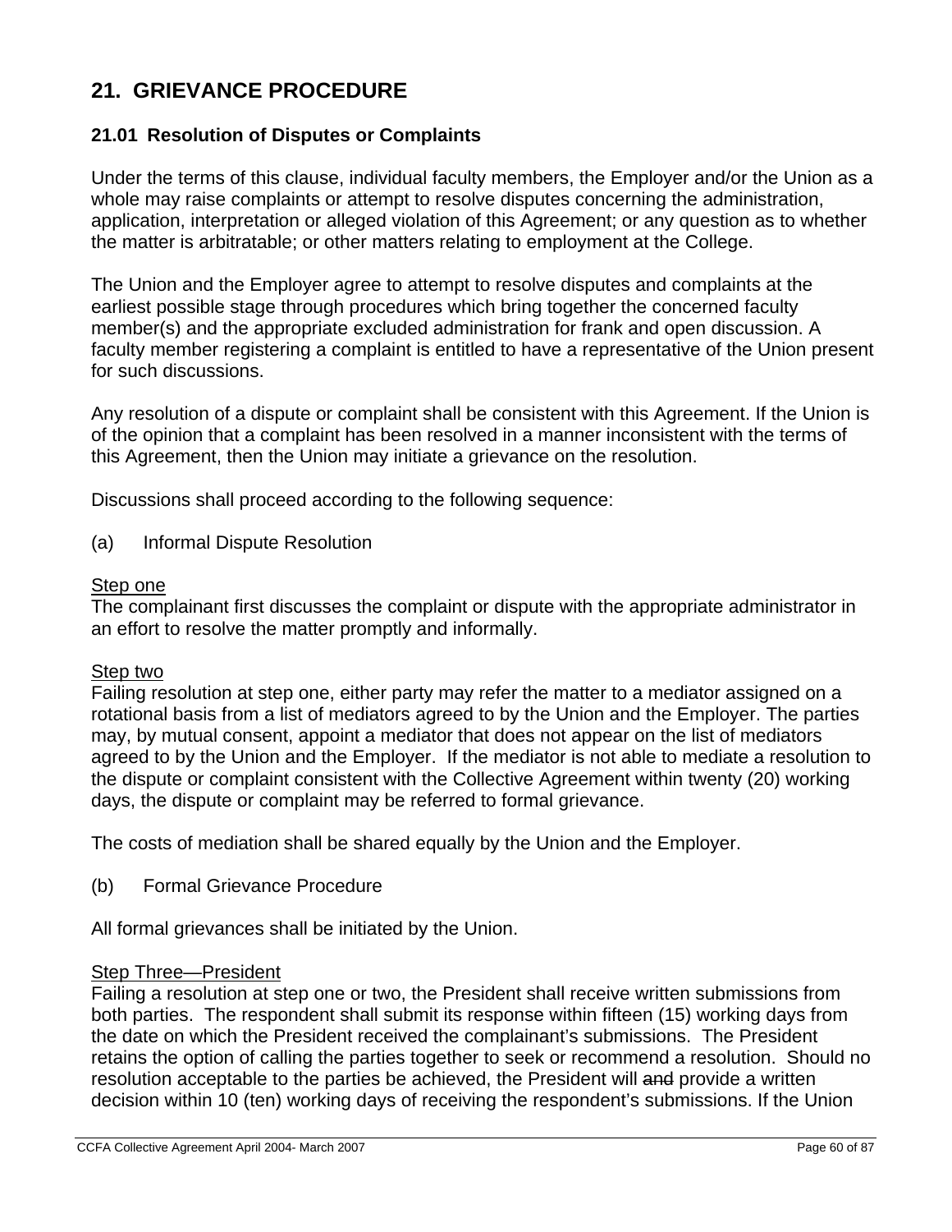# 21. GRIEVANCE PROCEDURE

## 21.01 Resolution of Disputes or Complaints

Under the terms of this clause, individual faculty members, the Employer and/or the Union as a whole may raise complaints or attempt to resolve disputes concerning the administration, application, interpretation or alleged violation of this Agreement; or any question as to whether the matter is arbitratable; or other matters relating to employment at the College.

The Union and the Employer agree to attempt to resolve disputes and complaints at the earliest possible stage through procedures which bring together the concerned faculty member(s) and the appropriate excluded administration for frank and open discussion. A faculty member registering a complaint is entitled to have a representative of the Union present for such discussions.

Any resolution of a dispute or complaint shall be consistent with this Agreement. If the Union is of the opinion that a complaint has been resolved in a manner inconsistent with the terms of this Agreement, then the Union may initiate a grievance on the resolution.

Discussions shall proceed according to the following sequence:

(a) Informal Dispute Resolution

Step one

The complainant first discusses the complaint or dispute with the appropriate administrator in an effort to resolve the matter promptly and informally.

Step two

Failing resolution at step one, either party may refer the matter to a mediator assigned on a rotational basis from a list of mediators agreed to by the Union and the Employer. The parties may, by mutual consent, appoint a mediator that does not appear on the list of mediators agreed to by the Union and the Employer. If the mediator is not able to mediate a resolution to the dispute or complaint consistent with the Collective Agreement within twenty (20) working days, the dispute or complaint may be referred to formal grievance.

The costs of mediation shall be shared equally by the Union and the Employer.

(b) Formal Grievance Procedure

All formal grievances shall be initiated by the Union.

Step Three—President

Failing a resolution at step one or two, the President shall receive written submissions from both parties. The respondent shall submit its response within fifteen (15) working days from the date on which the President received the complainant's submissions. The President retains the option of calling the parties together to seek or recommend a resolution. Should no resolution acceptable to the parties be achieved, the President will ~~and~~ provide a written decision within 10 (ten) working days of receiving the respondent's submissions. If the Union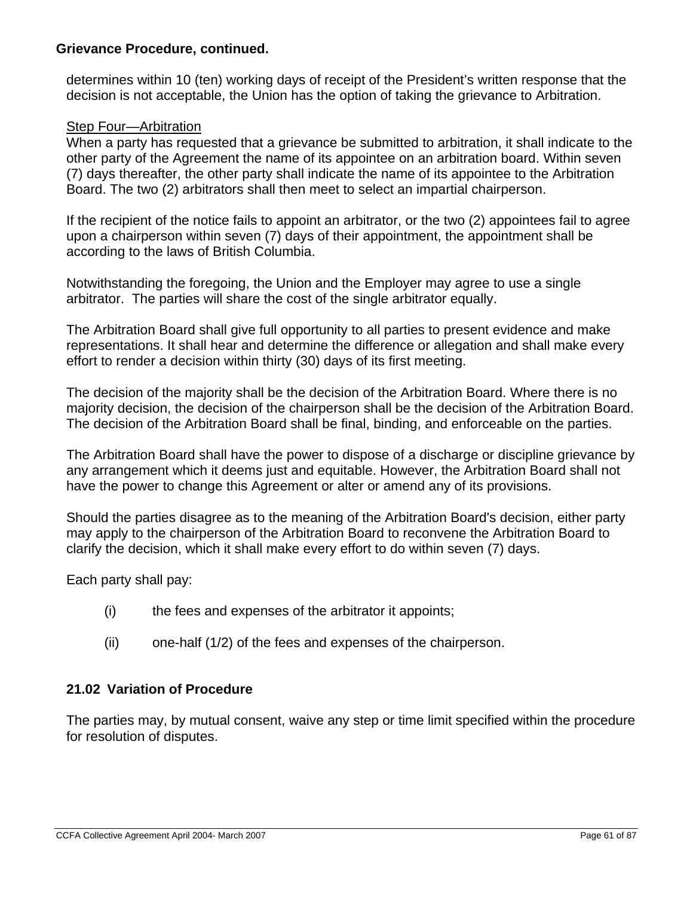**Grievance Procedure, continued.**

determines within 10 (ten) working days of receipt of the President's written response that the decision is not acceptable, the Union has the option of taking the grievance to Arbitration.

Step Four—Arbitration

When a party has requested that a grievance be submitted to arbitration, it shall indicate to the other party of the Agreement the name of its appointee on an arbitration board. Within seven (7) days thereafter, the other party shall indicate the name of its appointee to the Arbitration Board. The two (2) arbitrators shall then meet to select an impartial chairperson.

If the recipient of the notice fails to appoint an arbitrator, or the two (2) appointees fail to agree upon a chairperson within seven (7) days of their appointment, the appointment shall be according to the laws of British Columbia.

Notwithstanding the foregoing, the Union and the Employer may agree to use a single arbitrator. The parties will share the cost of the single arbitrator equally.

The Arbitration Board shall give full opportunity to all parties to present evidence and make representations. It shall hear and determine the difference or allegation and shall make every effort to render a decision within thirty (30) days of its first meeting.

The decision of the majority shall be the decision of the Arbitration Board. Where there is no majority decision, the decision of the chairperson shall be the decision of the Arbitration Board. The decision of the Arbitration Board shall be final, binding, and enforceable on the parties.

The Arbitration Board shall have the power to dispose of a discharge or discipline grievance by any arrangement which it deems just and equitable. However, the Arbitration Board shall not have the power to change this Agreement or alter or amend any of its provisions.

Should the parties disagree as to the meaning of the Arbitration Board's decision, either party may apply to the chairperson of the Arbitration Board to reconvene the Arbitration Board to clarify the decision, which it shall make every effort to do within seven (7) days.

Each party shall pay:

(i) the fees and expenses of the arbitrator it appoints;

(ii) one-half (1/2) of the fees and expenses of the chairperson.

### 21.02 Variation of Procedure

The parties may, by mutual consent, waive any step or time limit specified within the procedure for resolution of disputes.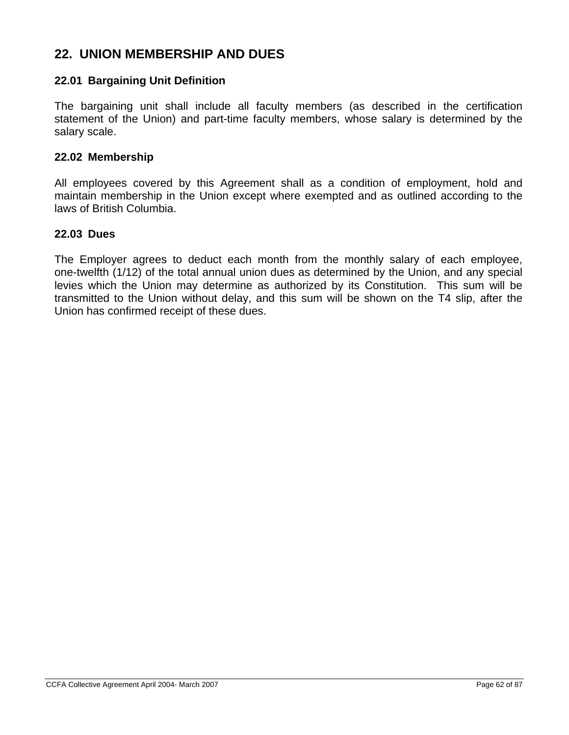## 22. UNION MEMBERSHIP AND DUES

### 22.01 Bargaining Unit Definition

The bargaining unit shall include all faculty members (as described in the certification statement of the Union) and part-time faculty members, whose salary is determined by the salary scale.

### 22.02 Membership

All employees covered by this Agreement shall as a condition of employment, hold and maintain membership in the Union except where exempted and as outlined according to the laws of British Columbia.

### 22.03 Dues

The Employer agrees to deduct each month from the monthly salary of each employee, one-twelfth (1/12) of the total annual union dues as determined by the Union, and any special levies which the Union may determine as authorized by its Constitution. This sum will be transmitted to the Union without delay, and this sum will be shown on the T4 slip, after the Union has confirmed receipt of these dues.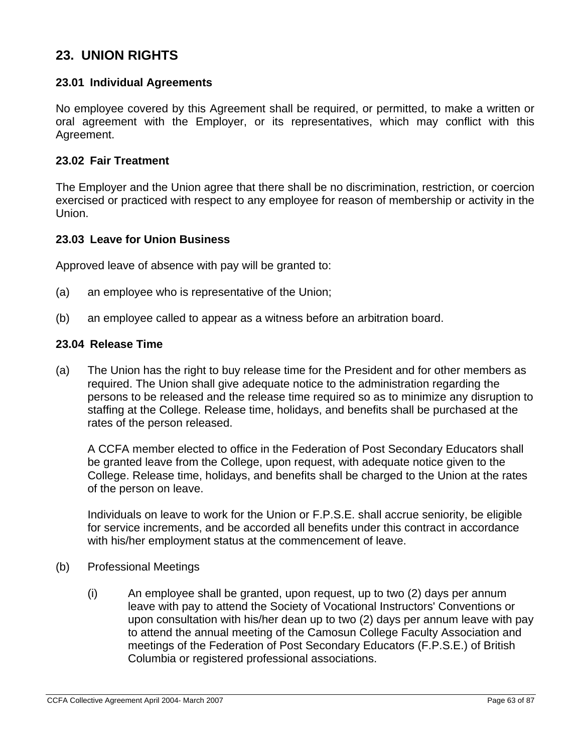## 23. UNION RIGHTS

### 23.01 Individual Agreements

No employee covered by this Agreement shall be required, or permitted, to make a written or oral agreement with the Employer, or its representatives, which may conflict with this Agreement.

### 23.02 Fair Treatment

The Employer and the Union agree that there shall be no discrimination, restriction, or coercion exercised or practiced with respect to any employee for reason of membership or activity in the Union.

### 23.03 Leave for Union Business

Approved leave of absence with pay will be granted to:

(a) an employee who is representative of the Union;

(b) an employee called to appear as a witness before an arbitration board.

### 23.04 Release Time

(a) The Union has the right to buy release time for the President and for other members as required. The Union shall give adequate notice to the administration regarding the persons to be released and the release time required so as to minimize any disruption to staffing at the College. Release time, holidays, and benefits shall be purchased at the rates of the person released.

A CCFA member elected to office in the Federation of Post Secondary Educators shall be granted leave from the College, upon request, with adequate notice given to the College. Release time, holidays, and benefits shall be charged to the Union at the rates of the person on leave.

Individuals on leave to work for the Union or F.P.S.E. shall accrue seniority, be eligible for service increments, and be accorded all benefits under this contract in accordance with his/her employment status at the commencement of leave.

(b) Professional Meetings

(i) An employee shall be granted, upon request, up to two (2) days per annum leave with pay to attend the Society of Vocational Instructors' Conventions or upon consultation with his/her dean up to two (2) days per annum leave with pay to attend the annual meeting of the Camosun College Faculty Association and meetings of the Federation of Post Secondary Educators (F.P.S.E.) of British Columbia or registered professional associations.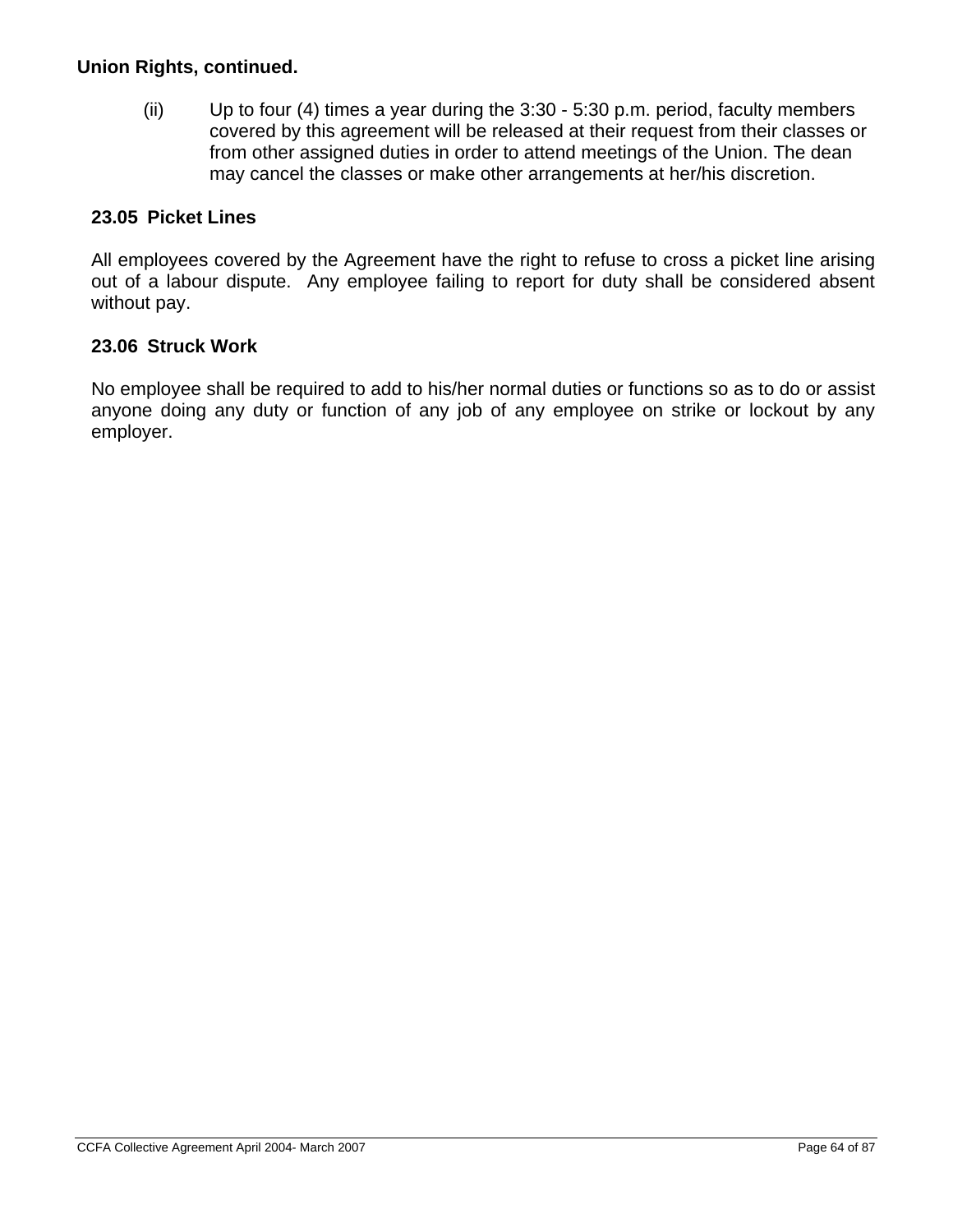**Union Rights, continued.**

(ii) Up to four (4) times a year during the 3:30 - 5:30 p.m. period, faculty members covered by this agreement will be released at their request from their classes or from other assigned duties in order to attend meetings of the Union. The dean may cancel the classes or make other arrangements at her/his discretion.

### 23.05 Picket Lines

All employees covered by the Agreement have the right to refuse to cross a picket line arising out of a labour dispute. Any employee failing to report for duty shall be considered absent without pay.

### 23.06 Struck Work

No employee shall be required to add to his/her normal duties or functions so as to do or assist anyone doing any duty or function of any job of any employee on strike or lockout by any employer.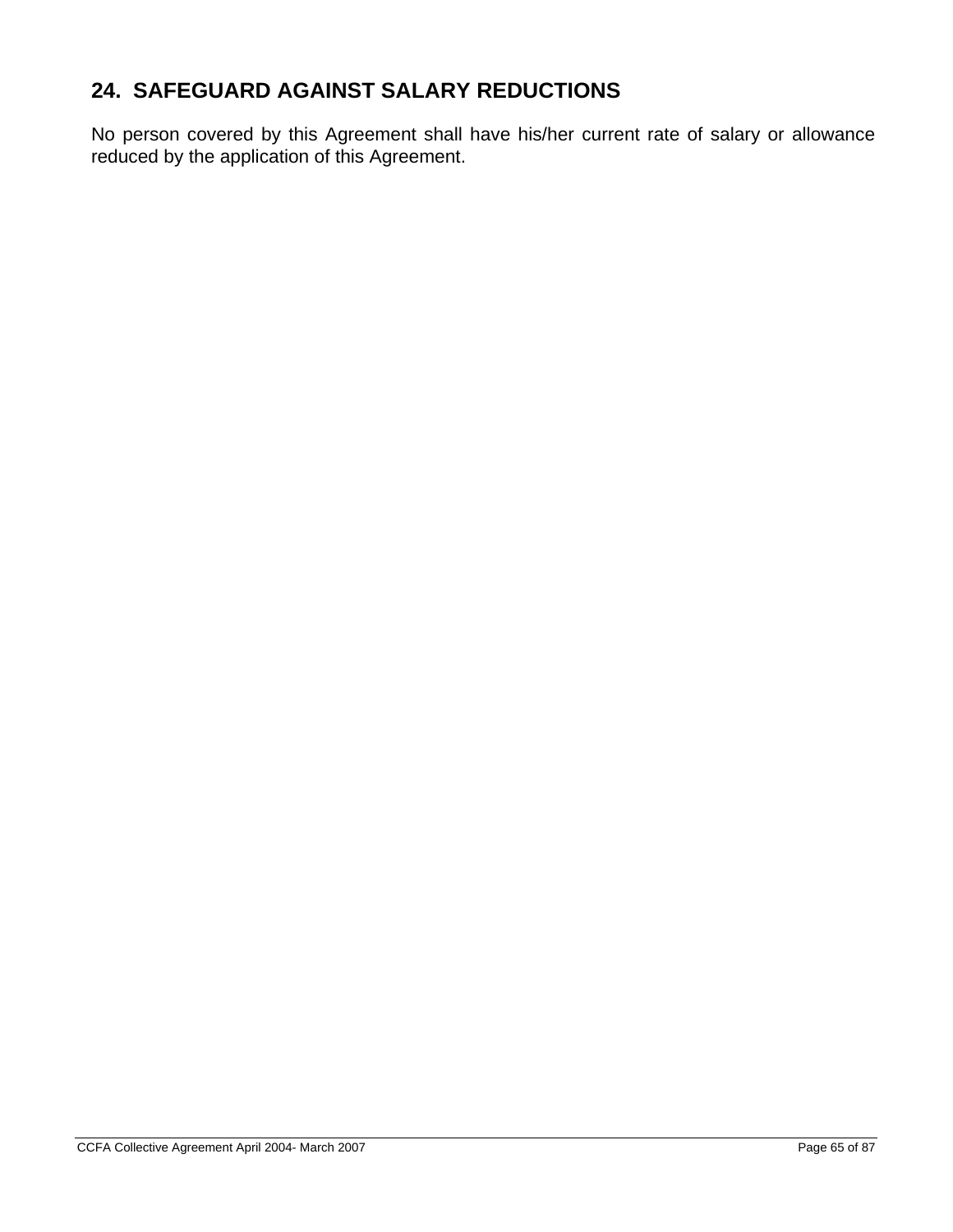## 24. SAFEGUARD AGAINST SALARY REDUCTIONS

No person covered by this Agreement shall have his/her current rate of salary or allowance reduced by the application of this Agreement.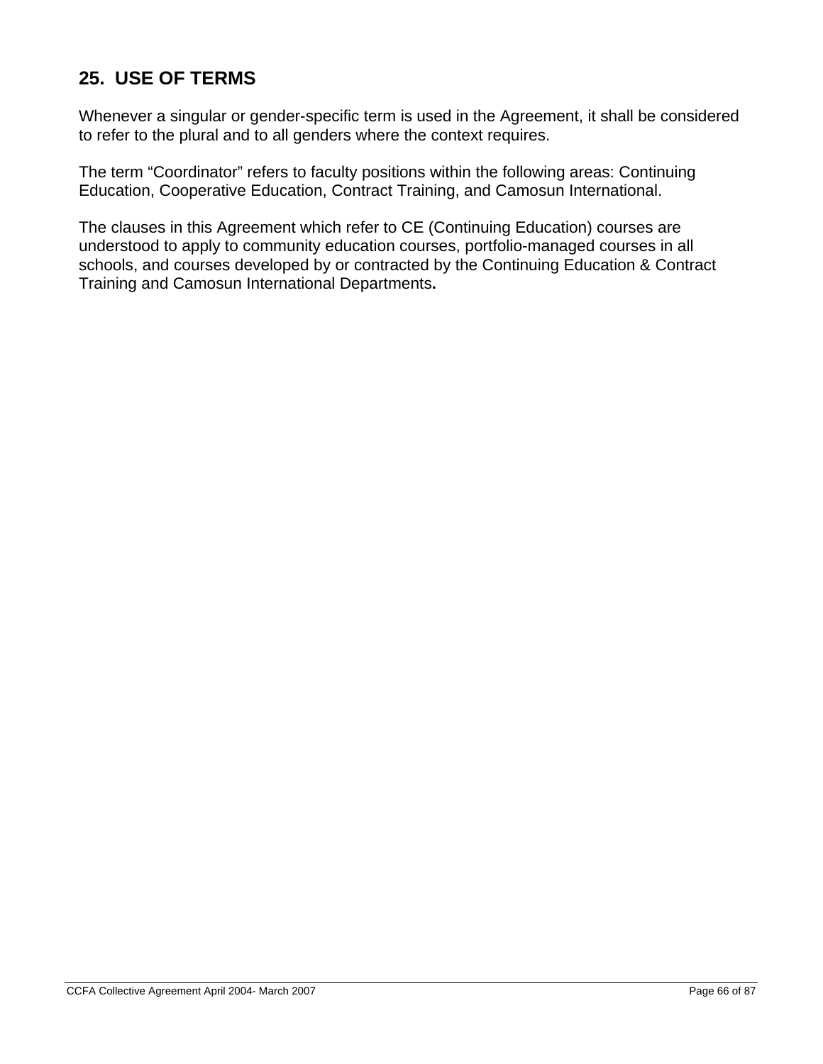## 25. USE OF TERMS

Whenever a singular or gender-specific term is used in the Agreement, it shall be considered to refer to the plural and to all genders where the context requires.

The term "Coordinator" refers to faculty positions within the following areas: Continuing Education, Cooperative Education, Contract Training, and Camosun International.

The clauses in this Agreement which refer to CE (Continuing Education) courses are understood to apply to community education courses, portfolio-managed courses in all schools, and courses developed by or contracted by the Continuing Education & Contract Training and Camosun International Departments**.**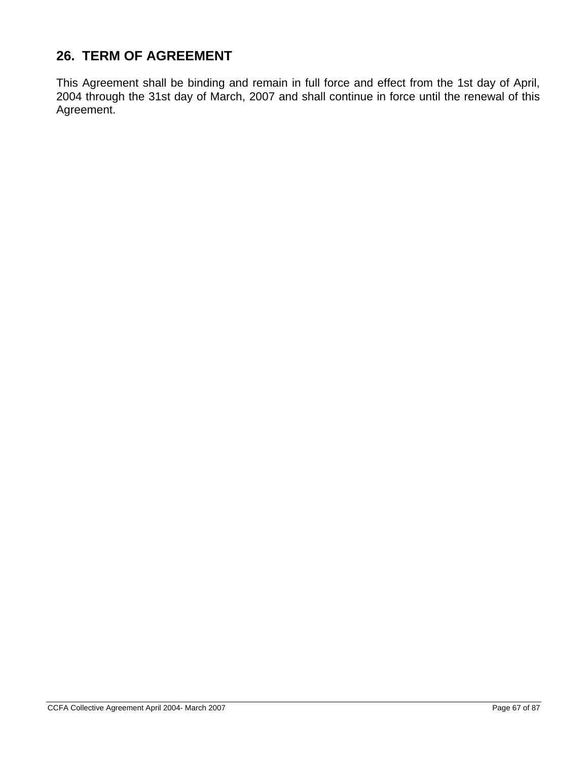## 26. TERM OF AGREEMENT

This Agreement shall be binding and remain in full force and effect from the 1st day of April, 2004 through the 31st day of March, 2007 and shall continue in force until the renewal of this Agreement.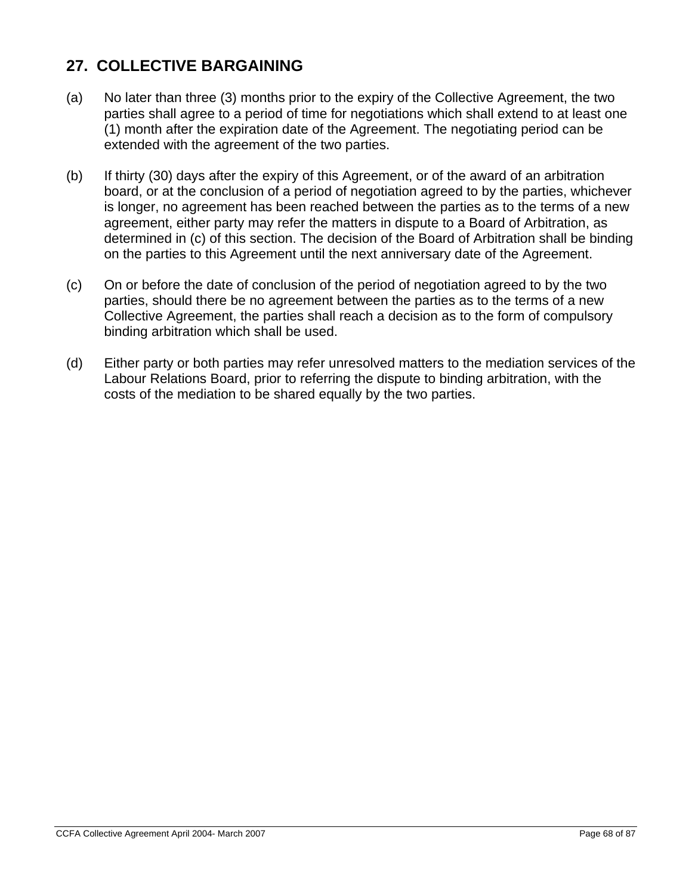## 27. COLLECTIVE BARGAINING

(a) No later than three (3) months prior to the expiry of the Collective Agreement, the two parties shall agree to a period of time for negotiations which shall extend to at least one (1) month after the expiration date of the Agreement. The negotiating period can be extended with the agreement of the two parties.

(b) If thirty (30) days after the expiry of this Agreement, or of the award of an arbitration board, or at the conclusion of a period of negotiation agreed to by the parties, whichever is longer, no agreement has been reached between the parties as to the terms of a new agreement, either party may refer the matters in dispute to a Board of Arbitration, as determined in (c) of this section. The decision of the Board of Arbitration shall be binding on the parties to this Agreement until the next anniversary date of the Agreement.

(c) On or before the date of conclusion of the period of negotiation agreed to by the two parties, should there be no agreement between the parties as to the terms of a new Collective Agreement, the parties shall reach a decision as to the form of compulsory binding arbitration which shall be used.

(d) Either party or both parties may refer unresolved matters to the mediation services of the Labour Relations Board, prior to referring the dispute to binding arbitration, with the costs of the mediation to be shared equally by the two parties.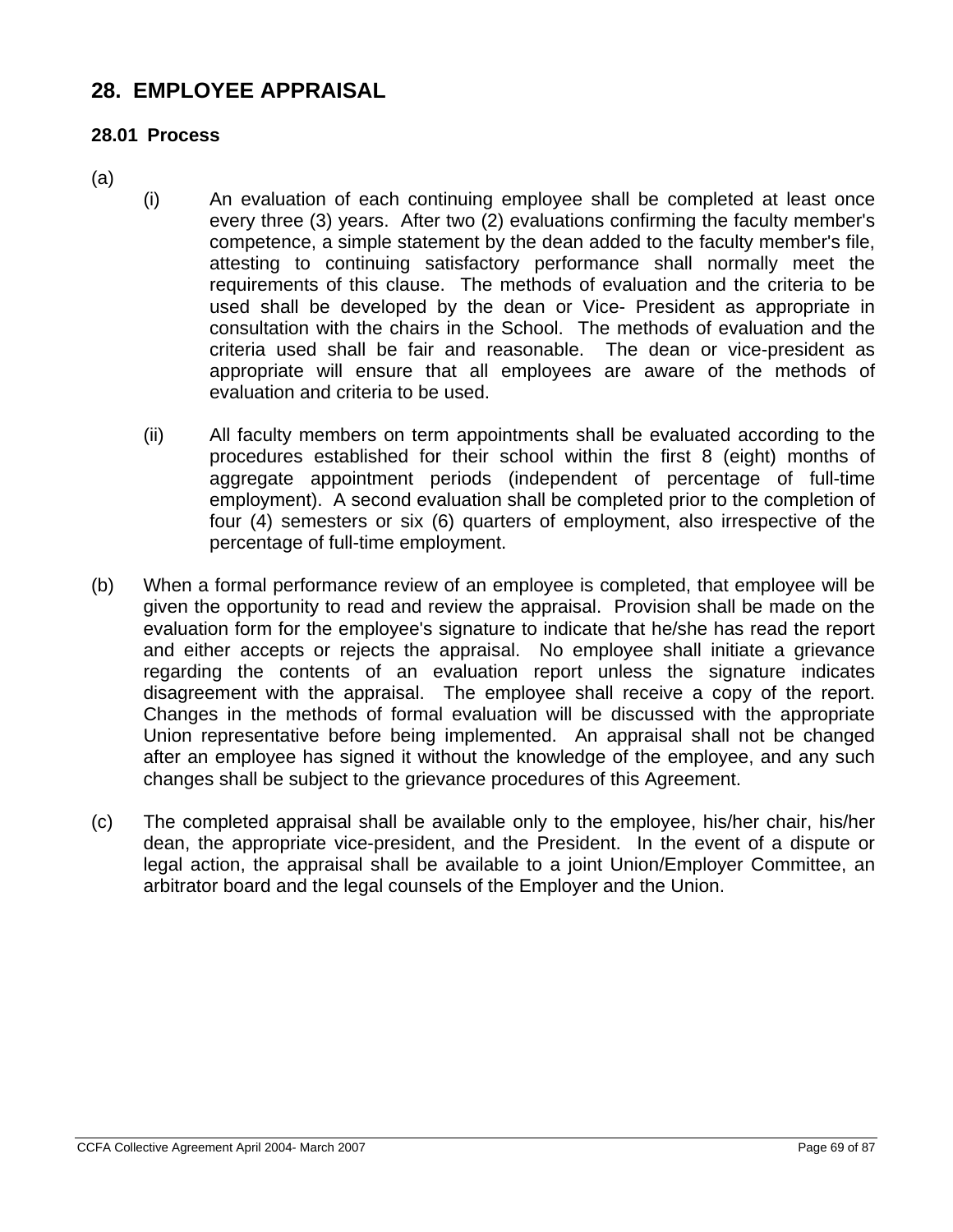# 28. EMPLOYEE APPRAISAL

## 28.01 Process

(a)

(i) An evaluation of each continuing employee shall be completed at least once every three (3) years. After two (2) evaluations confirming the faculty member's competence, a simple statement by the dean added to the faculty member's file, attesting to continuing satisfactory performance shall normally meet the requirements of this clause. The methods of evaluation and the criteria to be used shall be developed by the dean or Vice- President as appropriate in consultation with the chairs in the School. The methods of evaluation and the criteria used shall be fair and reasonable. The dean or vice-president as appropriate will ensure that all employees are aware of the methods of evaluation and criteria to be used.

(ii) All faculty members on term appointments shall be evaluated according to the procedures established for their school within the first 8 (eight) months of aggregate appointment periods (independent of percentage of full-time employment). A second evaluation shall be completed prior to the completion of four (4) semesters or six (6) quarters of employment, also irrespective of the percentage of full-time employment.

(b) When a formal performance review of an employee is completed, that employee will be given the opportunity to read and review the appraisal. Provision shall be made on the evaluation form for the employee's signature to indicate that he/she has read the report and either accepts or rejects the appraisal. No employee shall initiate a grievance regarding the contents of an evaluation report unless the signature indicates disagreement with the appraisal. The employee shall receive a copy of the report. Changes in the methods of formal evaluation will be discussed with the appropriate Union representative before being implemented. An appraisal shall not be changed after an employee has signed it without the knowledge of the employee, and any such changes shall be subject to the grievance procedures of this Agreement.

(c) The completed appraisal shall be available only to the employee, his/her chair, his/her dean, the appropriate vice-president, and the President. In the event of a dispute or legal action, the appraisal shall be available to a joint Union/Employer Committee, an arbitrator board and the legal counsels of the Employer and the Union.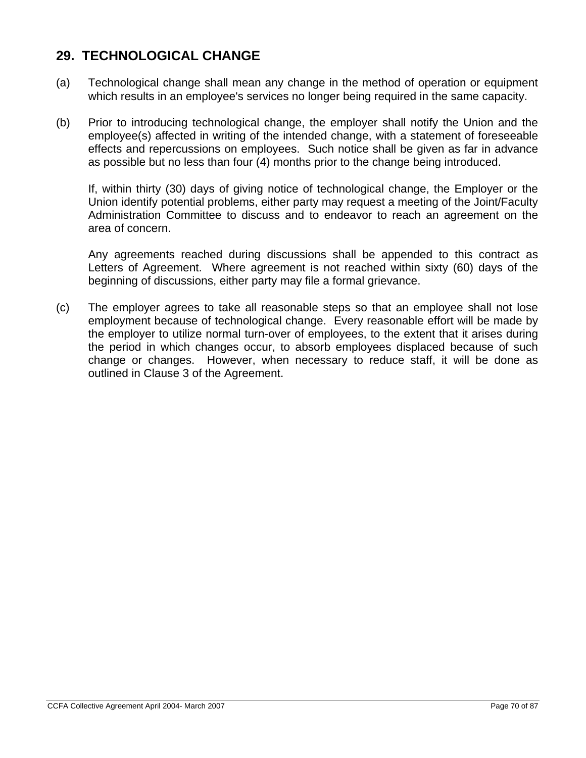## 29. TECHNOLOGICAL CHANGE

(a) Technological change shall mean any change in the method of operation or equipment which results in an employee's services no longer being required in the same capacity.

(b) Prior to introducing technological change, the employer shall notify the Union and the employee(s) affected in writing of the intended change, with a statement of foreseeable effects and repercussions on employees. Such notice shall be given as far in advance as possible but no less than four (4) months prior to the change being introduced.

If, within thirty (30) days of giving notice of technological change, the Employer or the Union identify potential problems, either party may request a meeting of the Joint/Faculty Administration Committee to discuss and to endeavor to reach an agreement on the area of concern.

Any agreements reached during discussions shall be appended to this contract as Letters of Agreement. Where agreement is not reached within sixty (60) days of the beginning of discussions, either party may file a formal grievance.

(c) The employer agrees to take all reasonable steps so that an employee shall not lose employment because of technological change. Every reasonable effort will be made by the employer to utilize normal turn-over of employees, to the extent that it arises during the period in which changes occur, to absorb employees displaced because of such change or changes. However, when necessary to reduce staff, it will be done as outlined in Clause 3 of the Agreement.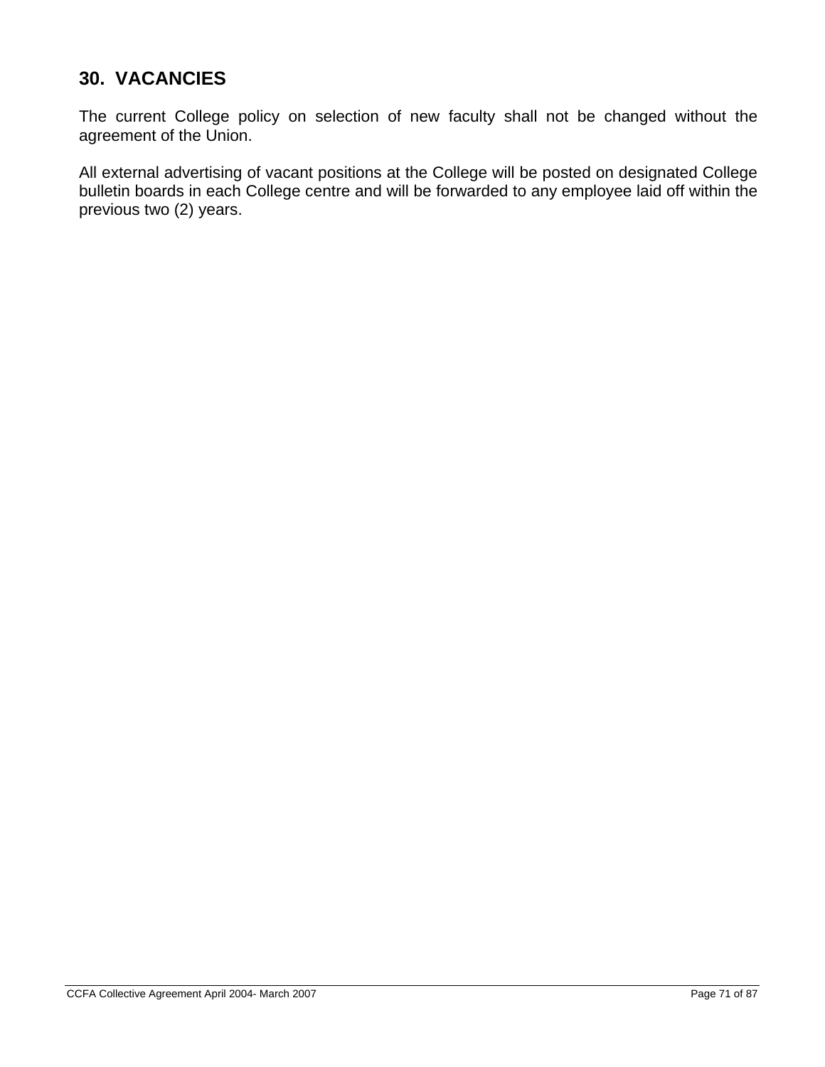## 30. VACANCIES

The current College policy on selection of new faculty shall not be changed without the agreement of the Union.

All external advertising of vacant positions at the College will be posted on designated College bulletin boards in each College centre and will be forwarded to any employee laid off within the previous two (2) years.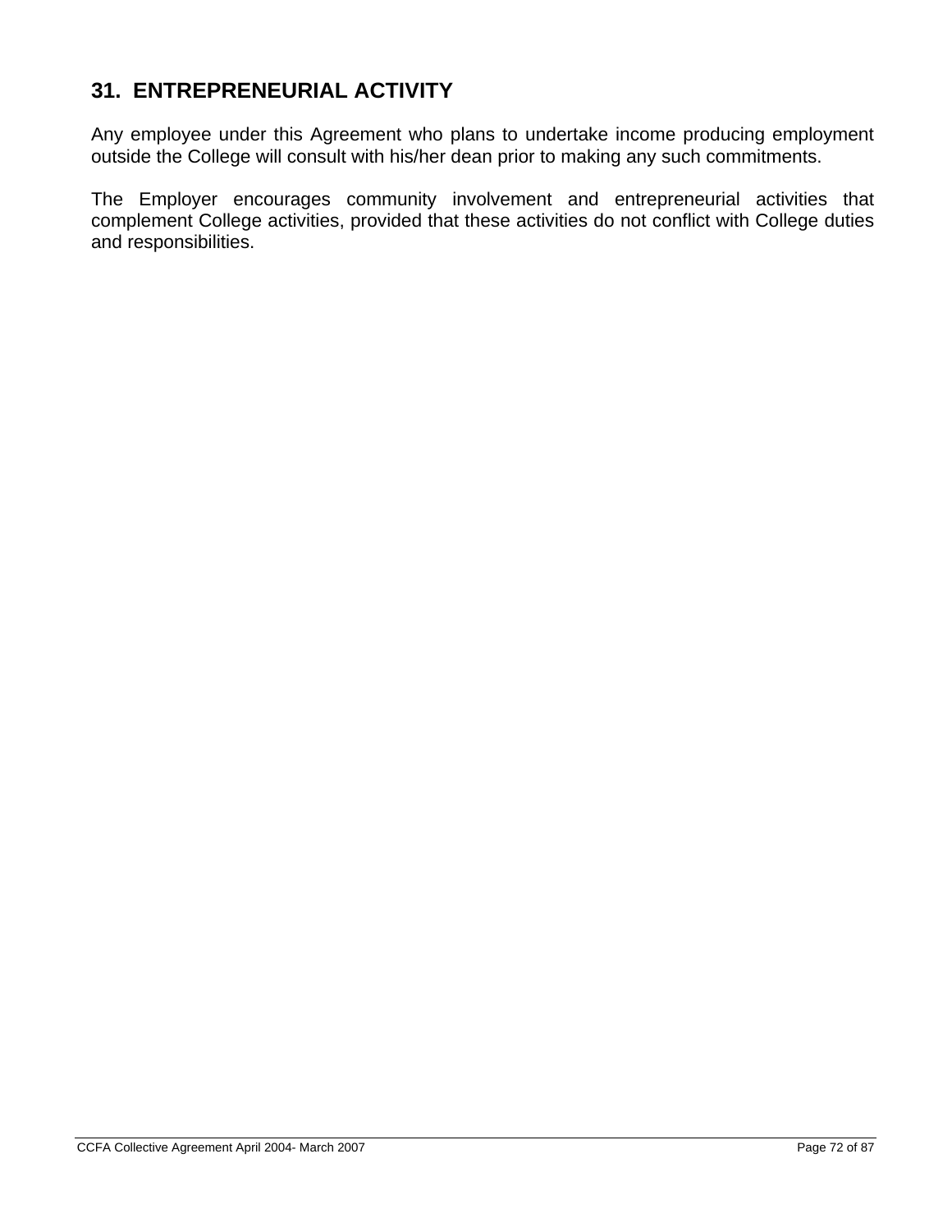## 31. ENTREPRENEURIAL ACTIVITY

Any employee under this Agreement who plans to undertake income producing employment outside the College will consult with his/her dean prior to making any such commitments.

The Employer encourages community involvement and entrepreneurial activities that complement College activities, provided that these activities do not conflict with College duties and responsibilities.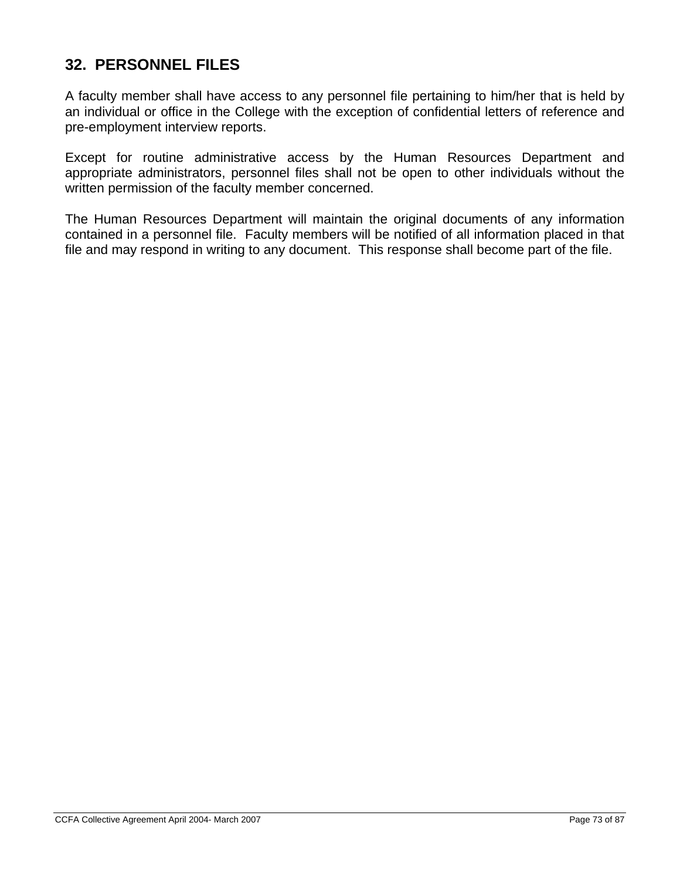## 32. PERSONNEL FILES

A faculty member shall have access to any personnel file pertaining to him/her that is held by an individual or office in the College with the exception of confidential letters of reference and pre-employment interview reports.

Except for routine administrative access by the Human Resources Department and appropriate administrators, personnel files shall not be open to other individuals without the written permission of the faculty member concerned.

The Human Resources Department will maintain the original documents of any information contained in a personnel file. Faculty members will be notified of all information placed in that file and may respond in writing to any document. This response shall become part of the file.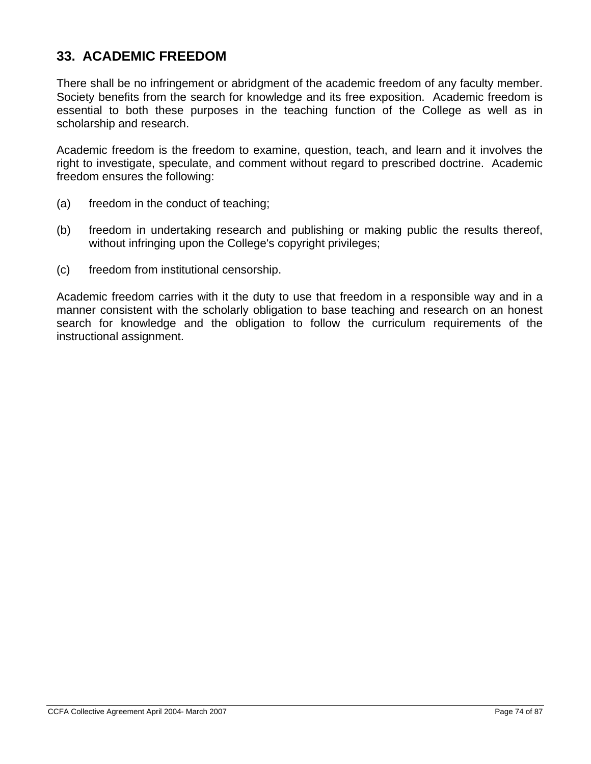## 33. ACADEMIC FREEDOM

There shall be no infringement or abridgment of the academic freedom of any faculty member. Society benefits from the search for knowledge and its free exposition. Academic freedom is essential to both these purposes in the teaching function of the College as well as in scholarship and research.

Academic freedom is the freedom to examine, question, teach, and learn and it involves the right to investigate, speculate, and comment without regard to prescribed doctrine. Academic freedom ensures the following:

(a) freedom in the conduct of teaching;

(b) freedom in undertaking research and publishing or making public the results thereof, without infringing upon the College's copyright privileges;

(c) freedom from institutional censorship.

Academic freedom carries with it the duty to use that freedom in a responsible way and in a manner consistent with the scholarly obligation to base teaching and research on an honest search for knowledge and the obligation to follow the curriculum requirements of the instructional assignment.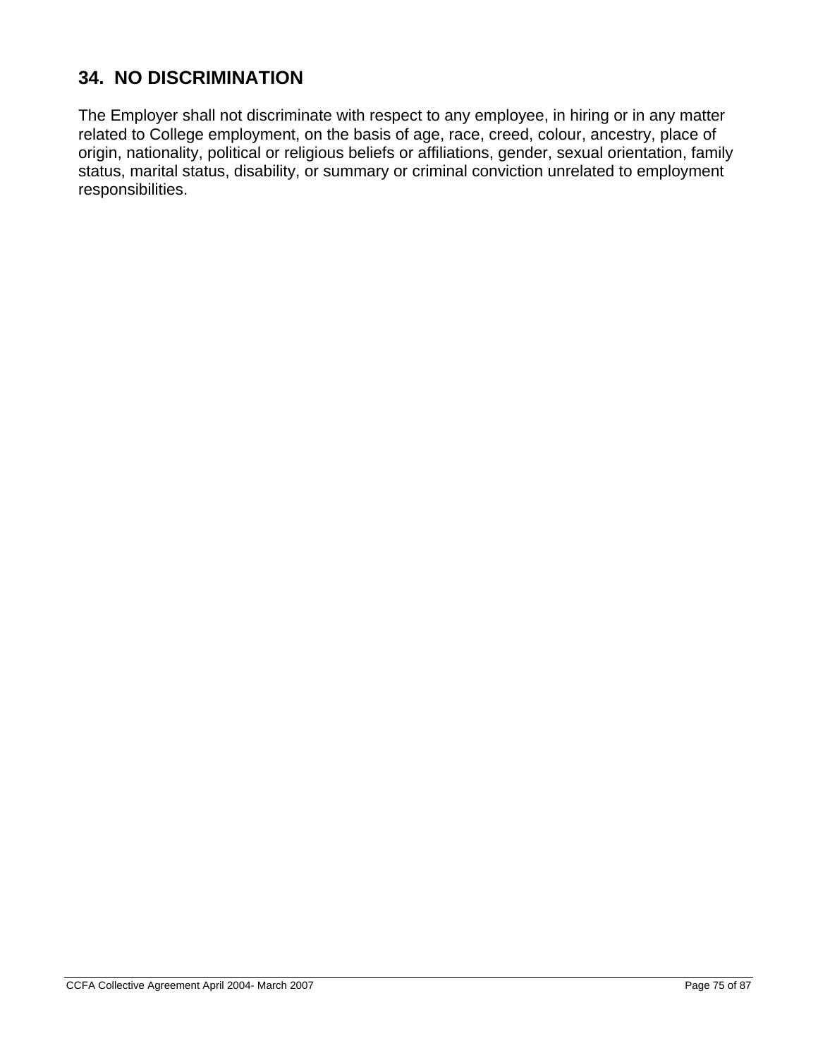## 34. NO DISCRIMINATION

The Employer shall not discriminate with respect to any employee, in hiring or in any matter related to College employment, on the basis of age, race, creed, colour, ancestry, place of origin, nationality, political or religious beliefs or affiliations, gender, sexual orientation, family status, marital status, disability, or summary or criminal conviction unrelated to employment responsibilities.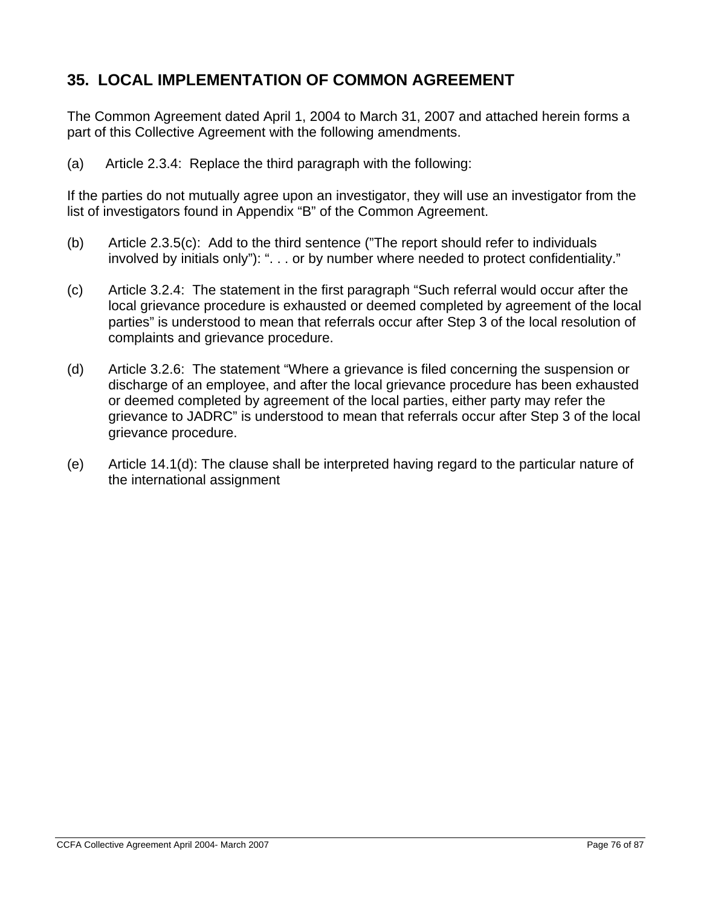## 35. LOCAL IMPLEMENTATION OF COMMON AGREEMENT

The Common Agreement dated April 1, 2004 to March 31, 2007 and attached herein forms a part of this Collective Agreement with the following amendments.

(a) Article 2.3.4: Replace the third paragraph with the following:

If the parties do not mutually agree upon an investigator, they will use an investigator from the list of investigators found in Appendix “B” of the Common Agreement.

(b) Article 2.3.5(c): Add to the third sentence (”The report should refer to individuals involved by initials only”): “. . . or by number where needed to protect confidentiality.”

(c) Article 3.2.4: The statement in the first paragraph “Such referral would occur after the local grievance procedure is exhausted or deemed completed by agreement of the local parties” is understood to mean that referrals occur after Step 3 of the local resolution of complaints and grievance procedure.

(d) Article 3.2.6: The statement “Where a grievance is filed concerning the suspension or discharge of an employee, and after the local grievance procedure has been exhausted or deemed completed by agreement of the local parties, either party may refer the grievance to JADRC” is understood to mean that referrals occur after Step 3 of the local grievance procedure.

(e) Article 14.1(d): The clause shall be interpreted having regard to the particular nature of the international assignment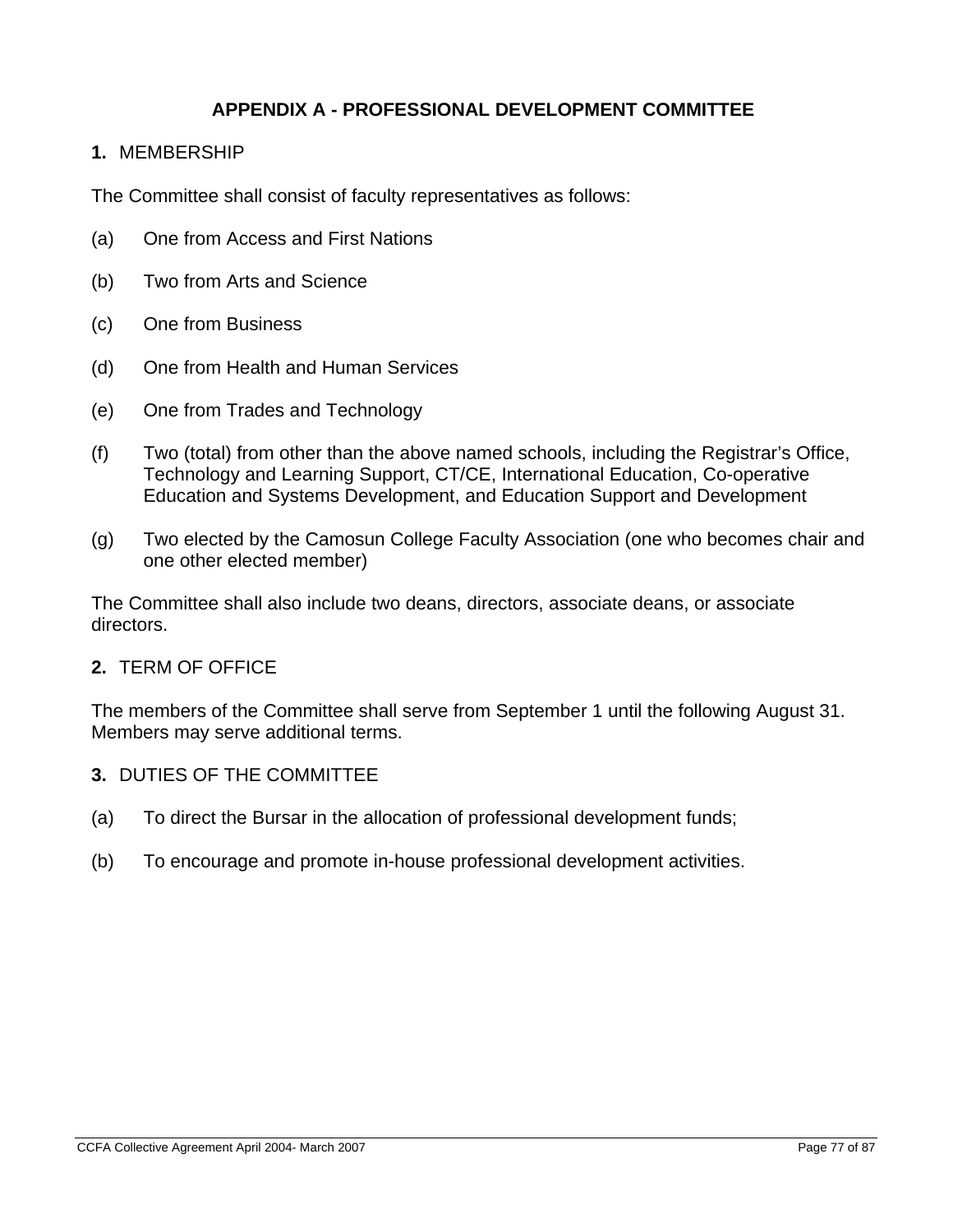## APPENDIX A - PROFESSIONAL DEVELOPMENT COMMITTEE

**1.** MEMBERSHIP

The Committee shall consist of faculty representatives as follows:

(a) One from Access and First Nations

(b) Two from Arts and Science

(c) One from Business

(d) One from Health and Human Services

(e) One from Trades and Technology

(f) Two (total) from other than the above named schools, including the Registrar's Office, Technology and Learning Support, CT/CE, International Education, Co-operative Education and Systems Development, and Education Support and Development

(g) Two elected by the Camosun College Faculty Association (one who becomes chair and one other elected member)

The Committee shall also include two deans, directors, associate deans, or associate directors.

**2.** TERM OF OFFICE

The members of the Committee shall serve from September 1 until the following August 31. Members may serve additional terms.

**3.** DUTIES OF THE COMMITTEE

(a) To direct the Bursar in the allocation of professional development funds;

(b) To encourage and promote in-house professional development activities.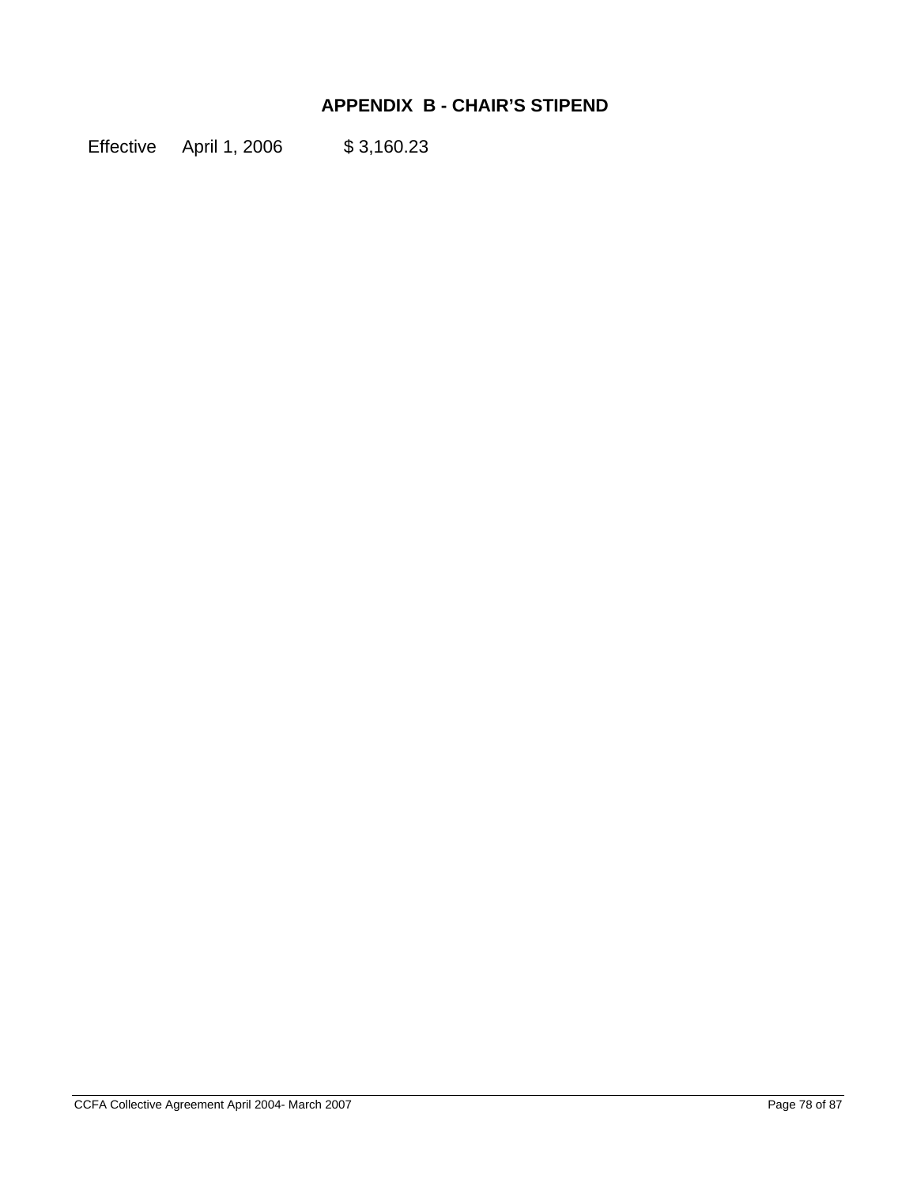# APPENDIX B - CHAIR'S STIPEND

Effective April 1, 2006 $ 3,160.23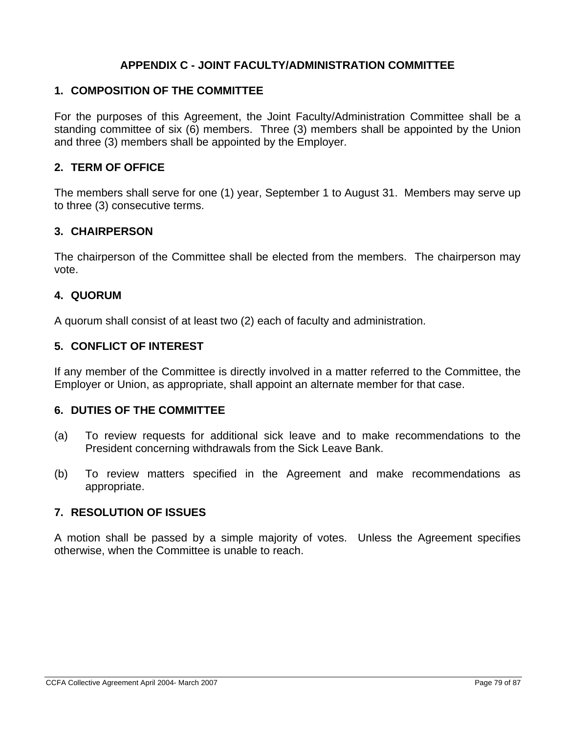# APPENDIX C - JOINT FACULTY/ADMINISTRATION COMMITTEE

## 1. COMPOSITION OF THE COMMITTEE

For the purposes of this Agreement, the Joint Faculty/Administration Committee shall be a standing committee of six (6) members. Three (3) members shall be appointed by the Union and three (3) members shall be appointed by the Employer.

## 2. TERM OF OFFICE

The members shall serve for one (1) year, September 1 to August 31. Members may serve up to three (3) consecutive terms.

## 3. CHAIRPERSON

The chairperson of the Committee shall be elected from the members. The chairperson may vote.

## 4. QUORUM

A quorum shall consist of at least two (2) each of faculty and administration.

## 5. CONFLICT OF INTEREST

If any member of the Committee is directly involved in a matter referred to the Committee, the Employer or Union, as appropriate, shall appoint an alternate member for that case.

## 6. DUTIES OF THE COMMITTEE

(a) To review requests for additional sick leave and to make recommendations to the President concerning withdrawals from the Sick Leave Bank.

(b) To review matters specified in the Agreement and make recommendations as appropriate.

## 7. RESOLUTION OF ISSUES

A motion shall be passed by a simple majority of votes. Unless the Agreement specifies otherwise, when the Committee is unable to reach.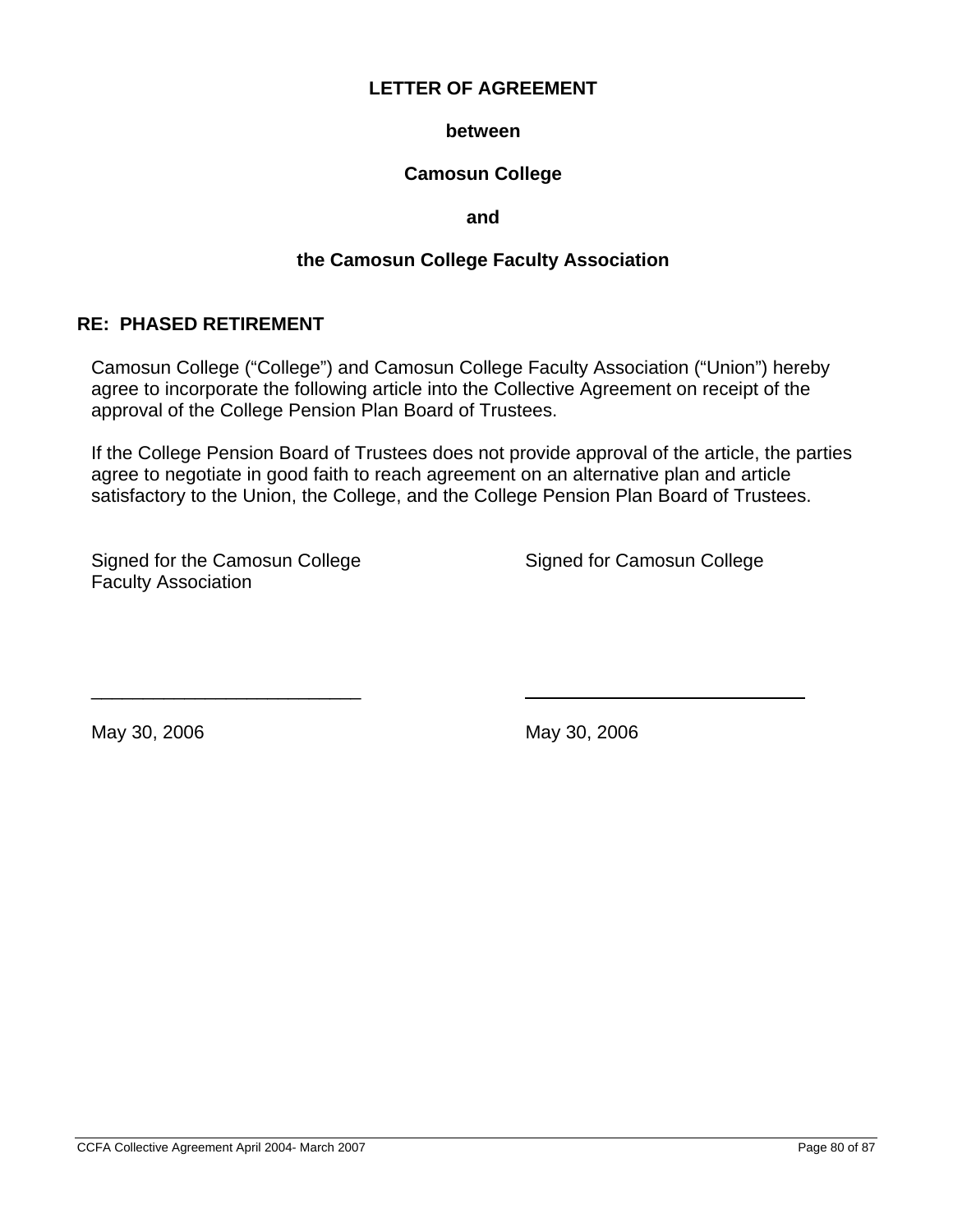**LETTER OF AGREEMENT**

**between**

**Camosun College**

**and**

**the Camosun College Faculty Association**

**RE: PHASED RETIREMENT**

Camosun College ("College") and Camosun College Faculty Association ("Union") hereby agree to incorporate the following article into the Collective Agreement on receipt of the approval of the College Pension Plan Board of Trustees.

If the College Pension Board of Trustees does not provide approval of the article, the parties agree to negotiate in good faith to reach agreement on an alternative plan and article satisfactory to the Union, the College, and the College Pension Plan Board of Trustees.

Signed for the Camosun College Faculty Association

___________________________

May 30, 2006

Signed for Camosun College

___________________________

May 30, 2006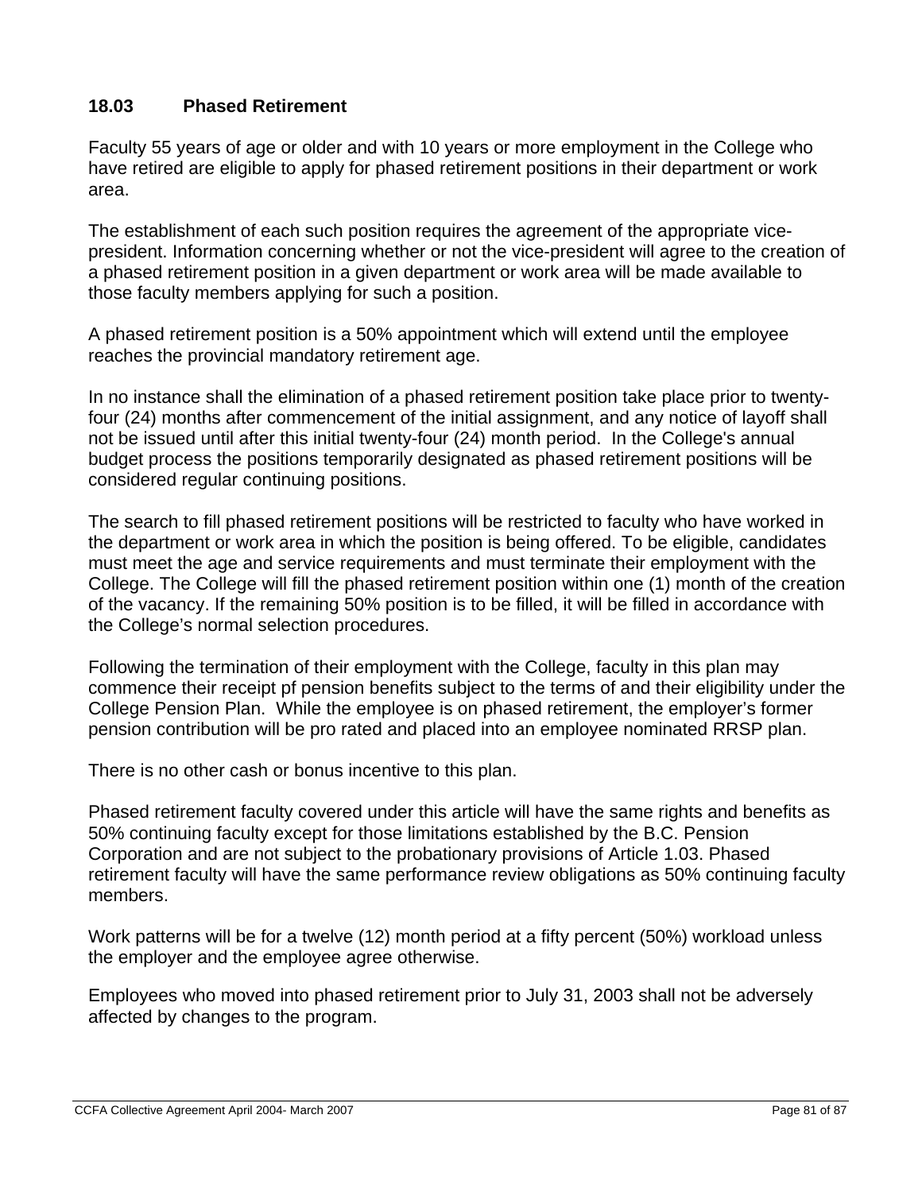### 18.03 Phased Retirement

Faculty 55 years of age or older and with 10 years or more employment in the College who have retired are eligible to apply for phased retirement positions in their department or work area.

The establishment of each such position requires the agreement of the appropriate vice-president. Information concerning whether or not the vice-president will agree to the creation of a phased retirement position in a given department or work area will be made available to those faculty members applying for such a position.

A phased retirement position is a 50% appointment which will extend until the employee reaches the provincial mandatory retirement age.

In no instance shall the elimination of a phased retirement position take place prior to twenty-four (24) months after commencement of the initial assignment, and any notice of layoff shall not be issued until after this initial twenty-four (24) month period. In the College's annual budget process the positions temporarily designated as phased retirement positions will be considered regular continuing positions.

The search to fill phased retirement positions will be restricted to faculty who have worked in the department or work area in which the position is being offered. To be eligible, candidates must meet the age and service requirements and must terminate their employment with the College. The College will fill the phased retirement position within one (1) month of the creation of the vacancy. If the remaining 50% position is to be filled, it will be filled in accordance with the College's normal selection procedures.

Following the termination of their employment with the College, faculty in this plan may commence their receipt pf pension benefits subject to the terms of and their eligibility under the College Pension Plan. While the employee is on phased retirement, the employer's former pension contribution will be pro rated and placed into an employee nominated RRSP plan.

There is no other cash or bonus incentive to this plan.

Phased retirement faculty covered under this article will have the same rights and benefits as 50% continuing faculty except for those limitations established by the B.C. Pension Corporation and are not subject to the probationary provisions of Article 1.03. Phased retirement faculty will have the same performance review obligations as 50% continuing faculty members.

Work patterns will be for a twelve (12) month period at a fifty percent (50%) workload unless the employer and the employee agree otherwise.

Employees who moved into phased retirement prior to July 31, 2003 shall not be adversely affected by changes to the program.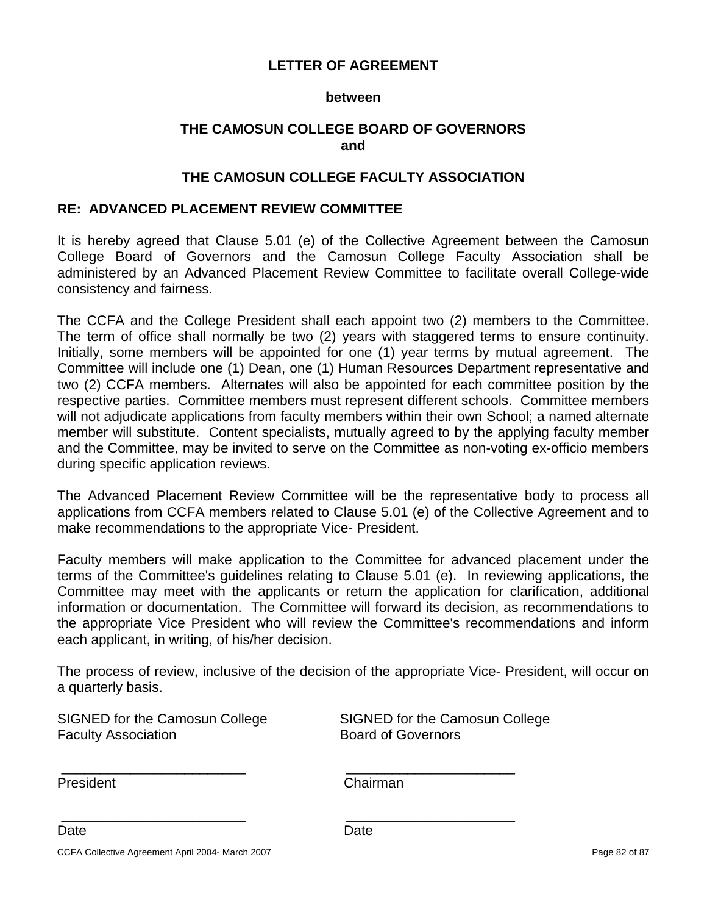**LETTER OF AGREEMENT**

**between**

**THE CAMOSUN COLLEGE BOARD OF GOVERNORS**
**and**

**THE CAMOSUN COLLEGE FACULTY ASSOCIATION**

**RE: ADVANCED PLACEMENT REVIEW COMMITTEE**

It is hereby agreed that Clause 5.01 (e) of the Collective Agreement between the Camosun College Board of Governors and the Camosun College Faculty Association shall be administered by an Advanced Placement Review Committee to facilitate overall College-wide consistency and fairness.

The CCFA and the College President shall each appoint two (2) members to the Committee. The term of office shall normally be two (2) years with staggered terms to ensure continuity. Initially, some members will be appointed for one (1) year terms by mutual agreement. The Committee will include one (1) Dean, one (1) Human Resources Department representative and two (2) CCFA members. Alternates will also be appointed for each committee position by the respective parties. Committee members must represent different schools. Committee members will not adjudicate applications from faculty members within their own School; a named alternate member will substitute. Content specialists, mutually agreed to by the applying faculty member and the Committee, may be invited to serve on the Committee as non-voting ex-officio members during specific application reviews.

The Advanced Placement Review Committee will be the representative body to process all applications from CCFA members related to Clause 5.01 (e) of the Collective Agreement and to make recommendations to the appropriate Vice- President.

Faculty members will make application to the Committee for advanced placement under the terms of the Committee's guidelines relating to Clause 5.01 (e). In reviewing applications, the Committee may meet with the applicants or return the application for clarification, additional information or documentation. The Committee will forward its decision, as recommendations to the appropriate Vice President who will review the Committee's recommendations and inform each applicant, in writing, of his/her decision.

The process of review, inclusive of the decision of the appropriate Vice- President, will occur on a quarterly basis.

| SIGNED for the Camosun College Faculty Association | SIGNED for the Camosun College Board of Governors |
|---|---|
| _________________________ | _________________________ |
| President | Chairman |
| _________________________ | _________________________ |
| Date | Date |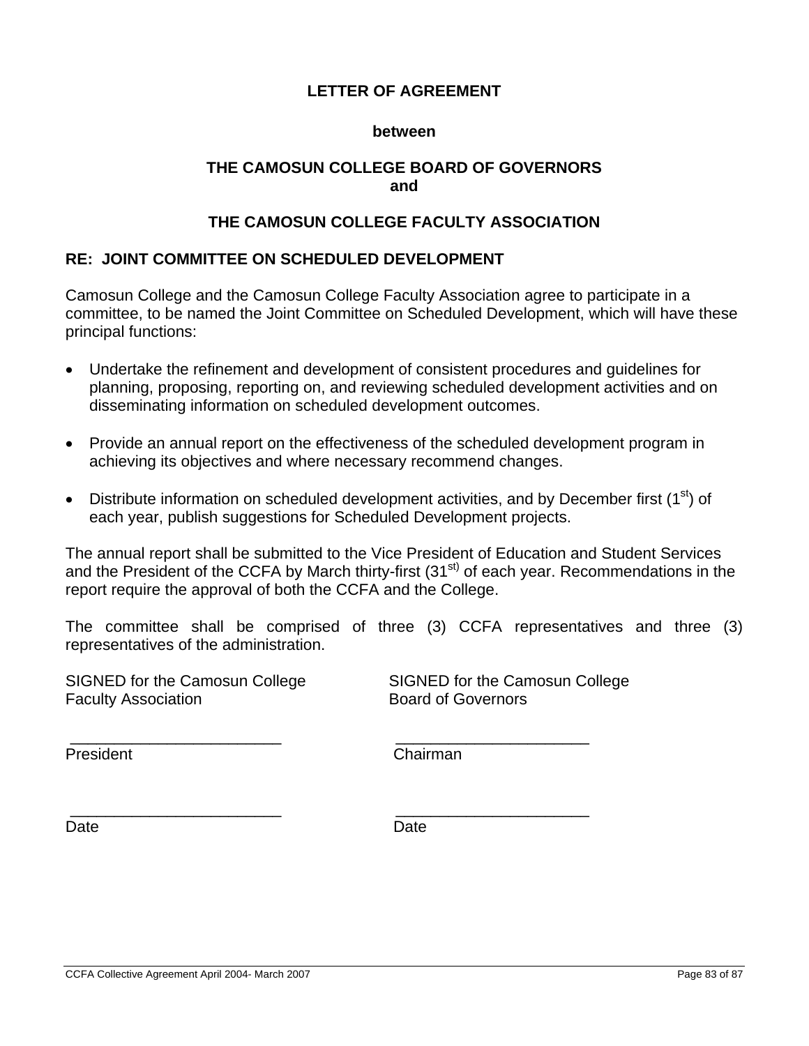**LETTER OF AGREEMENT**

**between**

**THE CAMOSUN COLLEGE BOARD OF GOVERNORS**
**and**

**THE CAMOSUN COLLEGE FACULTY ASSOCIATION**

**RE: JOINT COMMITTEE ON SCHEDULED DEVELOPMENT**

Camosun College and the Camosun College Faculty Association agree to participate in a committee, to be named the Joint Committee on Scheduled Development, which will have these principal functions:

- Undertake the refinement and development of consistent procedures and guidelines for planning, proposing, reporting on, and reviewing scheduled development activities and on disseminating information on scheduled development outcomes.

- Provide an annual report on the effectiveness of the scheduled development program in achieving its objectives and where necessary recommend changes.

- Distribute information on scheduled development activities, and by December first (1st) of each year, publish suggestions for Scheduled Development projects.

The annual report shall be submitted to the Vice President of Education and Student Services and the President of the CCFA by March thirty-first (31st) of each year. Recommendations in the report require the approval of both the CCFA and the College.

The committee shall be comprised of three (3) CCFA representatives and three (3) representatives of the administration.

| SIGNED for the Camosun College Faculty Association | SIGNED for the Camosun College Board of Governors |
|---|---|
| ________________________ | ______________________ |
| President | Chairman |
| ________________________ | ______________________ |
| Date | Date |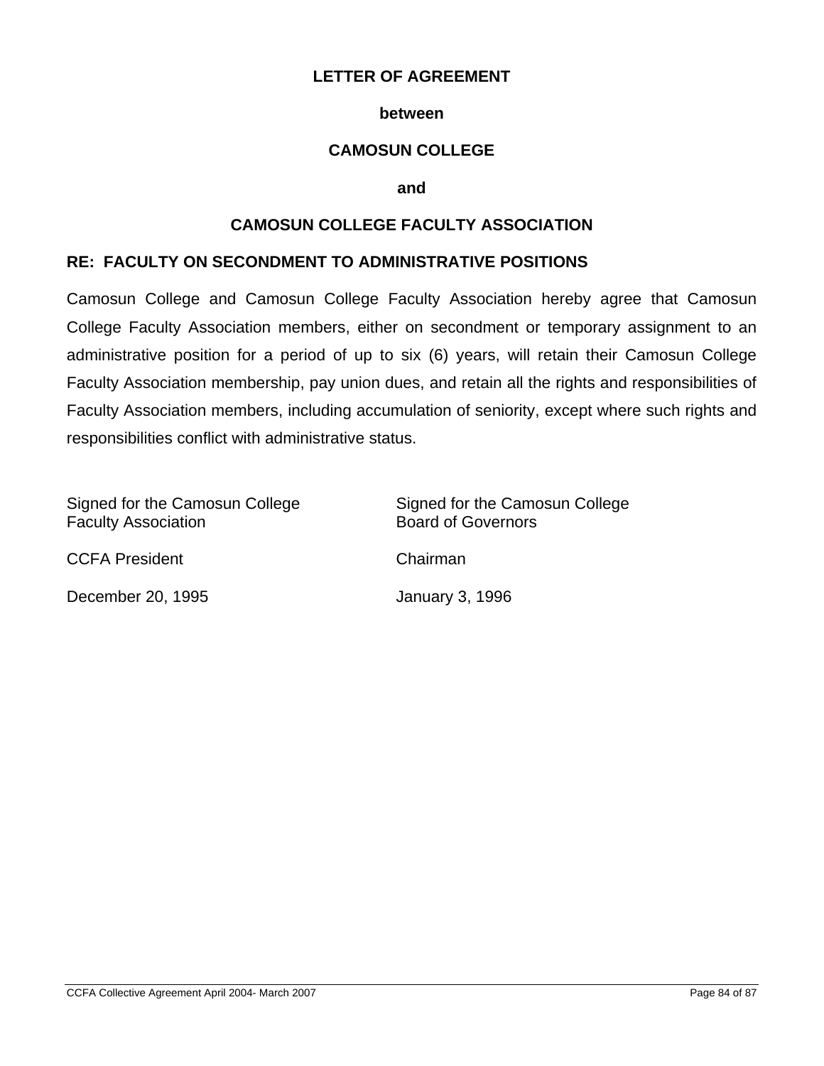**LETTER OF AGREEMENT**

**between**

**CAMOSUN COLLEGE**

**and**

**CAMOSUN COLLEGE FACULTY ASSOCIATION**

**RE: FACULTY ON SECONDMENT TO ADMINISTRATIVE POSITIONS**

Camosun College and Camosun College Faculty Association hereby agree that Camosun College Faculty Association members, either on secondment or temporary assignment to an administrative position for a period of up to six (6) years, will retain their Camosun College Faculty Association membership, pay union dues, and retain all the rights and responsibilities of Faculty Association members, including accumulation of seniority, except where such rights and responsibilities conflict with administrative status.

| Signed for the Camosun College Faculty Association | Signed for the Camosun College Board of Governors |
|---|---|
| CCFA President | Chairman |
| December 20, 1995 | January 3, 1996 |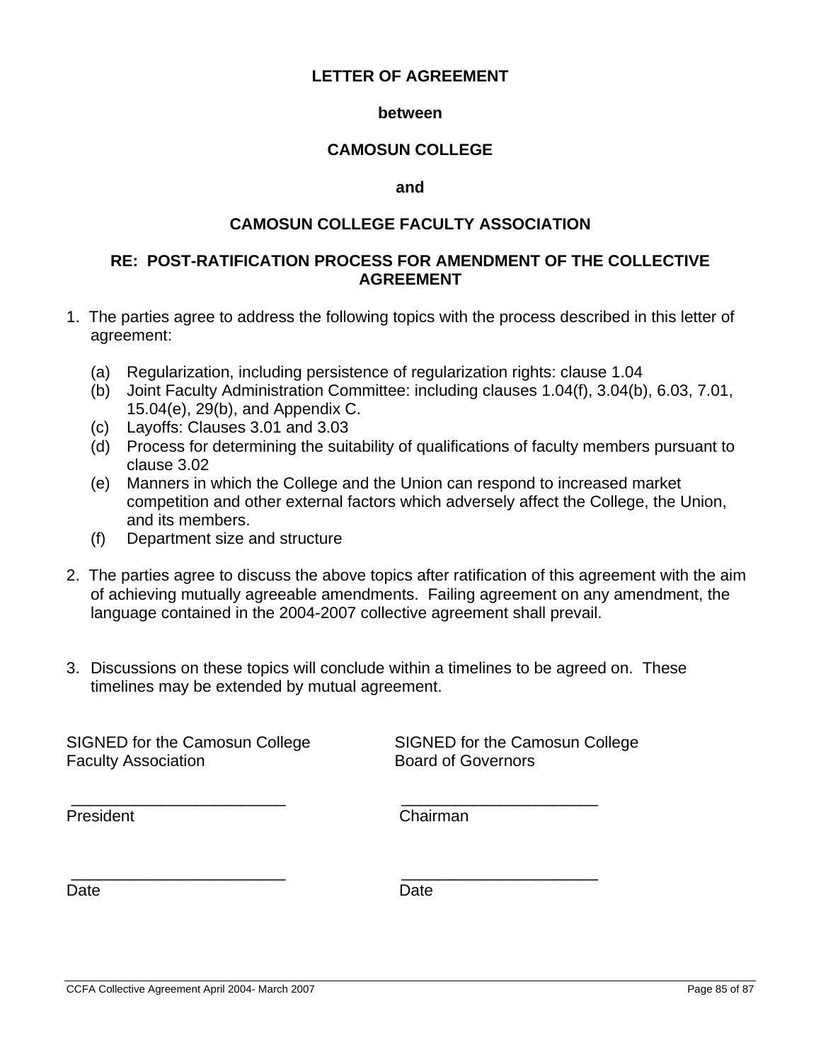# LETTER OF AGREEMENT

**between**

**CAMOSUN COLLEGE**

**and**

**CAMOSUN COLLEGE FACULTY ASSOCIATION**

**RE: POST-RATIFICATION PROCESS FOR AMENDMENT OF THE COLLECTIVE AGREEMENT**

1. The parties agree to address the following topics with the process described in this letter of agreement:

   (a) Regularization, including persistence of regularization rights: clause 1.04
   (b) Joint Faculty Administration Committee: including clauses 1.04(f), 3.04(b), 6.03, 7.01, 15.04(e), 29(b), and Appendix C.
   (c) Layoffs: Clauses 3.01 and 3.03
   (d) Process for determining the suitability of qualifications of faculty members pursuant to clause 3.02
   (e) Manners in which the College and the Union can respond to increased market competition and other external factors which adversely affect the College, the Union, and its members.
   (f) Department size and structure

2. The parties agree to discuss the above topics after ratification of this agreement with the aim of achieving mutually agreeable amendments. Failing agreement on any amendment, the language contained in the 2004-2007 collective agreement shall prevail.

3. Discussions on these topics will conclude within a timelines to be agreed on. These timelines may be extended by mutual agreement.

| SIGNED for the Camosun College Faculty Association | SIGNED for the Camosun College Board of Governors |
| --- | --- |
| ________________________ | ________________________ |
| President | Chairman |
| ________________________ | ________________________ |
| Date | Date |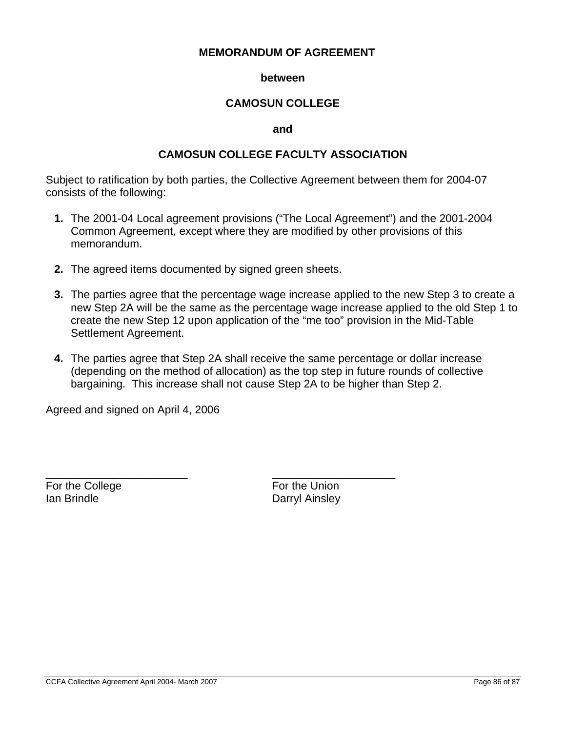**MEMORANDUM OF AGREEMENT**

**between**

**CAMOSUN COLLEGE**

**and**

**CAMOSUN COLLEGE FACULTY ASSOCIATION**

Subject to ratification by both parties, the Collective Agreement between them for 2004-07 consists of the following:

1. The 2001-04 Local agreement provisions ("The Local Agreement") and the 2001-2004 Common Agreement, except where they are modified by other provisions of this memorandum.

2. The agreed items documented by signed green sheets.

3. The parties agree that the percentage wage increase applied to the new Step 3 to create a new Step 2A will be the same as the percentage wage increase applied to the old Step 1 to create the new Step 12 upon application of the "me too" provision in the Mid-Table Settlement Agreement.

4. The parties agree that Step 2A shall receive the same percentage or dollar increase (depending on the method of allocation) as the top step in future rounds of collective bargaining. This increase shall not cause Step 2A to be higher than Step 2.

Agreed and signed on April 4, 2006

| \_\_\_\_\_\_\_\_\_\_\_\_\_\_\_\_\_\_\_\_\_\_\_ | \_\_\_\_\_\_\_\_\_\_\_\_\_\_\_\_\_\_\_\_ |
|---|---|
| For the College | For the Union |
| Ian Brindle | Darryl Ainsley |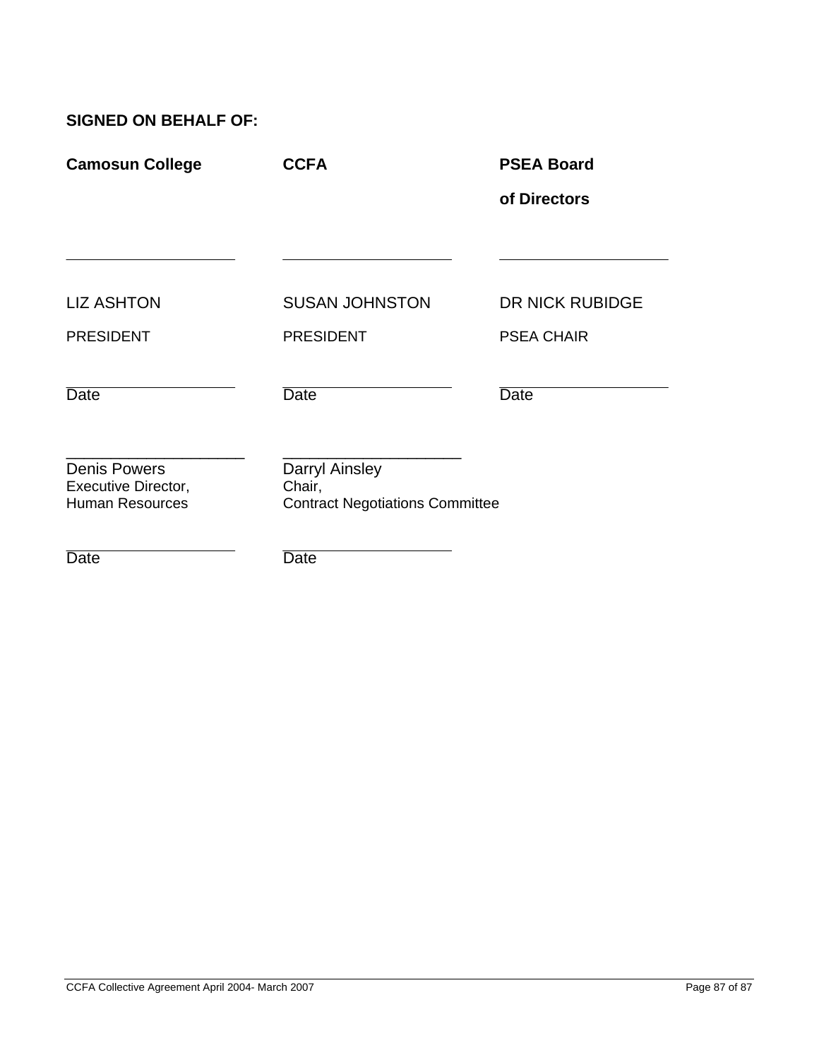**SIGNED ON BEHALF OF:**

| **Camosun College** | **CCFA** | **PSEA Board of Directors** |
|---|---|---|
| \_\_\_\_\_\_\_\_\_\_\_\_\_\_\_\_\_\_\_\_ | \_\_\_\_\_\_\_\_\_\_\_\_\_\_\_\_\_\_\_\_ | \_\_\_\_\_\_\_\_\_\_\_\_\_\_\_\_\_\_\_\_ |
| LIZ ASHTON | SUSAN JOHNSTON | DR NICK RUBIDGE |
| PRESIDENT | PRESIDENT | PSEA CHAIR |
| \_\_\_\_\_\_\_\_\_\_\_\_\_\_\_\_\_\_\_\_ | \_\_\_\_\_\_\_\_\_\_\_\_\_\_\_\_\_\_\_\_ | \_\_\_\_\_\_\_\_\_\_\_\_\_\_\_\_\_\_\_\_ |
| Date | Date | Date |
| \_\_\_\_\_\_\_\_\_\_\_\_\_\_\_\_\_\_\_\_ | \_\_\_\_\_\_\_\_\_\_\_\_\_\_\_\_\_\_\_\_ | |
| Denis Powers<br>Executive Director,<br>Human Resources | Darryl Ainsley<br>Chair,<br>Contract Negotiations Committee | |
| \_\_\_\_\_\_\_\_\_\_\_\_\_\_\_\_\_\_\_\_ | \_\_\_\_\_\_\_\_\_\_\_\_\_\_\_\_\_\_\_\_ | |
| Date | Date | |